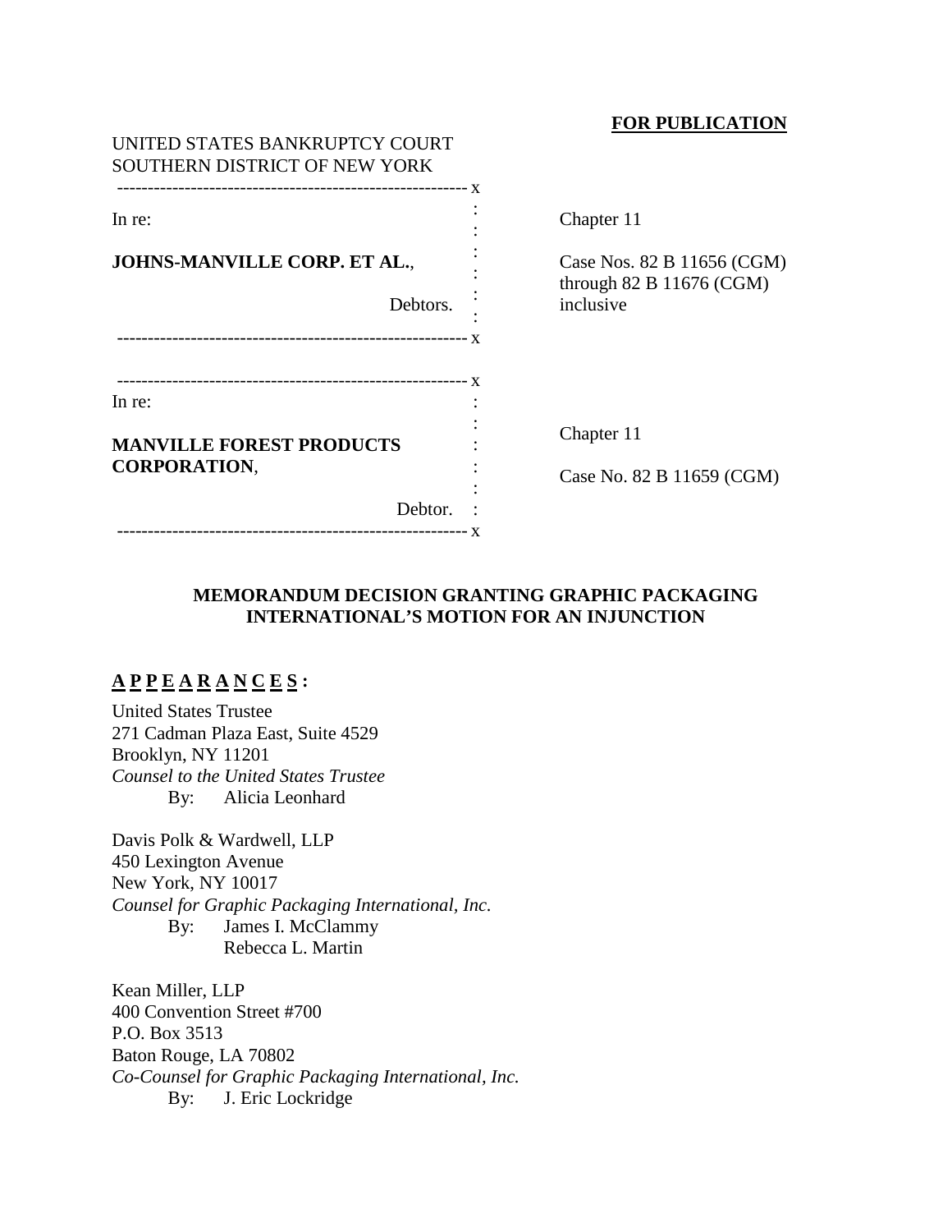**FOR PUBLICATION**

UNITED STATES BANKRUPTCY COURT
SOUTHERN DISTRICT OF NEW YORK

| | |
|---|---|
| In re:<br><br>**JOHNS-MANVILLE CORP. ET AL.**,<br><br>Debtors. | Chapter 11<br><br>Case Nos. 82 B 11656 (CGM) through 82 B 11676 (CGM) inclusive |

| | |
|---|---|
| In re:<br><br>**MANVILLE FOREST PRODUCTS CORPORATION**,<br><br>Debtor. | Chapter 11<br><br>Case No. 82 B 11659 (CGM) |

**MEMORANDUM DECISION GRANTING GRAPHIC PACKAGING INTERNATIONAL'S MOTION FOR AN INJUNCTION**

**APPEARANCES:**

United States Trustee
271 Cadman Plaza East, Suite 4529
Brooklyn, NY 11201
*Counsel to the United States Trustee*
By: Alicia Leonhard

Davis Polk & Wardwell, LLP
450 Lexington Avenue
New York, NY 10017
*Counsel for Graphic Packaging International, Inc.*
By: James I. McClammy
Rebecca L. Martin

Kean Miller, LLP
400 Convention Street #700
P.O. Box 3513
Baton Rouge, LA 70802
*Co-Counsel for Graphic Packaging International, Inc.*
By: J. Eric Lockridge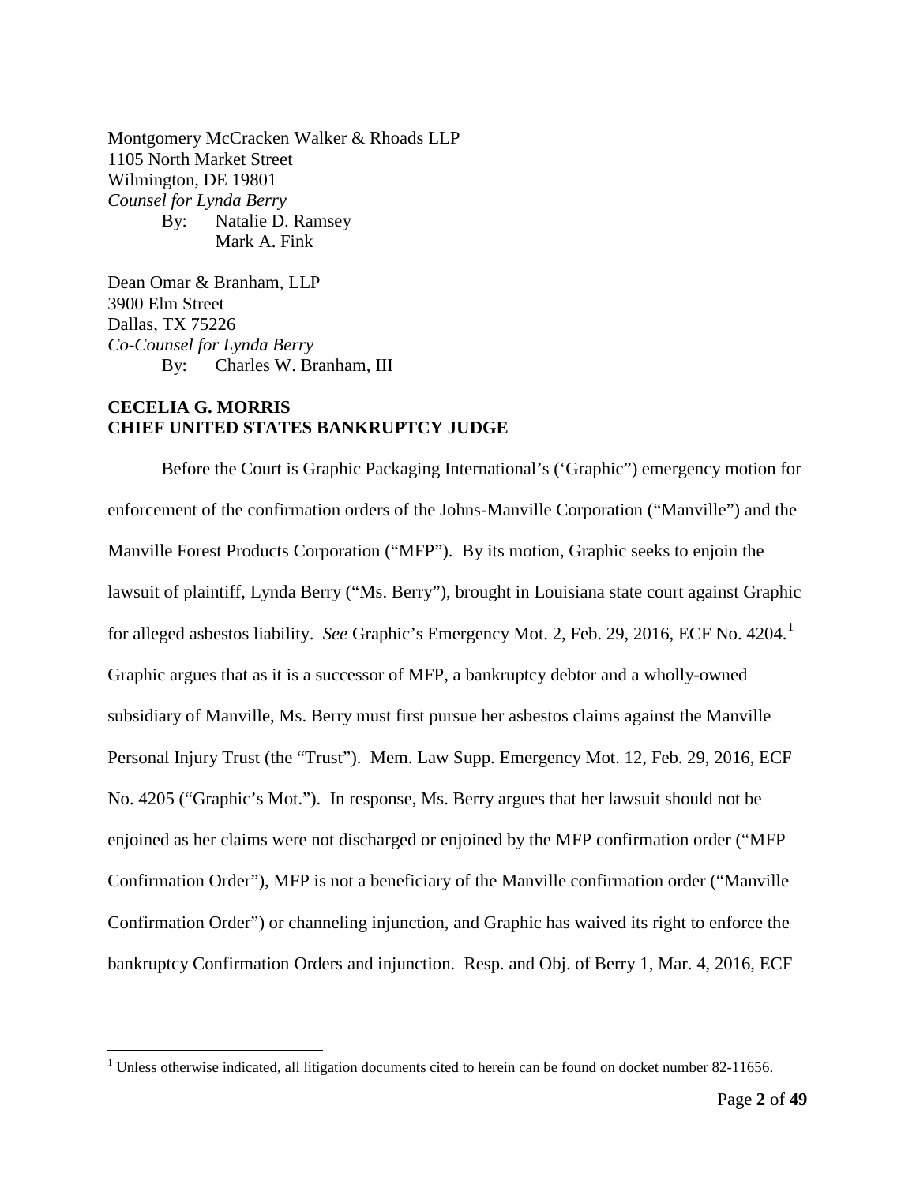Montgomery McCracken Walker & Rhoads LLP
1105 North Market Street
Wilmington, DE 19801
*Counsel for Lynda Berry*
By: Natalie D. Ramsey
Mark A. Fink

Dean Omar & Branham, LLP
3900 Elm Street
Dallas, TX 75226
*Co-Counsel for Lynda Berry*
By: Charles W. Branham, III

**CECELIA G. MORRIS**
**CHIEF UNITED STATES BANKRUPTCY JUDGE**

Before the Court is Graphic Packaging International's ('Graphic") emergency motion for enforcement of the confirmation orders of the Johns-Manville Corporation ("Manville") and the Manville Forest Products Corporation ("MFP"). By its motion, Graphic seeks to enjoin the lawsuit of plaintiff, Lynda Berry ("Ms. Berry"), brought in Louisiana state court against Graphic for alleged asbestos liability. *See* Graphic's Emergency Mot. 2, Feb. 29, 2016, ECF No. 4204.[1] Graphic argues that as it is a successor of MFP, a bankruptcy debtor and a wholly-owned subsidiary of Manville, Ms. Berry must first pursue her asbestos claims against the Manville Personal Injury Trust (the "Trust"). Mem. Law Supp. Emergency Mot. 12, Feb. 29, 2016, ECF No. 4205 ("Graphic's Mot."). In response, Ms. Berry argues that her lawsuit should not be enjoined as her claims were not discharged or enjoined by the MFP confirmation order ("MFP Confirmation Order"), MFP is not a beneficiary of the Manville confirmation order ("Manville Confirmation Order") or channeling injunction, and Graphic has waived its right to enforce the bankruptcy Confirmation Orders and injunction. Resp. and Obj. of Berry 1, Mar. 4, 2016, ECF

[1] Unless otherwise indicated, all litigation documents cited to herein can be found on docket number 82-11656.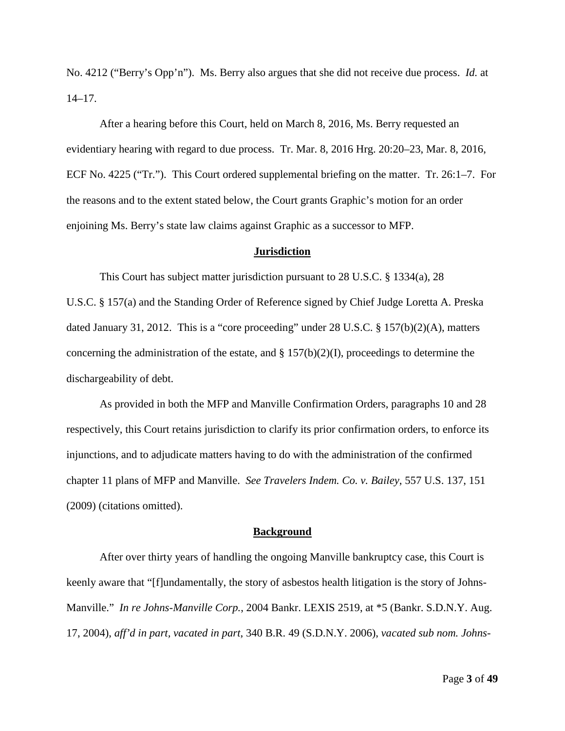No. 4212 ("Berry's Opp'n"). Ms. Berry also argues that she did not receive due process. *Id.* at 14–17.

After a hearing before this Court, held on March 8, 2016, Ms. Berry requested an evidentiary hearing with regard to due process. Tr. Mar. 8, 2016 Hrg. 20:20–23, Mar. 8, 2016, ECF No. 4225 ("Tr."). This Court ordered supplemental briefing on the matter. Tr. 26:1–7. For the reasons and to the extent stated below, the Court grants Graphic's motion for an order enjoining Ms. Berry's state law claims against Graphic as a successor to MFP.

**Jurisdiction**

This Court has subject matter jurisdiction pursuant to 28 U.S.C. § 1334(a), 28 U.S.C. § 157(a) and the Standing Order of Reference signed by Chief Judge Loretta A. Preska dated January 31, 2012. This is a "core proceeding" under 28 U.S.C. § 157(b)(2)(A), matters concerning the administration of the estate, and § 157(b)(2)(I), proceedings to determine the dischargeability of debt.

As provided in both the MFP and Manville Confirmation Orders, paragraphs 10 and 28 respectively, this Court retains jurisdiction to clarify its prior confirmation orders, to enforce its injunctions, and to adjudicate matters having to do with the administration of the confirmed chapter 11 plans of MFP and Manville. *See Travelers Indem. Co. v. Bailey*, 557 U.S. 137, 151 (2009) (citations omitted).

**Background**

After over thirty years of handling the ongoing Manville bankruptcy case, this Court is keenly aware that "[f]undamentally, the story of asbestos health litigation is the story of Johns-Manville." *In re Johns-Manville Corp.*, 2004 Bankr. LEXIS 2519, at *5 (Bankr. S.D.N.Y. Aug. 17, 2004), *aff'd in part, vacated in part*, 340 B.R. 49 (S.D.N.Y. 2006), *vacated sub nom. Johns-*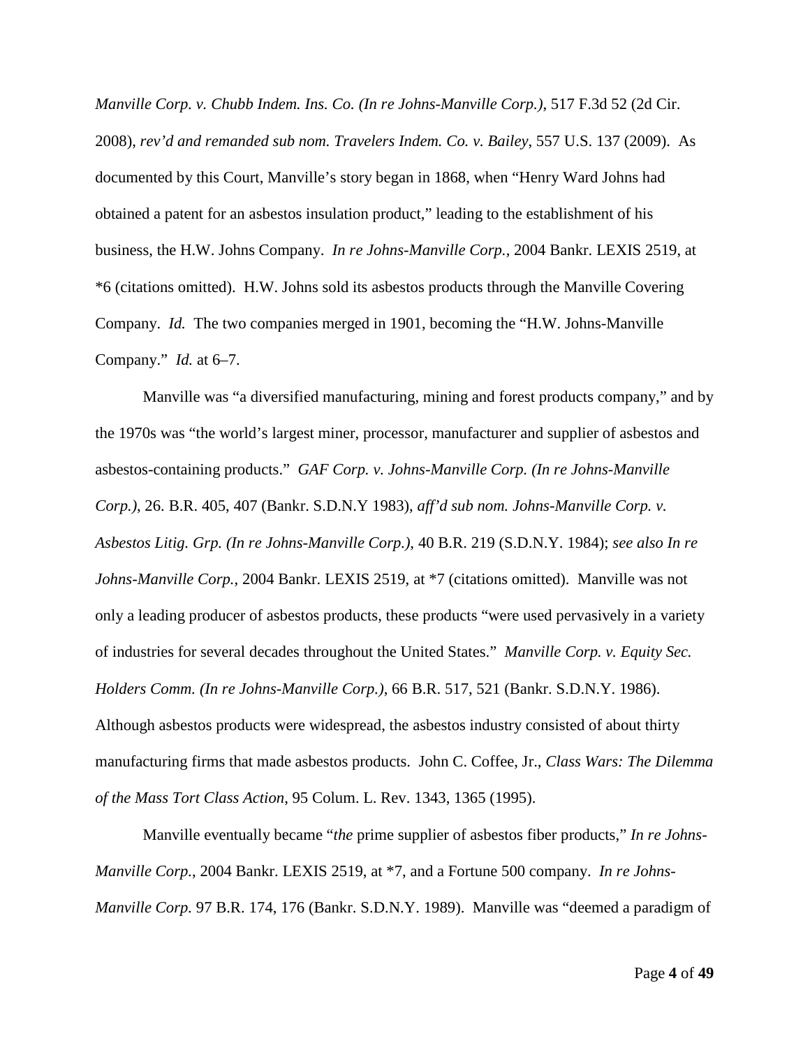*Manville Corp. v. Chubb Indem. Ins. Co. (In re Johns-Manville Corp.)*, 517 F.3d 52 (2d Cir. 2008), *rev'd and remanded sub nom. Travelers Indem. Co. v. Bailey*, 557 U.S. 137 (2009). As documented by this Court, Manville's story began in 1868, when "Henry Ward Johns had obtained a patent for an asbestos insulation product," leading to the establishment of his business, the H.W. Johns Company. *In re Johns-Manville Corp.*, 2004 Bankr. LEXIS 2519, at *6 (citations omitted). H.W. Johns sold its asbestos products through the Manville Covering Company. *Id.* The two companies merged in 1901, becoming the "H.W. Johns-Manville Company." *Id.* at 6–7.

Manville was "a diversified manufacturing, mining and forest products company," and by the 1970s was "the world's largest miner, processor, manufacturer and supplier of asbestos and asbestos-containing products." *GAF Corp. v. Johns-Manville Corp. (In re Johns-Manville Corp.)*, 26. B.R. 405, 407 (Bankr. S.D.N.Y 1983), *aff'd sub nom. Johns-Manville Corp. v. Asbestos Litig. Grp. (In re Johns-Manville Corp.)*, 40 B.R. 219 (S.D.N.Y. 1984); *see also In re Johns-Manville Corp.*, 2004 Bankr. LEXIS 2519, at *7 (citations omitted). Manville was not only a leading producer of asbestos products, these products "were used pervasively in a variety of industries for several decades throughout the United States." *Manville Corp. v. Equity Sec. Holders Comm. (In re Johns-Manville Corp.)*, 66 B.R. 517, 521 (Bankr. S.D.N.Y. 1986). Although asbestos products were widespread, the asbestos industry consisted of about thirty manufacturing firms that made asbestos products. John C. Coffee, Jr., *Class Wars: The Dilemma of the Mass Tort Class Action*, 95 Colum. L. Rev. 1343, 1365 (1995).

Manville eventually became "*the* prime supplier of asbestos fiber products," *In re Johns-Manville Corp.*, 2004 Bankr. LEXIS 2519, at *7, and a Fortune 500 company. *In re Johns-Manville Corp.* 97 B.R. 174, 176 (Bankr. S.D.N.Y. 1989). Manville was "deemed a paradigm of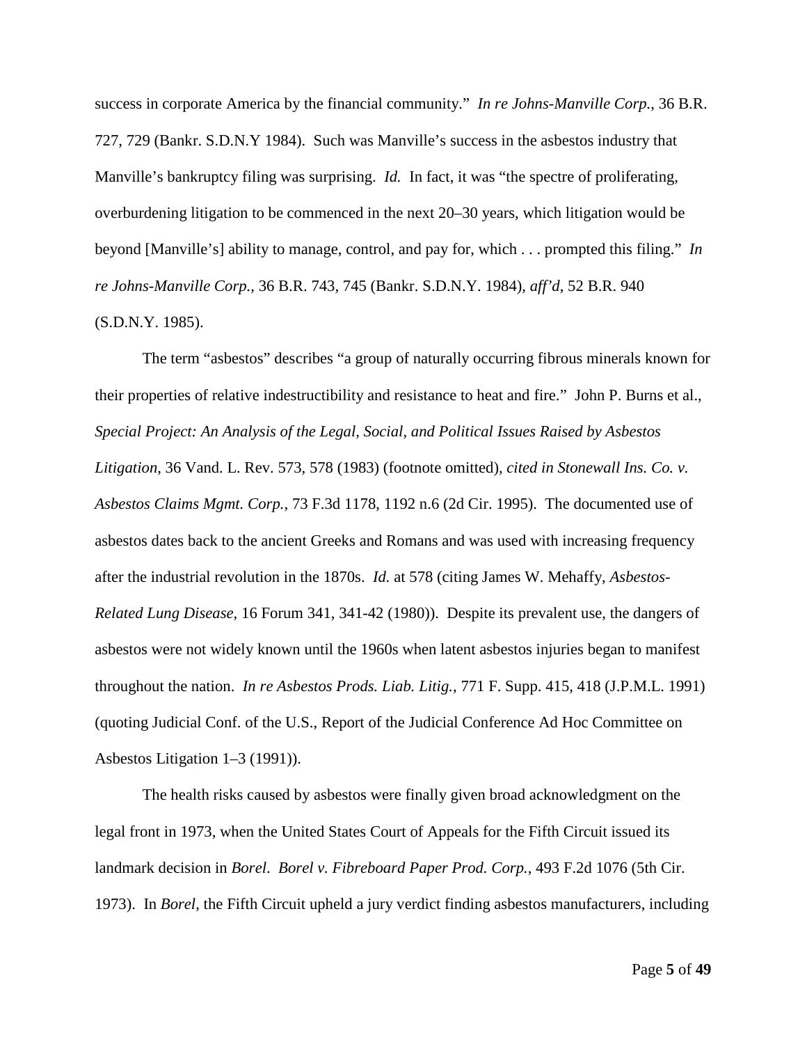success in corporate America by the financial community." *In re Johns-Manville Corp.*, 36 B.R. 727, 729 (Bankr. S.D.N.Y 1984). Such was Manville's success in the asbestos industry that Manville's bankruptcy filing was surprising. *Id.* In fact, it was "the spectre of proliferating, overburdening litigation to be commenced in the next 20–30 years, which litigation would be beyond [Manville's] ability to manage, control, and pay for, which . . . prompted this filing." *In re Johns-Manville Corp.*, 36 B.R. 743, 745 (Bankr. S.D.N.Y. 1984), *aff'd*, 52 B.R. 940 (S.D.N.Y. 1985).

The term "asbestos" describes "a group of naturally occurring fibrous minerals known for their properties of relative indestructibility and resistance to heat and fire." John P. Burns et al., *Special Project: An Analysis of the Legal, Social, and Political Issues Raised by Asbestos Litigation*, 36 Vand. L. Rev. 573, 578 (1983) (footnote omitted), *cited in Stonewall Ins. Co. v. Asbestos Claims Mgmt. Corp.*, 73 F.3d 1178, 1192 n.6 (2d Cir. 1995). The documented use of asbestos dates back to the ancient Greeks and Romans and was used with increasing frequency after the industrial revolution in the 1870s. *Id.* at 578 (citing James W. Mehaffy, *Asbestos-Related Lung Disease*, 16 Forum 341, 341-42 (1980)). Despite its prevalent use, the dangers of asbestos were not widely known until the 1960s when latent asbestos injuries began to manifest throughout the nation. *In re Asbestos Prods. Liab. Litig.*, 771 F. Supp. 415, 418 (J.P.M.L. 1991) (quoting Judicial Conf. of the U.S., Report of the Judicial Conference Ad Hoc Committee on Asbestos Litigation 1–3 (1991)).

The health risks caused by asbestos were finally given broad acknowledgment on the legal front in 1973, when the United States Court of Appeals for the Fifth Circuit issued its landmark decision in *Borel*. *Borel v. Fibreboard Paper Prod. Corp.*, 493 F.2d 1076 (5th Cir. 1973). In *Borel*, the Fifth Circuit upheld a jury verdict finding asbestos manufacturers, including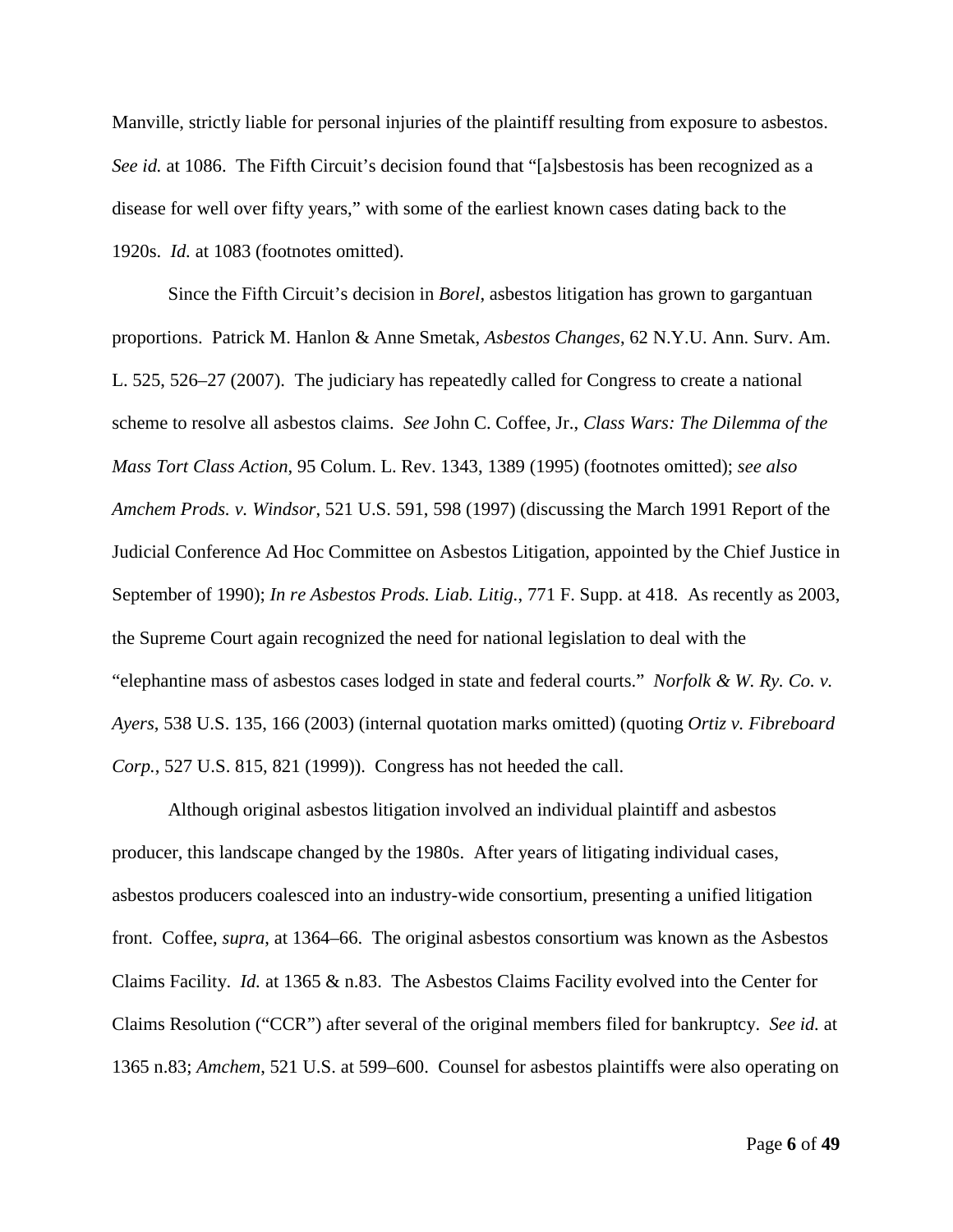Manville, strictly liable for personal injuries of the plaintiff resulting from exposure to asbestos. *See id.* at 1086. The Fifth Circuit's decision found that "[a]sbestosis has been recognized as a disease for well over fifty years," with some of the earliest known cases dating back to the 1920s. *Id.* at 1083 (footnotes omitted).

Since the Fifth Circuit's decision in *Borel*, asbestos litigation has grown to gargantuan proportions. Patrick M. Hanlon & Anne Smetak, *Asbestos Changes*, 62 N.Y.U. Ann. Surv. Am. L. 525, 526–27 (2007). The judiciary has repeatedly called for Congress to create a national scheme to resolve all asbestos claims. *See* John C. Coffee, Jr., *Class Wars: The Dilemma of the Mass Tort Class Action*, 95 Colum. L. Rev. 1343, 1389 (1995) (footnotes omitted); *see also Amchem Prods. v. Windsor*, 521 U.S. 591, 598 (1997) (discussing the March 1991 Report of the Judicial Conference Ad Hoc Committee on Asbestos Litigation, appointed by the Chief Justice in September of 1990); *In re Asbestos Prods. Liab. Litig.*, 771 F. Supp. at 418. As recently as 2003, the Supreme Court again recognized the need for national legislation to deal with the "elephantine mass of asbestos cases lodged in state and federal courts." *Norfolk & W. Ry. Co. v. Ayers*, 538 U.S. 135, 166 (2003) (internal quotation marks omitted) (quoting *Ortiz v. Fibreboard Corp.*, 527 U.S. 815, 821 (1999)). Congress has not heeded the call.

Although original asbestos litigation involved an individual plaintiff and asbestos producer, this landscape changed by the 1980s. After years of litigating individual cases, asbestos producers coalesced into an industry-wide consortium, presenting a unified litigation front. Coffee, *supra*, at 1364–66. The original asbestos consortium was known as the Asbestos Claims Facility. *Id.* at 1365 & n.83. The Asbestos Claims Facility evolved into the Center for Claims Resolution ("CCR") after several of the original members filed for bankruptcy. *See id.* at 1365 n.83; *Amchem*, 521 U.S. at 599–600. Counsel for asbestos plaintiffs were also operating on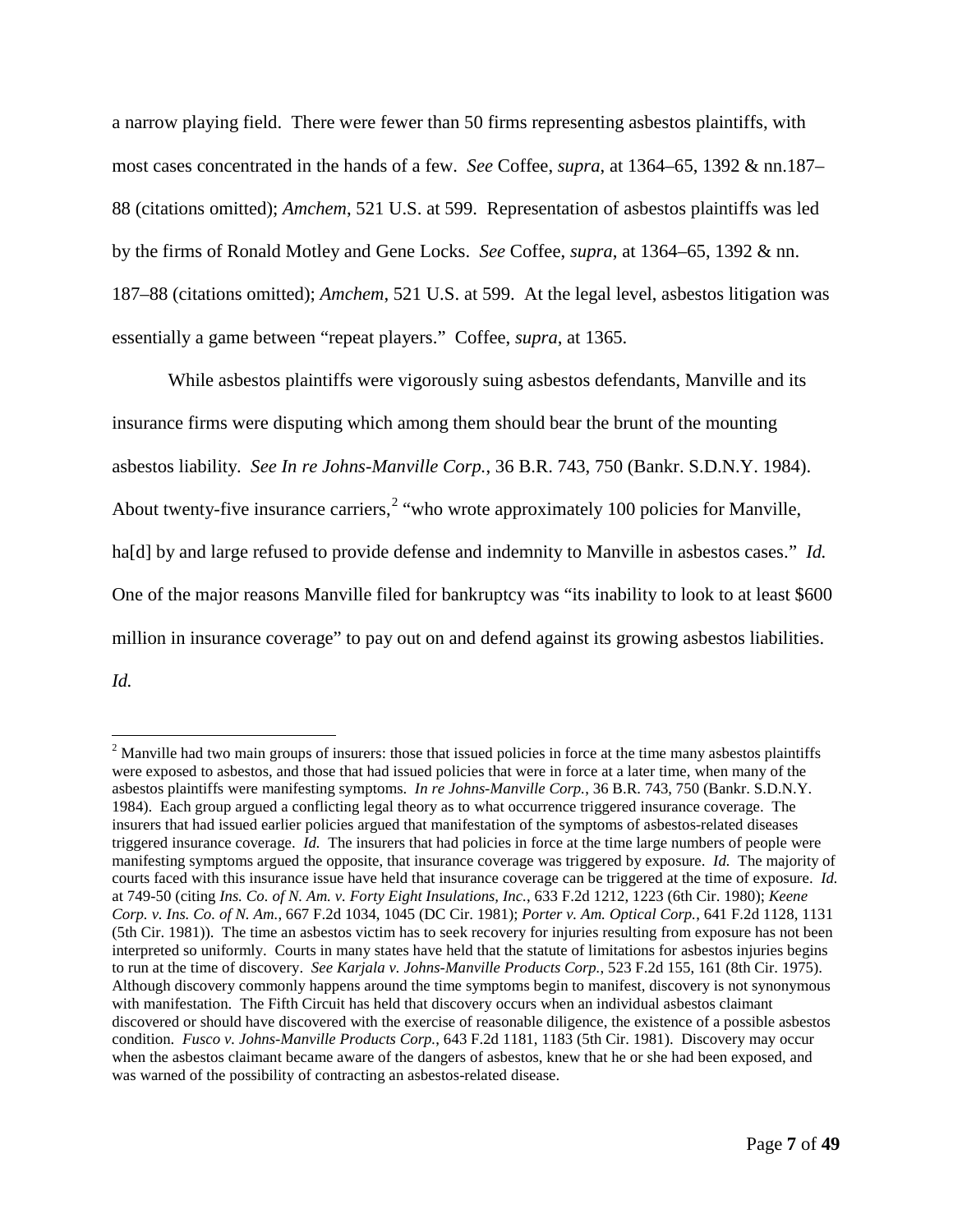a narrow playing field. There were fewer than 50 firms representing asbestos plaintiffs, with most cases concentrated in the hands of a few. *See* Coffee, *supra*, at 1364–65, 1392 & nn.187–88 (citations omitted); *Amchem*, 521 U.S. at 599. Representation of asbestos plaintiffs was led by the firms of Ronald Motley and Gene Locks. *See* Coffee, *supra*, at 1364–65, 1392 & nn. 187–88 (citations omitted); *Amchem*, 521 U.S. at 599. At the legal level, asbestos litigation was essentially a game between "repeat players." Coffee, *supra*, at 1365.

While asbestos plaintiffs were vigorously suing asbestos defendants, Manville and its insurance firms were disputing which among them should bear the brunt of the mounting asbestos liability. *See In re Johns-Manville Corp.*, 36 B.R. 743, 750 (Bankr. S.D.N.Y. 1984). About twenty-five insurance carriers,[2] "who wrote approximately 100 policies for Manville, ha[d] by and large refused to provide defense and indemnity to Manville in asbestos cases." *Id.* One of the major reasons Manville filed for bankruptcy was "its inability to look to at least $600 million in insurance coverage" to pay out on and defend against its growing asbestos liabilities. *Id.*

---

[2] Manville had two main groups of insurers: those that issued policies in force at the time many asbestos plaintiffs were exposed to asbestos, and those that had issued policies that were in force at a later time, when many of the asbestos plaintiffs were manifesting symptoms. *In re Johns-Manville Corp.*, 36 B.R. 743, 750 (Bankr. S.D.N.Y. 1984). Each group argued a conflicting legal theory as to what occurrence triggered insurance coverage. The insurers that had issued earlier policies argued that manifestation of the symptoms of asbestos-related diseases triggered insurance coverage. *Id.* The insurers that had policies in force at the time large numbers of people were manifesting symptoms argued the opposite, that insurance coverage was triggered by exposure. *Id.* The majority of courts faced with this insurance issue have held that insurance coverage can be triggered at the time of exposure. *Id.* at 749-50 (citing *Ins. Co. of N. Am. v. Forty Eight Insulations, Inc.*, 633 F.2d 1212, 1223 (6th Cir. 1980); *Keene Corp. v. Ins. Co. of N. Am.*, 667 F.2d 1034, 1045 (DC Cir. 1981); *Porter v. Am. Optical Corp.*, 641 F.2d 1128, 1131 (5th Cir. 1981)). The time an asbestos victim has to seek recovery for injuries resulting from exposure has not been interpreted so uniformly. Courts in many states have held that the statute of limitations for asbestos injuries begins to run at the time of discovery. *See Karjala v. Johns-Manville Products Corp.*, 523 F.2d 155, 161 (8th Cir. 1975). Although discovery commonly happens around the time symptoms begin to manifest, discovery is not synonymous with manifestation. The Fifth Circuit has held that discovery occurs when an individual asbestos claimant discovered or should have discovered with the exercise of reasonable diligence, the existence of a possible asbestos condition. *Fusco v. Johns-Manville Products Corp.*, 643 F.2d 1181, 1183 (5th Cir. 1981). Discovery may occur when the asbestos claimant became aware of the dangers of asbestos, knew that he or she had been exposed, and was warned of the possibility of contracting an asbestos-related disease.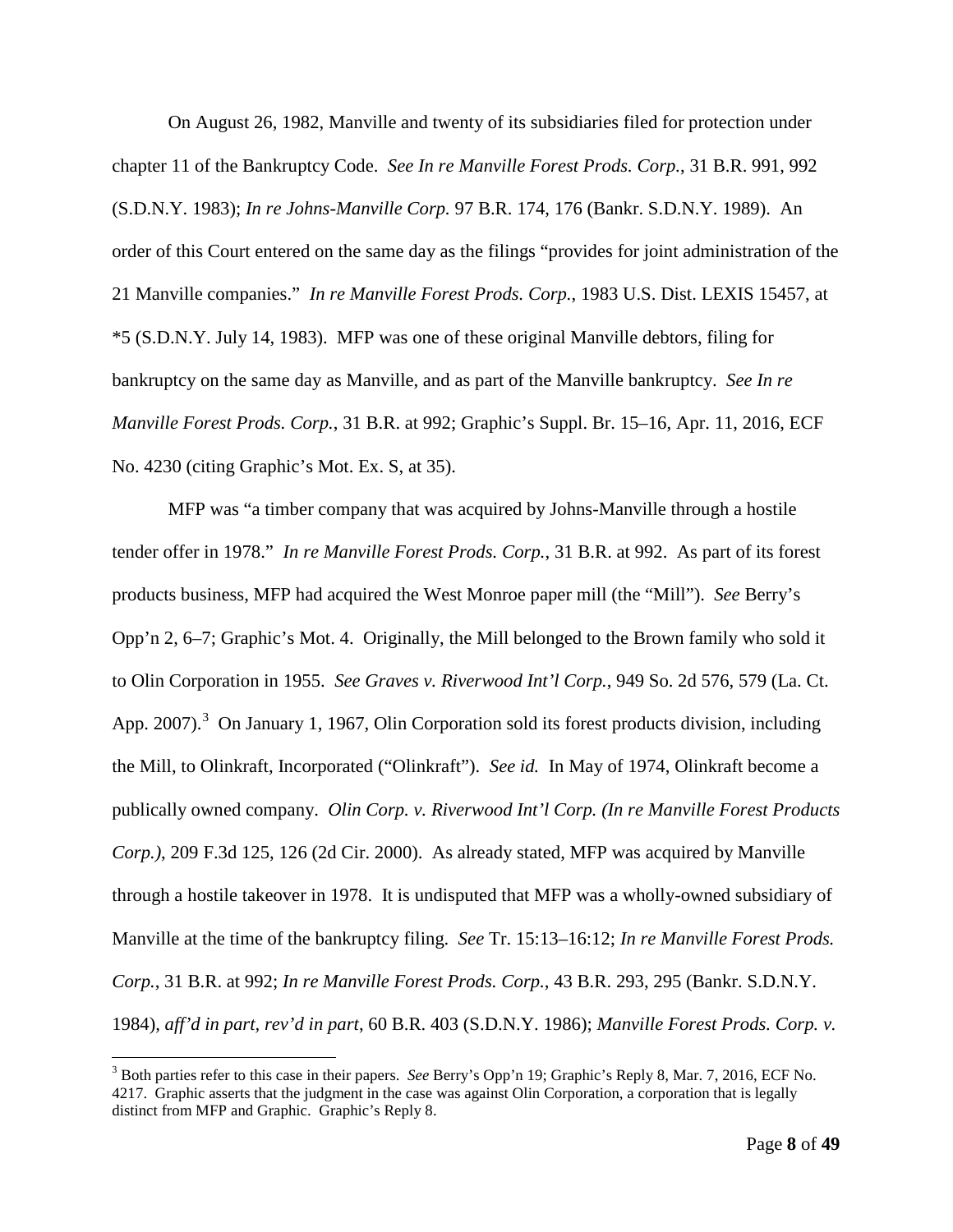On August 26, 1982, Manville and twenty of its subsidiaries filed for protection under chapter 11 of the Bankruptcy Code. *See In re Manville Forest Prods. Corp.*, 31 B.R. 991, 992 (S.D.N.Y. 1983); *In re Johns-Manville Corp.* 97 B.R. 174, 176 (Bankr. S.D.N.Y. 1989). An order of this Court entered on the same day as the filings "provides for joint administration of the 21 Manville companies." *In re Manville Forest Prods. Corp.*, 1983 U.S. Dist. LEXIS 15457, at *5 (S.D.N.Y. July 14, 1983). MFP was one of these original Manville debtors, filing for bankruptcy on the same day as Manville, and as part of the Manville bankruptcy. *See In re Manville Forest Prods. Corp.*, 31 B.R. at 992; Graphic's Suppl. Br. 15–16, Apr. 11, 2016, ECF No. 4230 (citing Graphic's Mot. Ex. S, at 35).

MFP was "a timber company that was acquired by Johns-Manville through a hostile tender offer in 1978." *In re Manville Forest Prods. Corp.*, 31 B.R. at 992. As part of its forest products business, MFP had acquired the West Monroe paper mill (the "Mill"). *See* Berry's Opp'n 2, 6–7; Graphic's Mot. 4. Originally, the Mill belonged to the Brown family who sold it to Olin Corporation in 1955. *See Graves v. Riverwood Int'l Corp.*, 949 So. 2d 576, 579 (La. Ct. App. 2007).[3] On January 1, 1967, Olin Corporation sold its forest products division, including the Mill, to Olinkraft, Incorporated ("Olinkraft"). *See id.* In May of 1974, Olinkraft become a publically owned company. *Olin Corp. v. Riverwood Int'l Corp. (In re Manville Forest Products Corp.)*, 209 F.3d 125, 126 (2d Cir. 2000). As already stated, MFP was acquired by Manville through a hostile takeover in 1978. It is undisputed that MFP was a wholly-owned subsidiary of Manville at the time of the bankruptcy filing. *See* Tr. 15:13–16:12; *In re Manville Forest Prods. Corp.*, 31 B.R. at 992; *In re Manville Forest Prods. Corp.*, 43 B.R. 293, 295 (Bankr. S.D.N.Y. 1984), *aff'd in part, rev'd in part*, 60 B.R. 403 (S.D.N.Y. 1986); *Manville Forest Prods. Corp. v.*

[3] Both parties refer to this case in their papers. *See* Berry's Opp'n 19; Graphic's Reply 8, Mar. 7, 2016, ECF No. 4217. Graphic asserts that the judgment in the case was against Olin Corporation, a corporation that is legally distinct from MFP and Graphic. Graphic's Reply 8.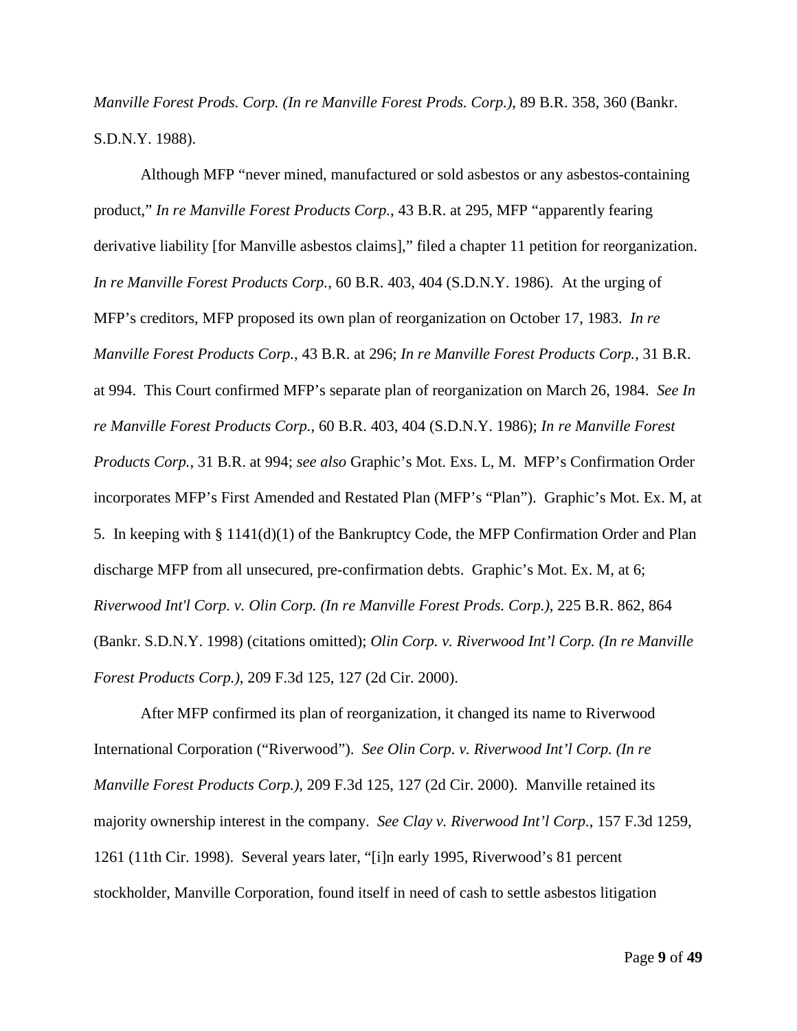*Manville Forest Prods. Corp. (In re Manville Forest Prods. Corp.)*, 89 B.R. 358, 360 (Bankr. S.D.N.Y. 1988).

Although MFP "never mined, manufactured or sold asbestos or any asbestos-containing product," *In re Manville Forest Products Corp.*, 43 B.R. at 295, MFP "apparently fearing derivative liability [for Manville asbestos claims]," filed a chapter 11 petition for reorganization. *In re Manville Forest Products Corp.*, 60 B.R. 403, 404 (S.D.N.Y. 1986). At the urging of MFP's creditors, MFP proposed its own plan of reorganization on October 17, 1983. *In re Manville Forest Products Corp.*, 43 B.R. at 296; *In re Manville Forest Products Corp.*, 31 B.R. at 994. This Court confirmed MFP's separate plan of reorganization on March 26, 1984. *See In re Manville Forest Products Corp.*, 60 B.R. 403, 404 (S.D.N.Y. 1986); *In re Manville Forest Products Corp.*, 31 B.R. at 994; *see also* Graphic's Mot. Exs. L, M. MFP's Confirmation Order incorporates MFP's First Amended and Restated Plan (MFP's "Plan"). Graphic's Mot. Ex. M, at 5. In keeping with § 1141(d)(1) of the Bankruptcy Code, the MFP Confirmation Order and Plan discharge MFP from all unsecured, pre-confirmation debts. Graphic's Mot. Ex. M, at 6; *Riverwood Int'l Corp. v. Olin Corp. (In re Manville Forest Prods. Corp.)*, 225 B.R. 862, 864 (Bankr. S.D.N.Y. 1998) (citations omitted); *Olin Corp. v. Riverwood Int'l Corp. (In re Manville Forest Products Corp.)*, 209 F.3d 125, 127 (2d Cir. 2000).

After MFP confirmed its plan of reorganization, it changed its name to Riverwood International Corporation ("Riverwood"). *See Olin Corp. v. Riverwood Int'l Corp. (In re Manville Forest Products Corp.)*, 209 F.3d 125, 127 (2d Cir. 2000). Manville retained its majority ownership interest in the company. *See Clay v. Riverwood Int'l Corp.*, 157 F.3d 1259, 1261 (11th Cir. 1998). Several years later, "[i]n early 1995, Riverwood's 81 percent stockholder, Manville Corporation, found itself in need of cash to settle asbestos litigation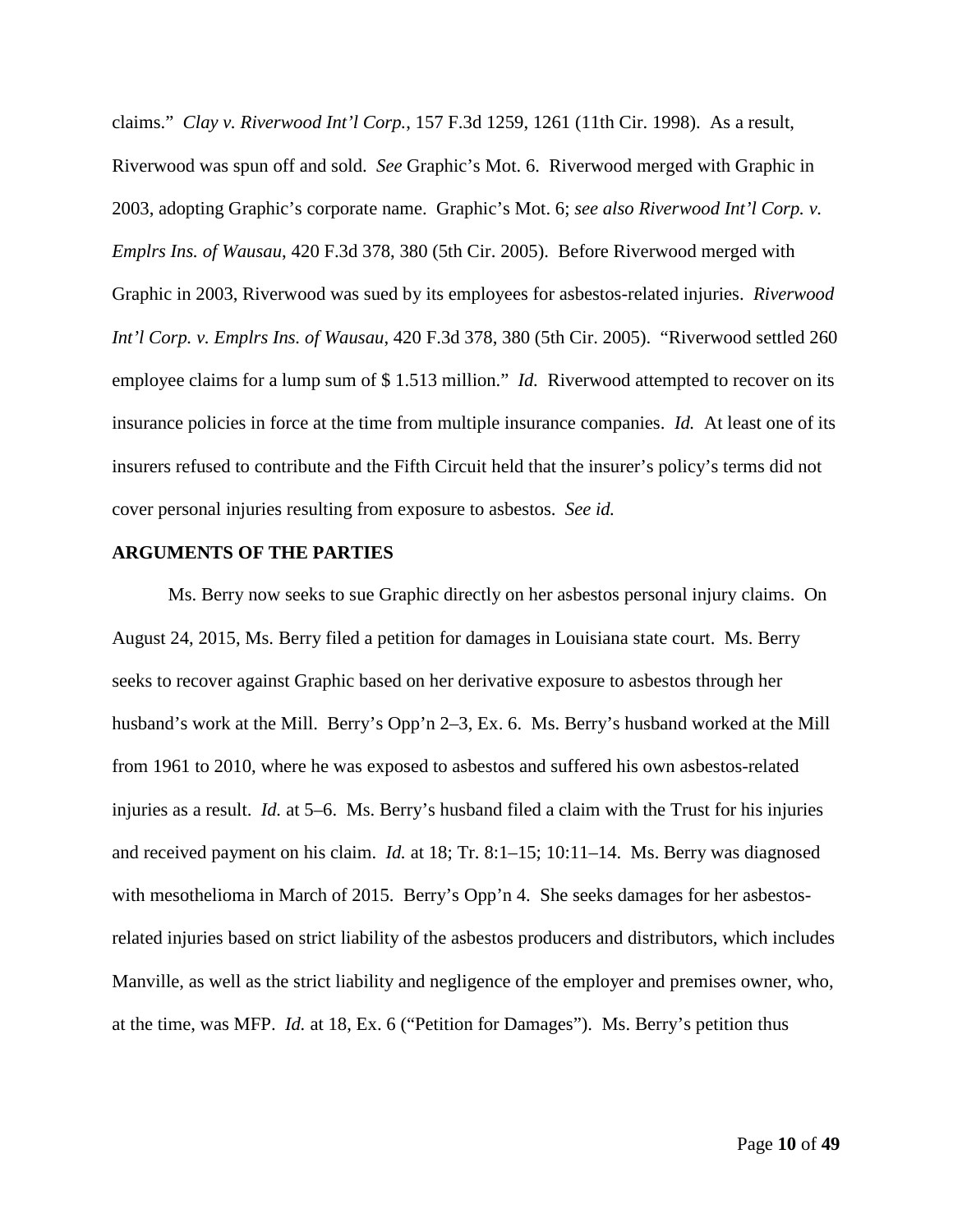claims." *Clay v. Riverwood Int'l Corp.*, 157 F.3d 1259, 1261 (11th Cir. 1998). As a result, Riverwood was spun off and sold. *See* Graphic's Mot. 6. Riverwood merged with Graphic in 2003, adopting Graphic's corporate name. Graphic's Mot. 6; *see also Riverwood Int'l Corp. v. Emplrs Ins. of Wausau*, 420 F.3d 378, 380 (5th Cir. 2005). Before Riverwood merged with Graphic in 2003, Riverwood was sued by its employees for asbestos-related injuries. *Riverwood Int'l Corp. v. Emplrs Ins. of Wausau*, 420 F.3d 378, 380 (5th Cir. 2005). "Riverwood settled 260 employee claims for a lump sum of $ 1.513 million." *Id.* Riverwood attempted to recover on its insurance policies in force at the time from multiple insurance companies. *Id.* At least one of its insurers refused to contribute and the Fifth Circuit held that the insurer's policy's terms did not cover personal injuries resulting from exposure to asbestos. *See id.*

**ARGUMENTS OF THE PARTIES**

Ms. Berry now seeks to sue Graphic directly on her asbestos personal injury claims. On August 24, 2015, Ms. Berry filed a petition for damages in Louisiana state court. Ms. Berry seeks to recover against Graphic based on her derivative exposure to asbestos through her husband's work at the Mill. Berry's Opp'n 2–3, Ex. 6. Ms. Berry's husband worked at the Mill from 1961 to 2010, where he was exposed to asbestos and suffered his own asbestos-related injuries as a result. *Id.* at 5–6. Ms. Berry's husband filed a claim with the Trust for his injuries and received payment on his claim. *Id.* at 18; Tr. 8:1–15; 10:11–14. Ms. Berry was diagnosed with mesothelioma in March of 2015. Berry's Opp'n 4. She seeks damages for her asbestos-related injuries based on strict liability of the asbestos producers and distributors, which includes Manville, as well as the strict liability and negligence of the employer and premises owner, who, at the time, was MFP. *Id.* at 18, Ex. 6 ("Petition for Damages"). Ms. Berry's petition thus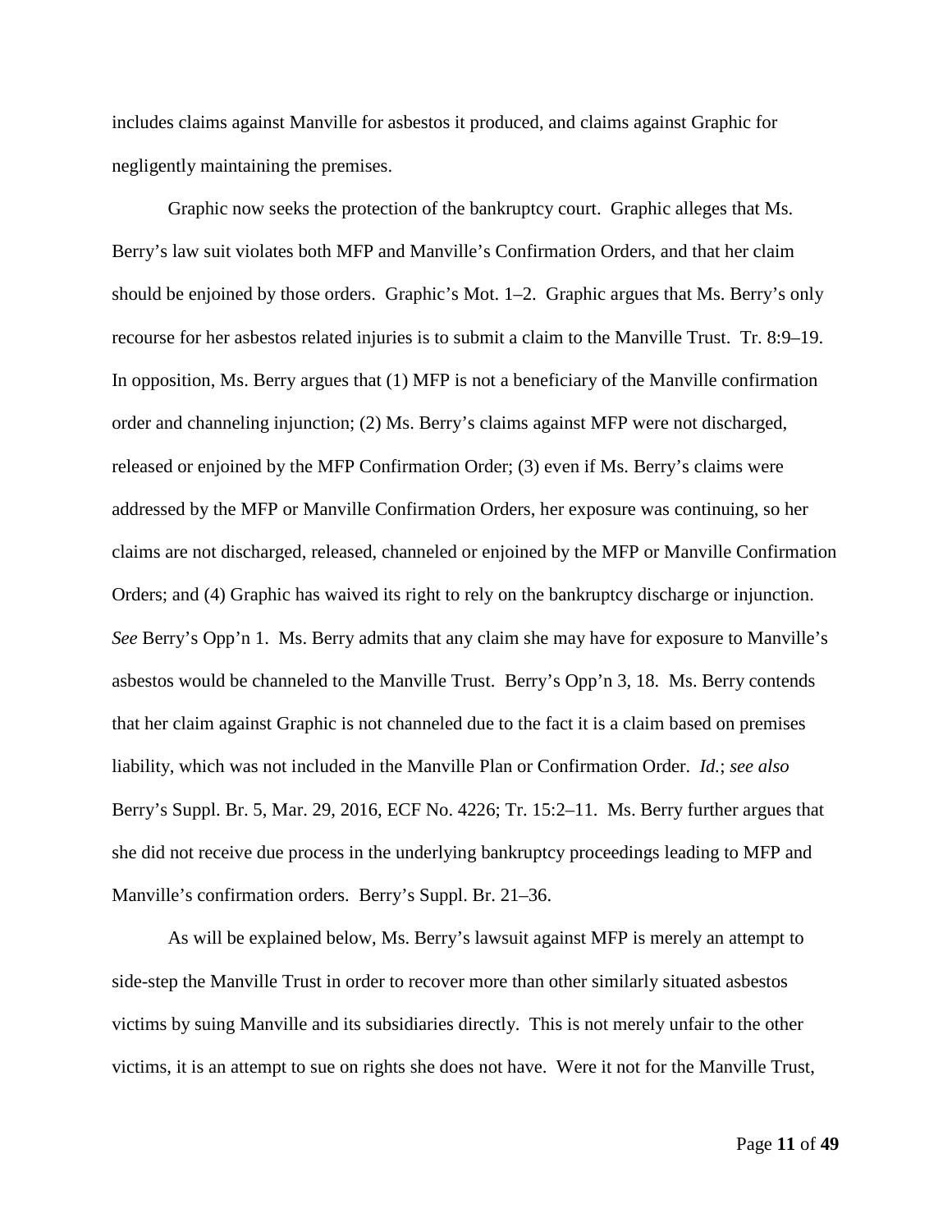includes claims against Manville for asbestos it produced, and claims against Graphic for negligently maintaining the premises.

Graphic now seeks the protection of the bankruptcy court. Graphic alleges that Ms. Berry's law suit violates both MFP and Manville's Confirmation Orders, and that her claim should be enjoined by those orders. Graphic's Mot. 1–2. Graphic argues that Ms. Berry's only recourse for her asbestos related injuries is to submit a claim to the Manville Trust. Tr. 8:9–19. In opposition, Ms. Berry argues that (1) MFP is not a beneficiary of the Manville confirmation order and channeling injunction; (2) Ms. Berry's claims against MFP were not discharged, released or enjoined by the MFP Confirmation Order; (3) even if Ms. Berry's claims were addressed by the MFP or Manville Confirmation Orders, her exposure was continuing, so her claims are not discharged, released, channeled or enjoined by the MFP or Manville Confirmation Orders; and (4) Graphic has waived its right to rely on the bankruptcy discharge or injunction. *See* Berry's Opp'n 1. Ms. Berry admits that any claim she may have for exposure to Manville's asbestos would be channeled to the Manville Trust. Berry's Opp'n 3, 18. Ms. Berry contends that her claim against Graphic is not channeled due to the fact it is a claim based on premises liability, which was not included in the Manville Plan or Confirmation Order. *Id.*; *see also* Berry's Suppl. Br. 5, Mar. 29, 2016, ECF No. 4226; Tr. 15:2–11. Ms. Berry further argues that she did not receive due process in the underlying bankruptcy proceedings leading to MFP and Manville's confirmation orders. Berry's Suppl. Br. 21–36.

As will be explained below, Ms. Berry's lawsuit against MFP is merely an attempt to side-step the Manville Trust in order to recover more than other similarly situated asbestos victims by suing Manville and its subsidiaries directly. This is not merely unfair to the other victims, it is an attempt to sue on rights she does not have. Were it not for the Manville Trust,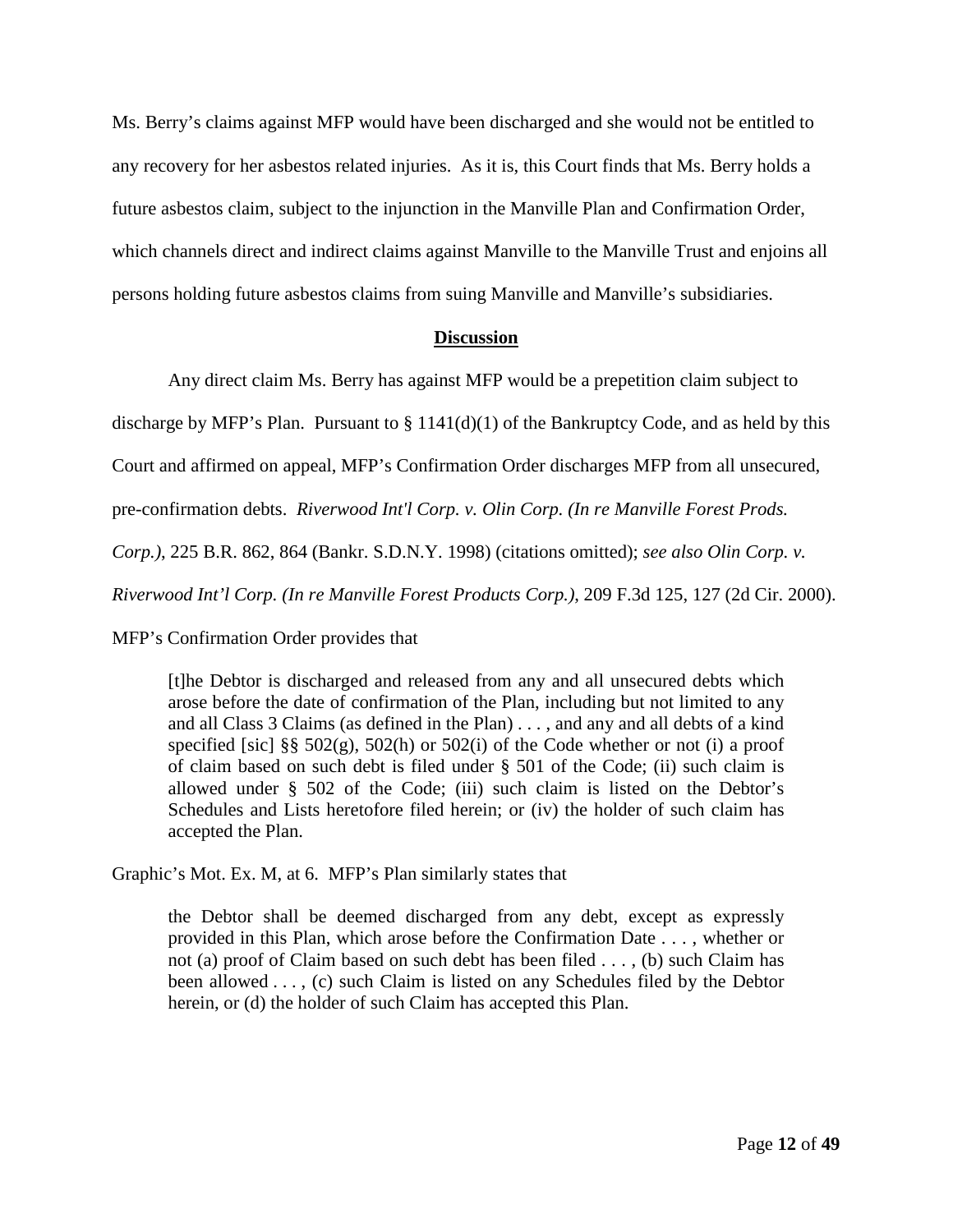Ms. Berry's claims against MFP would have been discharged and she would not be entitled to any recovery for her asbestos related injuries. As it is, this Court finds that Ms. Berry holds a future asbestos claim, subject to the injunction in the Manville Plan and Confirmation Order, which channels direct and indirect claims against Manville to the Manville Trust and enjoins all persons holding future asbestos claims from suing Manville and Manville's subsidiaries.

## Discussion

Any direct claim Ms. Berry has against MFP would be a prepetition claim subject to discharge by MFP's Plan. Pursuant to § 1141(d)(1) of the Bankruptcy Code, and as held by this Court and affirmed on appeal, MFP's Confirmation Order discharges MFP from all unsecured, pre-confirmation debts. *Riverwood Int'l Corp. v. Olin Corp. (In re Manville Forest Prods. Corp.)*, 225 B.R. 862, 864 (Bankr. S.D.N.Y. 1998) (citations omitted); *see also Olin Corp. v. Riverwood Int'l Corp. (In re Manville Forest Products Corp.)*, 209 F.3d 125, 127 (2d Cir. 2000). MFP's Confirmation Order provides that

> [t]he Debtor is discharged and released from any and all unsecured debts which arose before the date of confirmation of the Plan, including but not limited to any and all Class 3 Claims (as defined in the Plan) . . . , and any and all debts of a kind specified [sic] §§ 502(g), 502(h) or 502(i) of the Code whether or not (i) a proof of claim based on such debt is filed under § 501 of the Code; (ii) such claim is allowed under § 502 of the Code; (iii) such claim is listed on the Debtor's Schedules and Lists heretofore filed herein; or (iv) the holder of such claim has accepted the Plan.

Graphic's Mot. Ex. M, at 6. MFP's Plan similarly states that

> the Debtor shall be deemed discharged from any debt, except as expressly provided in this Plan, which arose before the Confirmation Date . . . , whether or not (a) proof of Claim based on such debt has been filed . . . , (b) such Claim has been allowed . . . , (c) such Claim is listed on any Schedules filed by the Debtor herein, or (d) the holder of such Claim has accepted this Plan.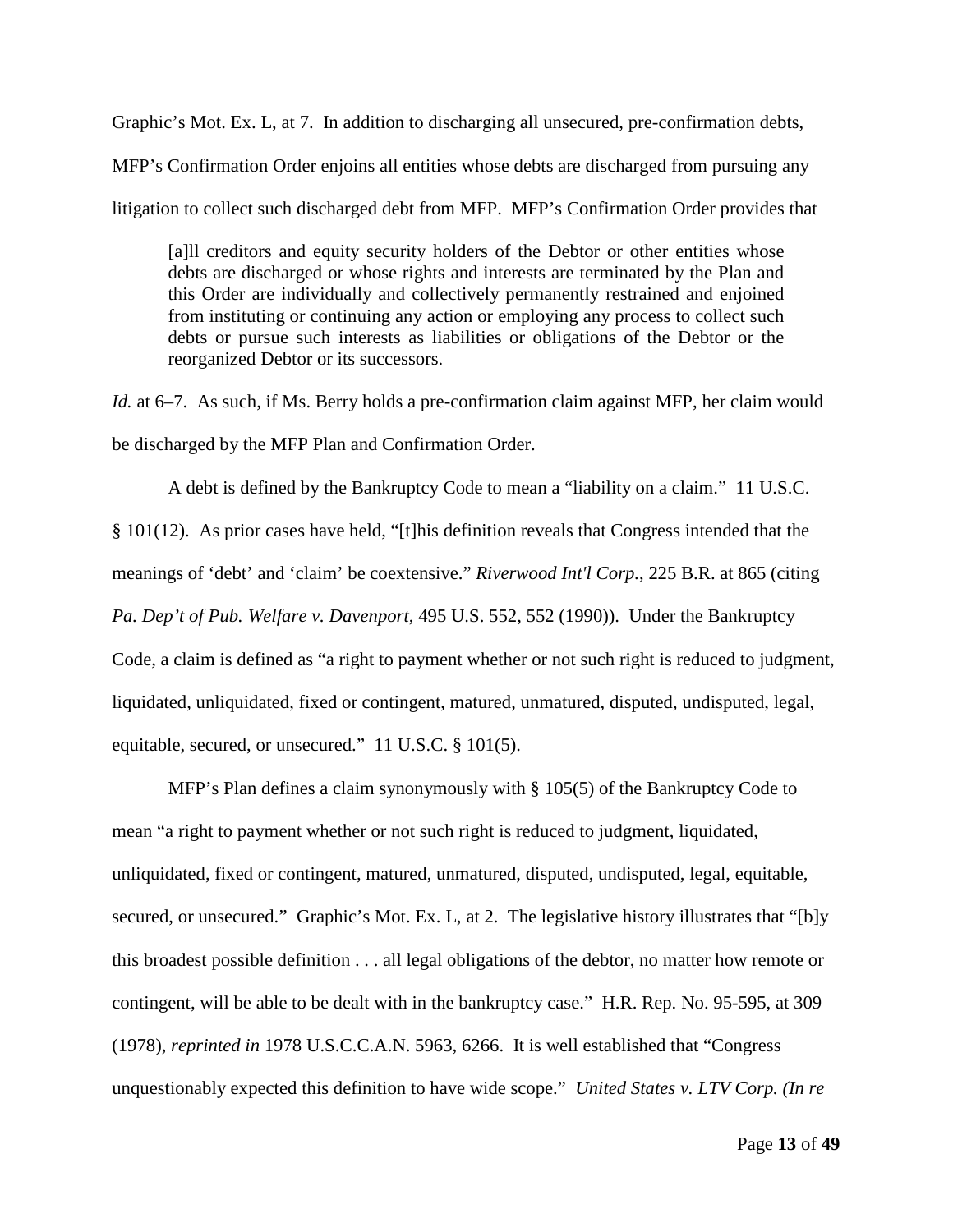Graphic's Mot. Ex. L, at 7. In addition to discharging all unsecured, pre-confirmation debts, MFP's Confirmation Order enjoins all entities whose debts are discharged from pursuing any litigation to collect such discharged debt from MFP. MFP's Confirmation Order provides that

> [a]ll creditors and equity security holders of the Debtor or other entities whose debts are discharged or whose rights and interests are terminated by the Plan and this Order are individually and collectively permanently restrained and enjoined from instituting or continuing any action or employing any process to collect such debts or pursue such interests as liabilities or obligations of the Debtor or the reorganized Debtor or its successors.

*Id.* at 6–7. As such, if Ms. Berry holds a pre-confirmation claim against MFP, her claim would be discharged by the MFP Plan and Confirmation Order.

A debt is defined by the Bankruptcy Code to mean a "liability on a claim." 11 U.S.C. § 101(12). As prior cases have held, "[t]his definition reveals that Congress intended that the meanings of 'debt' and 'claim' be coextensive." *Riverwood Int'l Corp.*, 225 B.R. at 865 (citing *Pa. Dep't of Pub. Welfare v. Davenport*, 495 U.S. 552, 552 (1990)). Under the Bankruptcy Code, a claim is defined as "a right to payment whether or not such right is reduced to judgment, liquidated, unliquidated, fixed or contingent, matured, unmatured, disputed, undisputed, legal, equitable, secured, or unsecured." 11 U.S.C. § 101(5).

MFP's Plan defines a claim synonymously with § 105(5) of the Bankruptcy Code to mean "a right to payment whether or not such right is reduced to judgment, liquidated, unliquidated, fixed or contingent, matured, unmatured, disputed, undisputed, legal, equitable, secured, or unsecured." Graphic's Mot. Ex. L, at 2. The legislative history illustrates that "[b]y this broadest possible definition . . . all legal obligations of the debtor, no matter how remote or contingent, will be able to be dealt with in the bankruptcy case." H.R. Rep. No. 95-595, at 309 (1978), *reprinted in* 1978 U.S.C.C.A.N. 5963, 6266. It is well established that "Congress unquestionably expected this definition to have wide scope." *United States v. LTV Corp. (In re*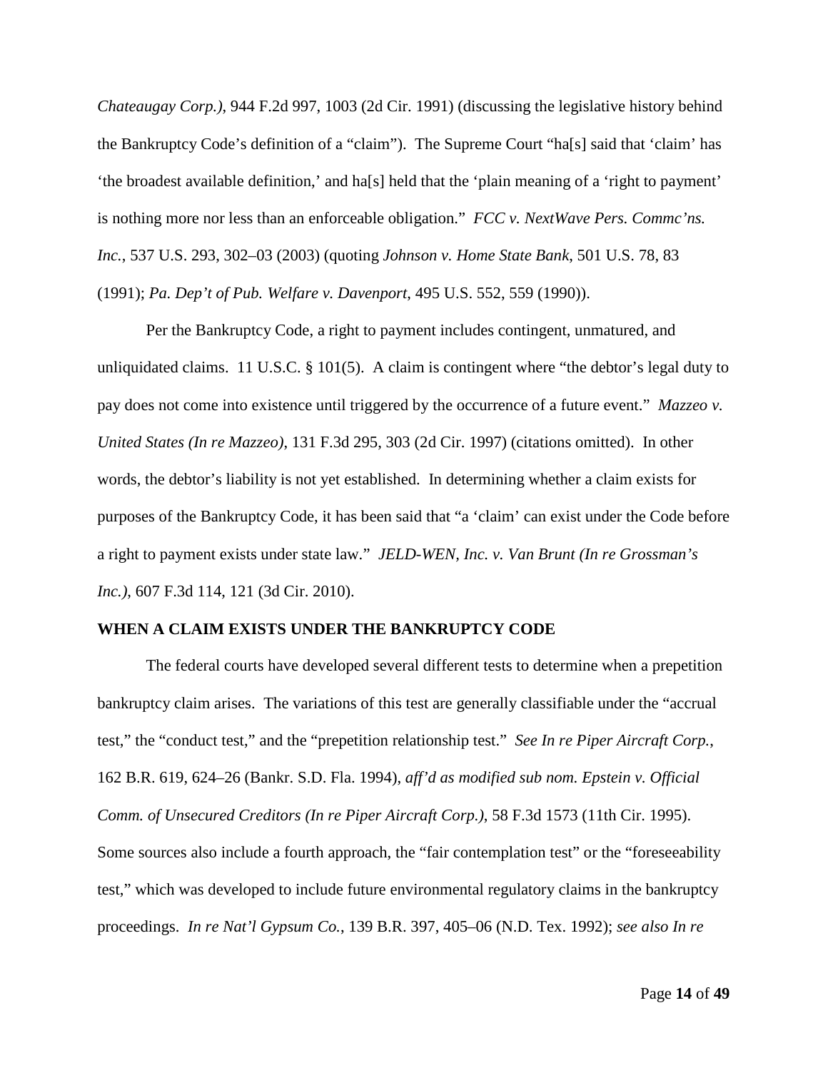*Chateaugay Corp.)*, 944 F.2d 997, 1003 (2d Cir. 1991) (discussing the legislative history behind the Bankruptcy Code's definition of a "claim"). The Supreme Court "ha[s] said that 'claim' has 'the broadest available definition,' and ha[s] held that the 'plain meaning of a 'right to payment' is nothing more nor less than an enforceable obligation." *FCC v. NextWave Pers. Commc'ns. Inc.*, 537 U.S. 293, 302–03 (2003) (quoting *Johnson v. Home State Bank*, 501 U.S. 78, 83 (1991); *Pa. Dep't of Pub. Welfare v. Davenport*, 495 U.S. 552, 559 (1990)).

Per the Bankruptcy Code, a right to payment includes contingent, unmatured, and unliquidated claims. 11 U.S.C. § 101(5). A claim is contingent where "the debtor's legal duty to pay does not come into existence until triggered by the occurrence of a future event." *Mazzeo v. United States (In re Mazzeo)*, 131 F.3d 295, 303 (2d Cir. 1997) (citations omitted). In other words, the debtor's liability is not yet established. In determining whether a claim exists for purposes of the Bankruptcy Code, it has been said that "a 'claim' can exist under the Code before a right to payment exists under state law." *JELD-WEN, Inc. v. Van Brunt (In re Grossman's Inc.)*, 607 F.3d 114, 121 (3d Cir. 2010).

**WHEN A CLAIM EXISTS UNDER THE BANKRUPTCY CODE**

The federal courts have developed several different tests to determine when a prepetition bankruptcy claim arises. The variations of this test are generally classifiable under the "accrual test," the "conduct test," and the "prepetition relationship test." *See In re Piper Aircraft Corp.*, 162 B.R. 619, 624–26 (Bankr. S.D. Fla. 1994), *aff'd as modified sub nom. Epstein v. Official Comm. of Unsecured Creditors (In re Piper Aircraft Corp.)*, 58 F.3d 1573 (11th Cir. 1995). Some sources also include a fourth approach, the "fair contemplation test" or the "foreseeability test," which was developed to include future environmental regulatory claims in the bankruptcy proceedings. *In re Nat'l Gypsum Co.*, 139 B.R. 397, 405–06 (N.D. Tex. 1992); *see also In re*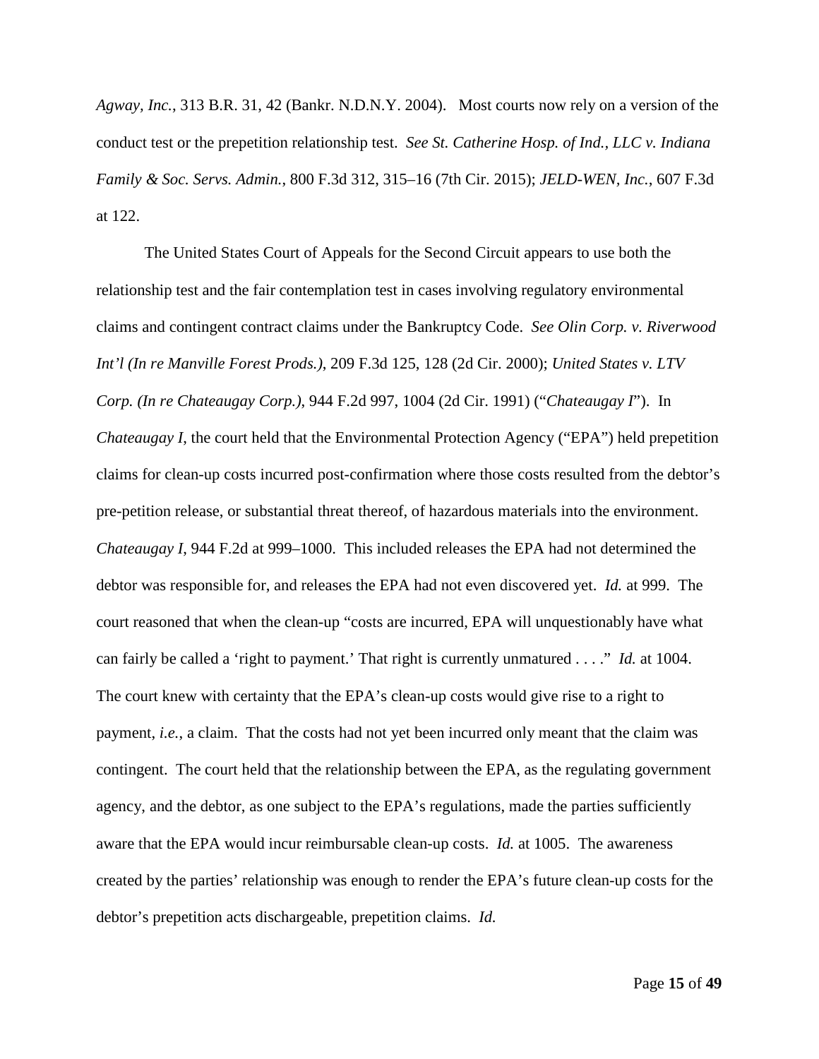*Agway, Inc.*, 313 B.R. 31, 42 (Bankr. N.D.N.Y. 2004). Most courts now rely on a version of the conduct test or the prepetition relationship test. *See St. Catherine Hosp. of Ind., LLC v. Indiana Family & Soc. Servs. Admin.*, 800 F.3d 312, 315–16 (7th Cir. 2015); *JELD-WEN, Inc.*, 607 F.3d at 122.

The United States Court of Appeals for the Second Circuit appears to use both the relationship test and the fair contemplation test in cases involving regulatory environmental claims and contingent contract claims under the Bankruptcy Code. *See Olin Corp. v. Riverwood Int'l (In re Manville Forest Prods.)*, 209 F.3d 125, 128 (2d Cir. 2000); *United States v. LTV Corp. (In re Chateaugay Corp.)*, 944 F.2d 997, 1004 (2d Cir. 1991) ("*Chateaugay I*"). In *Chateaugay I*, the court held that the Environmental Protection Agency ("EPA") held prepetition claims for clean-up costs incurred post-confirmation where those costs resulted from the debtor's pre-petition release, or substantial threat thereof, of hazardous materials into the environment. *Chateaugay I*, 944 F.2d at 999–1000. This included releases the EPA had not determined the debtor was responsible for, and releases the EPA had not even discovered yet. *Id.* at 999. The court reasoned that when the clean-up "costs are incurred, EPA will unquestionably have what can fairly be called a 'right to payment.' That right is currently unmatured . . . ." *Id.* at 1004. The court knew with certainty that the EPA's clean-up costs would give rise to a right to payment, *i.e.*, a claim. That the costs had not yet been incurred only meant that the claim was contingent. The court held that the relationship between the EPA, as the regulating government agency, and the debtor, as one subject to the EPA's regulations, made the parties sufficiently aware that the EPA would incur reimbursable clean-up costs. *Id.* at 1005. The awareness created by the parties' relationship was enough to render the EPA's future clean-up costs for the debtor's prepetition acts dischargeable, prepetition claims. *Id.*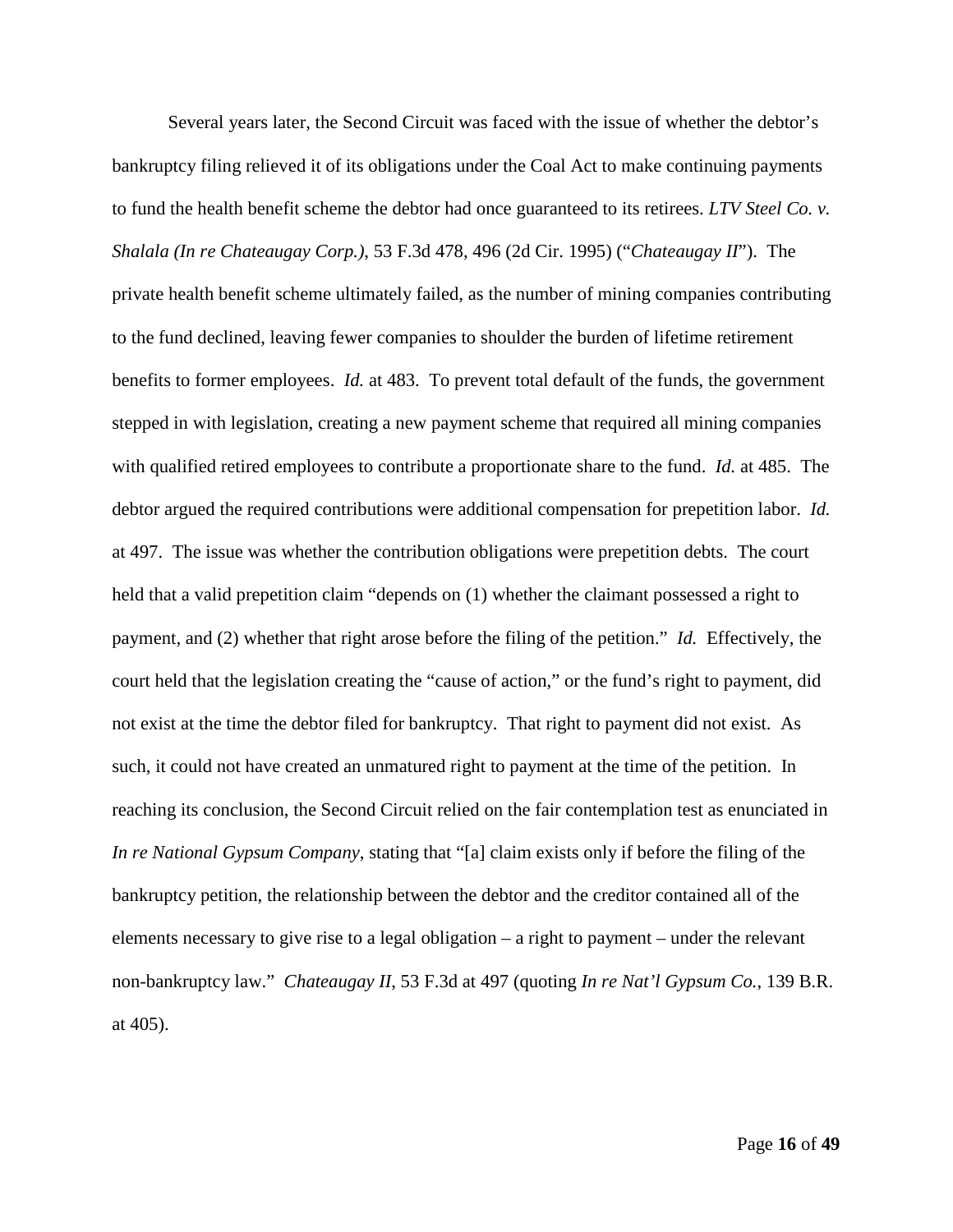Several years later, the Second Circuit was faced with the issue of whether the debtor's bankruptcy filing relieved it of its obligations under the Coal Act to make continuing payments to fund the health benefit scheme the debtor had once guaranteed to its retirees. *LTV Steel Co. v. Shalala (In re Chateaugay Corp.)*, 53 F.3d 478, 496 (2d Cir. 1995) ("*Chateaugay II*"). The private health benefit scheme ultimately failed, as the number of mining companies contributing to the fund declined, leaving fewer companies to shoulder the burden of lifetime retirement benefits to former employees. *Id.* at 483. To prevent total default of the funds, the government stepped in with legislation, creating a new payment scheme that required all mining companies with qualified retired employees to contribute a proportionate share to the fund. *Id.* at 485. The debtor argued the required contributions were additional compensation for prepetition labor. *Id.* at 497. The issue was whether the contribution obligations were prepetition debts. The court held that a valid prepetition claim "depends on (1) whether the claimant possessed a right to payment, and (2) whether that right arose before the filing of the petition." *Id.* Effectively, the court held that the legislation creating the "cause of action," or the fund's right to payment, did not exist at the time the debtor filed for bankruptcy. That right to payment did not exist. As such, it could not have created an unmatured right to payment at the time of the petition. In reaching its conclusion, the Second Circuit relied on the fair contemplation test as enunciated in *In re National Gypsum Company*, stating that "[a] claim exists only if before the filing of the bankruptcy petition, the relationship between the debtor and the creditor contained all of the elements necessary to give rise to a legal obligation – a right to payment – under the relevant non-bankruptcy law." *Chateaugay II*, 53 F.3d at 497 (quoting *In re Nat'l Gypsum Co.*, 139 B.R. at 405).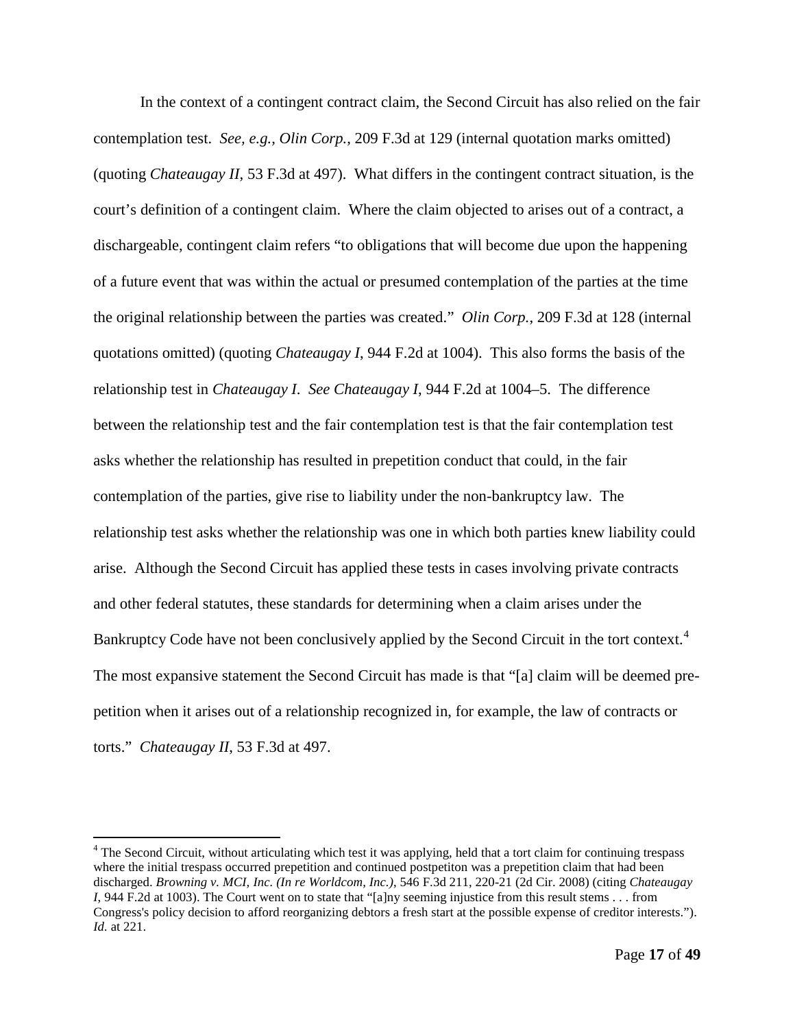In the context of a contingent contract claim, the Second Circuit has also relied on the fair contemplation test. *See, e.g.*, *Olin Corp.*, 209 F.3d at 129 (internal quotation marks omitted) (quoting *Chateaugay II*, 53 F.3d at 497). What differs in the contingent contract situation, is the court's definition of a contingent claim. Where the claim objected to arises out of a contract, a dischargeable, contingent claim refers "to obligations that will become due upon the happening of a future event that was within the actual or presumed contemplation of the parties at the time the original relationship between the parties was created." *Olin Corp.*, 209 F.3d at 128 (internal quotations omitted) (quoting *Chateaugay I*, 944 F.2d at 1004). This also forms the basis of the relationship test in *Chateaugay I*. *See Chateaugay I*, 944 F.2d at 1004–5. The difference between the relationship test and the fair contemplation test is that the fair contemplation test asks whether the relationship has resulted in prepetition conduct that could, in the fair contemplation of the parties, give rise to liability under the non-bankruptcy law. The relationship test asks whether the relationship was one in which both parties knew liability could arise. Although the Second Circuit has applied these tests in cases involving private contracts and other federal statutes, these standards for determining when a claim arises under the Bankruptcy Code have not been conclusively applied by the Second Circuit in the tort context.[4] The most expansive statement the Second Circuit has made is that "[a] claim will be deemed pre-petition when it arises out of a relationship recognized in, for example, the law of contracts or torts." *Chateaugay II*, 53 F.3d at 497.

[4] The Second Circuit, without articulating which test it was applying, held that a tort claim for continuing trespass where the initial trespass occurred prepetition and continued postpetiton was a prepetition claim that had been discharged. *Browning v. MCI, Inc. (In re Worldcom, Inc.)*, 546 F.3d 211, 220-21 (2d Cir. 2008) (citing *Chateaugay I*, 944 F.2d at 1003). The Court went on to state that "[a]ny seeming injustice from this result stems . . . from Congress's policy decision to afford reorganizing debtors a fresh start at the possible expense of creditor interests."). *Id.* at 221.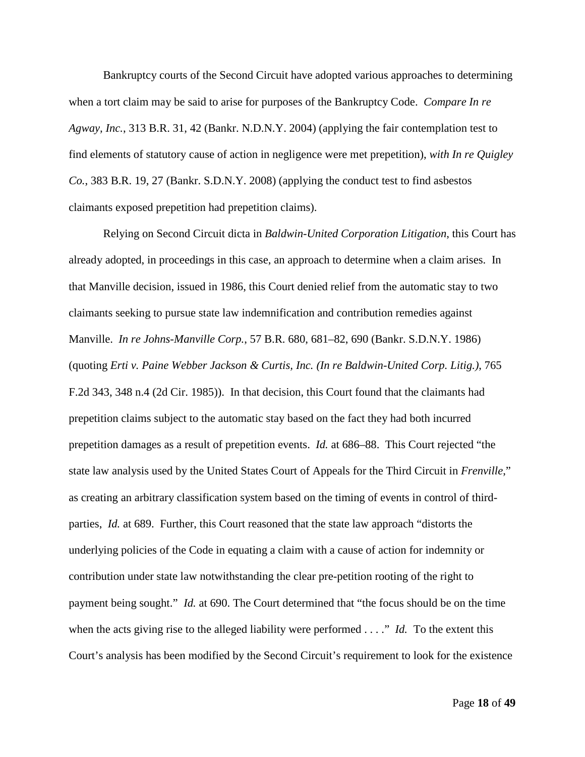Bankruptcy courts of the Second Circuit have adopted various approaches to determining when a tort claim may be said to arise for purposes of the Bankruptcy Code. *Compare In re Agway, Inc.*, 313 B.R. 31, 42 (Bankr. N.D.N.Y. 2004) (applying the fair contemplation test to find elements of statutory cause of action in negligence were met prepetition), *with In re Quigley Co.*, 383 B.R. 19, 27 (Bankr. S.D.N.Y. 2008) (applying the conduct test to find asbestos claimants exposed prepetition had prepetition claims).

Relying on Second Circuit dicta in *Baldwin-United Corporation Litigation*, this Court has already adopted, in proceedings in this case, an approach to determine when a claim arises. In that Manville decision, issued in 1986, this Court denied relief from the automatic stay to two claimants seeking to pursue state law indemnification and contribution remedies against Manville. *In re Johns-Manville Corp.*, 57 B.R. 680, 681–82, 690 (Bankr. S.D.N.Y. 1986) (quoting *Erti v. Paine Webber Jackson & Curtis, Inc. (In re Baldwin-United Corp. Litig.)*, 765 F.2d 343, 348 n.4 (2d Cir. 1985)). In that decision, this Court found that the claimants had prepetition claims subject to the automatic stay based on the fact they had both incurred prepetition damages as a result of prepetition events. *Id.* at 686–88. This Court rejected "the state law analysis used by the United States Court of Appeals for the Third Circuit in *Frenville*," as creating an arbitrary classification system based on the timing of events in control of third-parties, *Id.* at 689. Further, this Court reasoned that the state law approach "distorts the underlying policies of the Code in equating a claim with a cause of action for indemnity or contribution under state law notwithstanding the clear pre-petition rooting of the right to payment being sought." *Id.* at 690. The Court determined that "the focus should be on the time when the acts giving rise to the alleged liability were performed . . . ." *Id.* To the extent this Court's analysis has been modified by the Second Circuit's requirement to look for the existence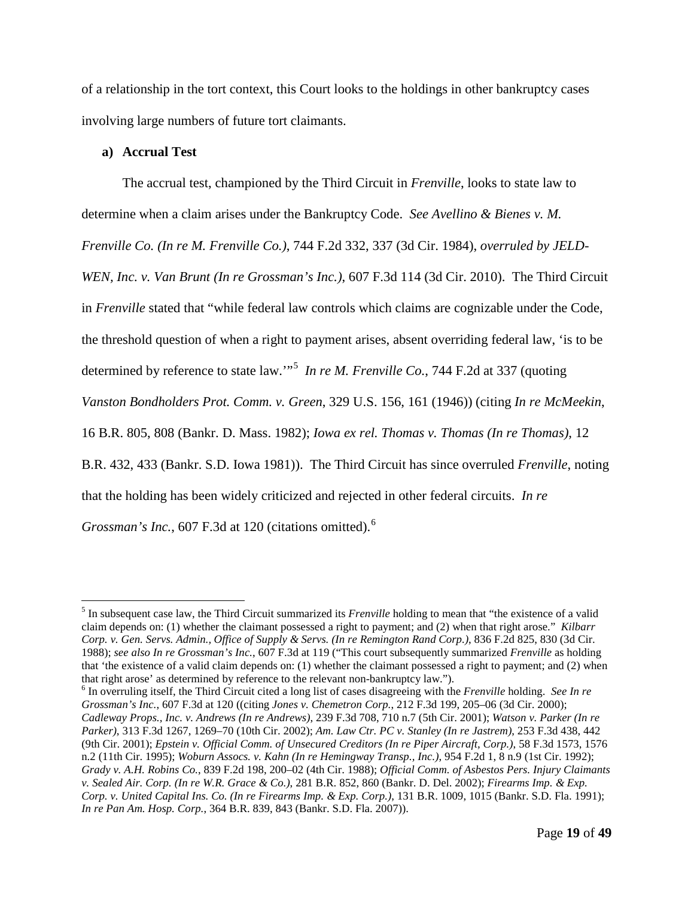of a relationship in the tort context, this Court looks to the holdings in other bankruptcy cases involving large numbers of future tort claimants.

**a) Accrual Test**

The accrual test, championed by the Third Circuit in *Frenville*, looks to state law to determine when a claim arises under the Bankruptcy Code. *See Avellino & Bienes v. M. Frenville Co. (In re M. Frenville Co.)*, 744 F.2d 332, 337 (3d Cir. 1984), *overruled by JELD-WEN, Inc. v. Van Brunt (In re Grossman's Inc.)*, 607 F.3d 114 (3d Cir. 2010). The Third Circuit in *Frenville* stated that "while federal law controls which claims are cognizable under the Code, the threshold question of when a right to payment arises, absent overriding federal law, 'is to be determined by reference to state law.'"[5] *In re M. Frenville Co.*, 744 F.2d at 337 (quoting *Vanston Bondholders Prot. Comm. v. Green*, 329 U.S. 156, 161 (1946)) (citing *In re McMeekin*, 16 B.R. 805, 808 (Bankr. D. Mass. 1982); *Iowa ex rel. Thomas v. Thomas (In re Thomas)*, 12 B.R. 432, 433 (Bankr. S.D. Iowa 1981)). The Third Circuit has since overruled *Frenville*, noting that the holding has been widely criticized and rejected in other federal circuits. *In re Grossman's Inc.*, 607 F.3d at 120 (citations omitted).[6]

---

[5] In subsequent case law, the Third Circuit summarized its *Frenville* holding to mean that "the existence of a valid claim depends on: (1) whether the claimant possessed a right to payment; and (2) when that right arose." *Kilbarr Corp. v. Gen. Servs. Admin., Office of Supply & Servs. (In re Remington Rand Corp.)*, 836 F.2d 825, 830 (3d Cir. 1988); *see also In re Grossman's Inc.*, 607 F.3d at 119 ("This court subsequently summarized *Frenville* as holding that 'the existence of a valid claim depends on: (1) whether the claimant possessed a right to payment; and (2) when that right arose' as determined by reference to the relevant non-bankruptcy law.").

[6] In overruling itself, the Third Circuit cited a long list of cases disagreeing with the *Frenville* holding. *See In re Grossman's Inc.*, 607 F.3d at 120 ((citing *Jones v. Chemetron Corp.*, 212 F.3d 199, 205–06 (3d Cir. 2000); *Cadleway Props., Inc. v. Andrews (In re Andrews)*, 239 F.3d 708, 710 n.7 (5th Cir. 2001); *Watson v. Parker (In re Parker)*, 313 F.3d 1267, 1269–70 (10th Cir. 2002); *Am. Law Ctr. PC v. Stanley (In re Jastrem)*, 253 F.3d 438, 442 (9th Cir. 2001); *Epstein v. Official Comm. of Unsecured Creditors (In re Piper Aircraft, Corp.)*, 58 F.3d 1573, 1576 n.2 (11th Cir. 1995); *Woburn Assocs. v. Kahn (In re Hemingway Transp., Inc.)*, 954 F.2d 1, 8 n.9 (1st Cir. 1992); *Grady v. A.H. Robins Co.*, 839 F.2d 198, 200–02 (4th Cir. 1988); *Official Comm. of Asbestos Pers. Injury Claimants v. Sealed Air. Corp. (In re W.R. Grace & Co.)*, 281 B.R. 852, 860 (Bankr. D. Del. 2002); *Firearms Imp. & Exp. Corp. v. United Capital Ins. Co. (In re Firearms Imp. & Exp. Corp.)*, 131 B.R. 1009, 1015 (Bankr. S.D. Fla. 1991); *In re Pan Am. Hosp. Corp.*, 364 B.R. 839, 843 (Bankr. S.D. Fla. 2007)).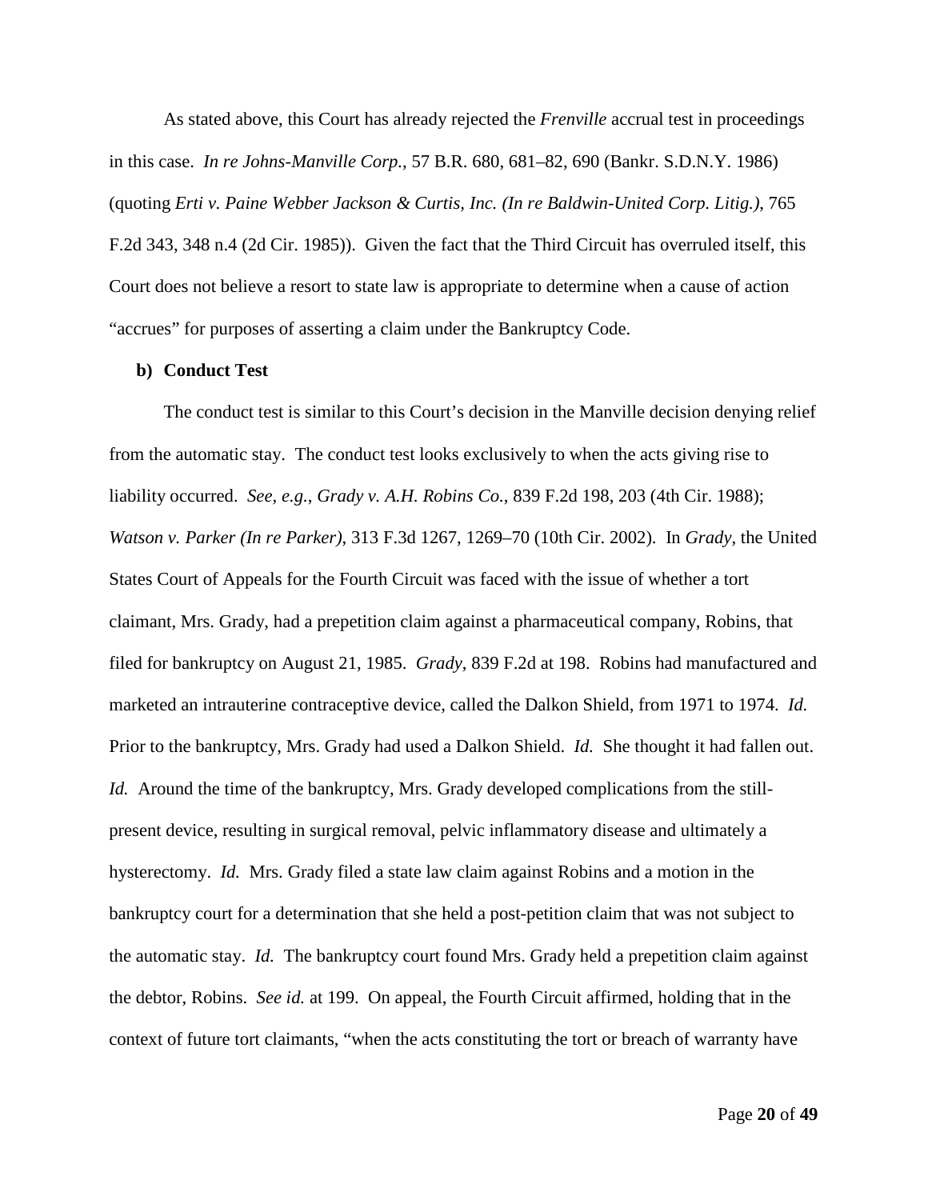As stated above, this Court has already rejected the *Frenville* accrual test in proceedings in this case. *In re Johns-Manville Corp.*, 57 B.R. 680, 681–82, 690 (Bankr. S.D.N.Y. 1986) (quoting *Erti v. Paine Webber Jackson & Curtis, Inc. (In re Baldwin-United Corp. Litig.)*, 765 F.2d 343, 348 n.4 (2d Cir. 1985)). Given the fact that the Third Circuit has overruled itself, this Court does not believe a resort to state law is appropriate to determine when a cause of action "accrues" for purposes of asserting a claim under the Bankruptcy Code.

**b) Conduct Test**

The conduct test is similar to this Court's decision in the Manville decision denying relief from the automatic stay. The conduct test looks exclusively to when the acts giving rise to liability occurred. *See, e.g.*, *Grady v. A.H. Robins Co.*, 839 F.2d 198, 203 (4th Cir. 1988); *Watson v. Parker (In re Parker)*, 313 F.3d 1267, 1269–70 (10th Cir. 2002). In *Grady*, the United States Court of Appeals for the Fourth Circuit was faced with the issue of whether a tort claimant, Mrs. Grady, had a prepetition claim against a pharmaceutical company, Robins, that filed for bankruptcy on August 21, 1985. *Grady*, 839 F.2d at 198. Robins had manufactured and marketed an intrauterine contraceptive device, called the Dalkon Shield, from 1971 to 1974. *Id.* Prior to the bankruptcy, Mrs. Grady had used a Dalkon Shield. *Id.* She thought it had fallen out. *Id.* Around the time of the bankruptcy, Mrs. Grady developed complications from the still-present device, resulting in surgical removal, pelvic inflammatory disease and ultimately a hysterectomy. *Id.* Mrs. Grady filed a state law claim against Robins and a motion in the bankruptcy court for a determination that she held a post-petition claim that was not subject to the automatic stay. *Id.* The bankruptcy court found Mrs. Grady held a prepetition claim against the debtor, Robins. *See id.* at 199. On appeal, the Fourth Circuit affirmed, holding that in the context of future tort claimants, "when the acts constituting the tort or breach of warranty have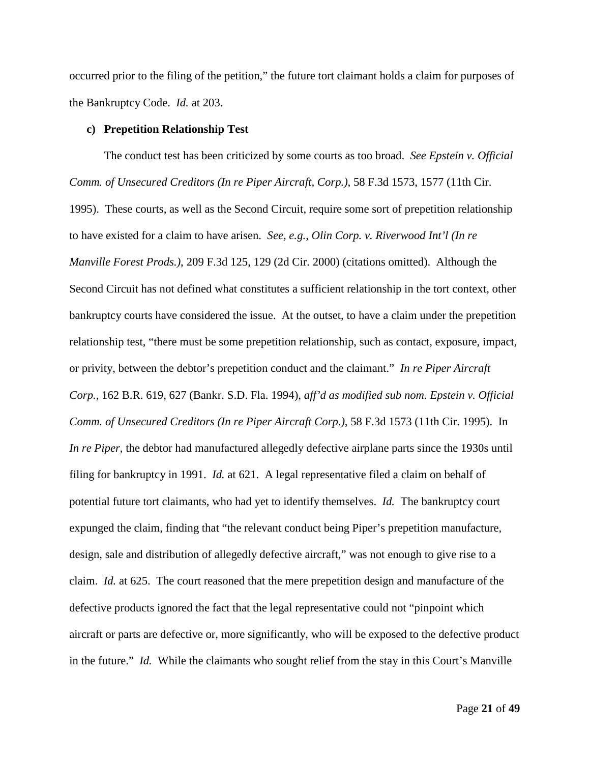occurred prior to the filing of the petition," the future tort claimant holds a claim for purposes of the Bankruptcy Code. *Id.* at 203.

**c) Prepetition Relationship Test**

The conduct test has been criticized by some courts as too broad. *See Epstein v. Official Comm. of Unsecured Creditors (In re Piper Aircraft, Corp.)*, 58 F.3d 1573, 1577 (11th Cir. 1995). These courts, as well as the Second Circuit, require some sort of prepetition relationship to have existed for a claim to have arisen. *See, e.g.*, *Olin Corp. v. Riverwood Int'l (In re Manville Forest Prods.)*, 209 F.3d 125, 129 (2d Cir. 2000) (citations omitted). Although the Second Circuit has not defined what constitutes a sufficient relationship in the tort context, other bankruptcy courts have considered the issue. At the outset, to have a claim under the prepetition relationship test, "there must be some prepetition relationship, such as contact, exposure, impact, or privity, between the debtor's prepetition conduct and the claimant." *In re Piper Aircraft Corp.*, 162 B.R. 619, 627 (Bankr. S.D. Fla. 1994), *aff'd as modified sub nom. Epstein v. Official Comm. of Unsecured Creditors (In re Piper Aircraft Corp.)*, 58 F.3d 1573 (11th Cir. 1995). In *In re Piper*, the debtor had manufactured allegedly defective airplane parts since the 1930s until filing for bankruptcy in 1991. *Id.* at 621. A legal representative filed a claim on behalf of potential future tort claimants, who had yet to identify themselves. *Id.* The bankruptcy court expunged the claim, finding that "the relevant conduct being Piper's prepetition manufacture, design, sale and distribution of allegedly defective aircraft," was not enough to give rise to a claim. *Id.* at 625. The court reasoned that the mere prepetition design and manufacture of the defective products ignored the fact that the legal representative could not "pinpoint which aircraft or parts are defective or, more significantly, who will be exposed to the defective product in the future." *Id.* While the claimants who sought relief from the stay in this Court's Manville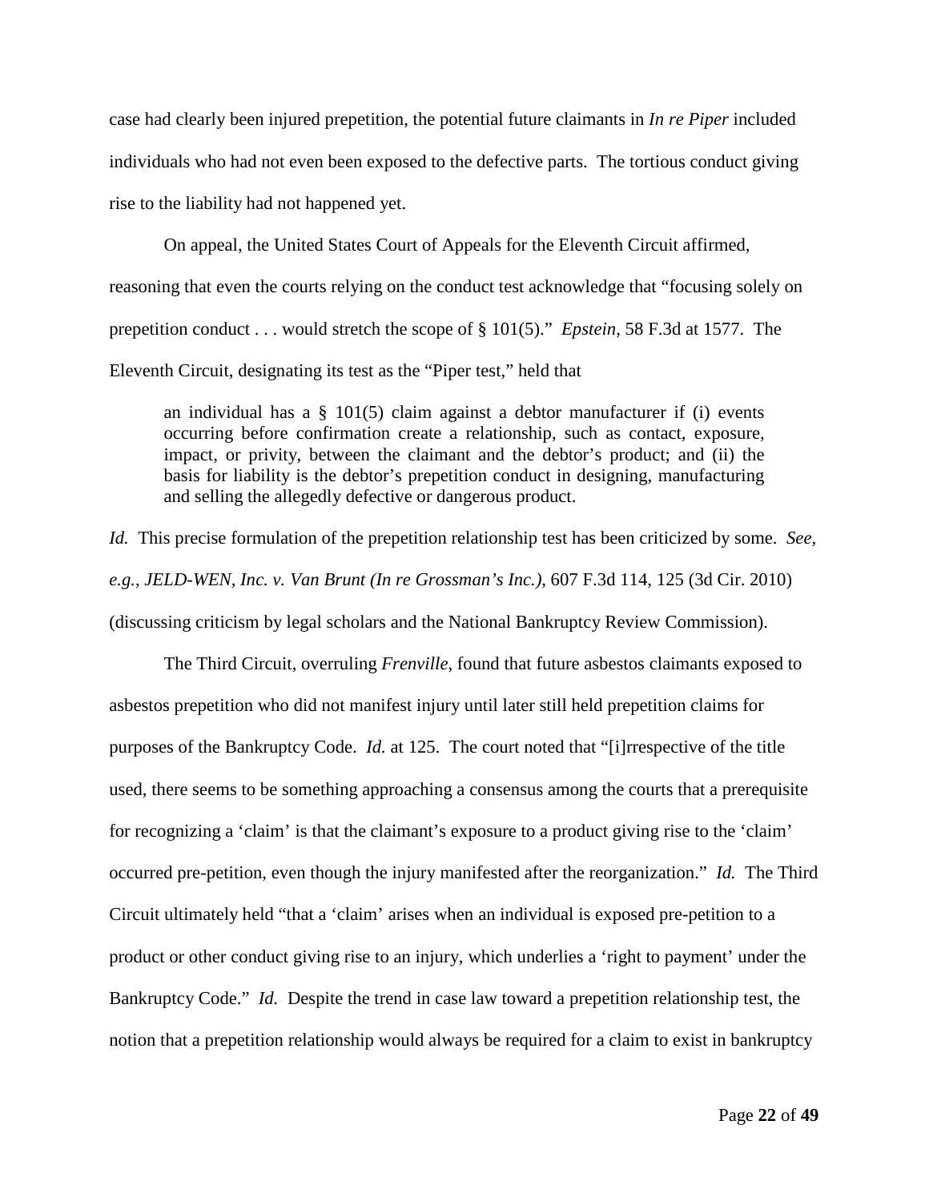case had clearly been injured prepetition, the potential future claimants in *In re Piper* included individuals who had not even been exposed to the defective parts. The tortious conduct giving rise to the liability had not happened yet.

On appeal, the United States Court of Appeals for the Eleventh Circuit affirmed, reasoning that even the courts relying on the conduct test acknowledge that "focusing solely on prepetition conduct . . . would stretch the scope of § 101(5)." *Epstein*, 58 F.3d at 1577. The Eleventh Circuit, designating its test as the "Piper test," held that

> an individual has a § 101(5) claim against a debtor manufacturer if (i) events occurring before confirmation create a relationship, such as contact, exposure, impact, or privity, between the claimant and the debtor's product; and (ii) the basis for liability is the debtor's prepetition conduct in designing, manufacturing and selling the allegedly defective or dangerous product.

*Id.* This precise formulation of the prepetition relationship test has been criticized by some. *See, e.g.*, *JELD-WEN, Inc. v. Van Brunt (In re Grossman's Inc.)*, 607 F.3d 114, 125 (3d Cir. 2010) (discussing criticism by legal scholars and the National Bankruptcy Review Commission).

The Third Circuit, overruling *Frenville*, found that future asbestos claimants exposed to asbestos prepetition who did not manifest injury until later still held prepetition claims for purposes of the Bankruptcy Code. *Id.* at 125. The court noted that "[i]rrespective of the title used, there seems to be something approaching a consensus among the courts that a prerequisite for recognizing a 'claim' is that the claimant's exposure to a product giving rise to the 'claim' occurred pre-petition, even though the injury manifested after the reorganization." *Id.* The Third Circuit ultimately held "that a 'claim' arises when an individual is exposed pre-petition to a product or other conduct giving rise to an injury, which underlies a 'right to payment' under the Bankruptcy Code." *Id.* Despite the trend in case law toward a prepetition relationship test, the notion that a prepetition relationship would always be required for a claim to exist in bankruptcy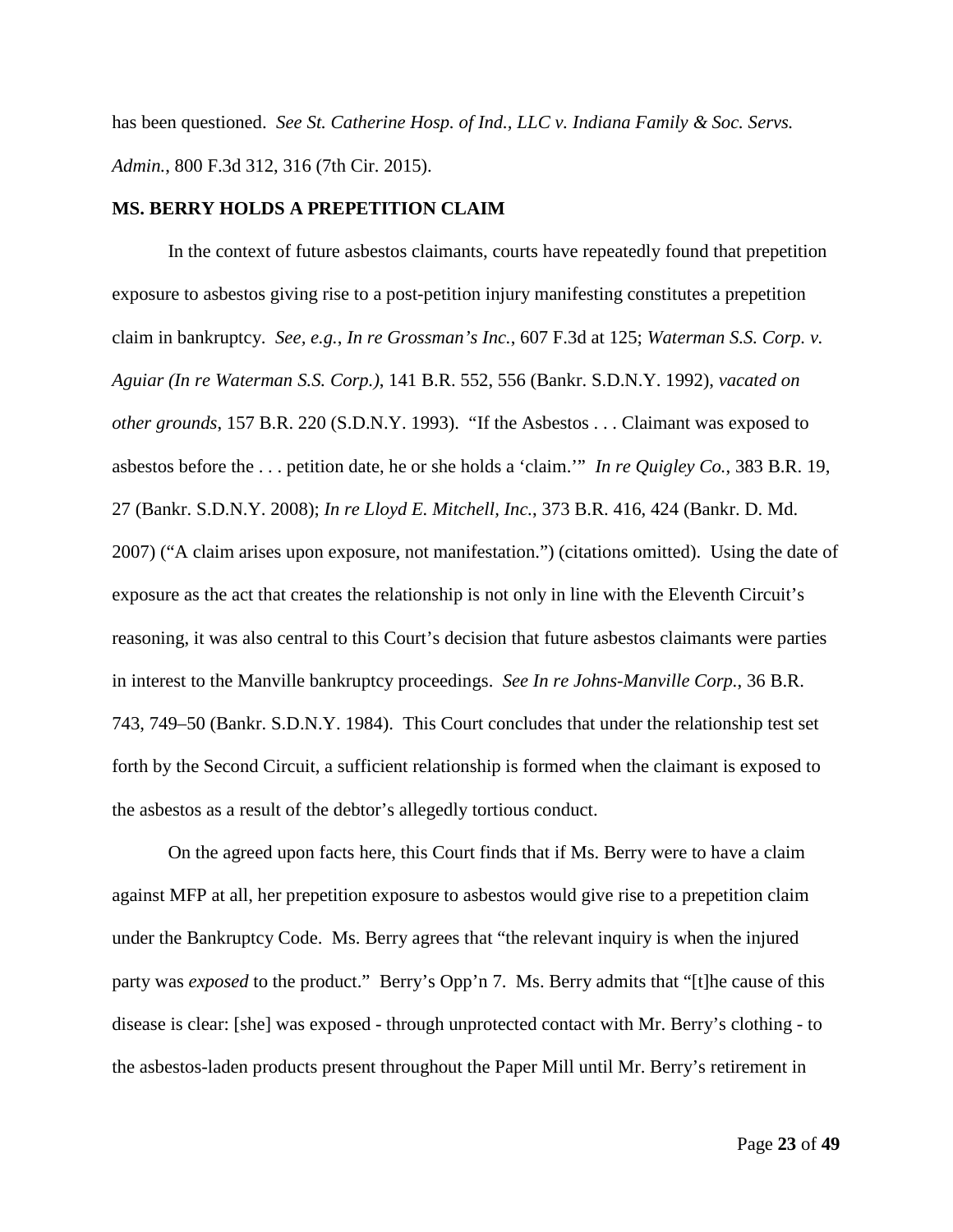has been questioned. *See St. Catherine Hosp. of Ind., LLC v. Indiana Family & Soc. Servs. Admin.*, 800 F.3d 312, 316 (7th Cir. 2015).

**MS. BERRY HOLDS A PREPETITION CLAIM**

In the context of future asbestos claimants, courts have repeatedly found that prepetition exposure to asbestos giving rise to a post-petition injury manifesting constitutes a prepetition claim in bankruptcy. *See, e.g.*, *In re Grossman's Inc.*, 607 F.3d at 125; *Waterman S.S. Corp. v. Aguiar (In re Waterman S.S. Corp.)*, 141 B.R. 552, 556 (Bankr. S.D.N.Y. 1992), *vacated on other grounds*, 157 B.R. 220 (S.D.N.Y. 1993). "If the Asbestos . . . Claimant was exposed to asbestos before the . . . petition date, he or she holds a 'claim.'" *In re Quigley Co.*, 383 B.R. 19, 27 (Bankr. S.D.N.Y. 2008); *In re Lloyd E. Mitchell, Inc.*, 373 B.R. 416, 424 (Bankr. D. Md. 2007) ("A claim arises upon exposure, not manifestation.") (citations omitted). Using the date of exposure as the act that creates the relationship is not only in line with the Eleventh Circuit's reasoning, it was also central to this Court's decision that future asbestos claimants were parties in interest to the Manville bankruptcy proceedings. *See In re Johns-Manville Corp.*, 36 B.R. 743, 749–50 (Bankr. S.D.N.Y. 1984). This Court concludes that under the relationship test set forth by the Second Circuit, a sufficient relationship is formed when the claimant is exposed to the asbestos as a result of the debtor's allegedly tortious conduct.

On the agreed upon facts here, this Court finds that if Ms. Berry were to have a claim against MFP at all, her prepetition exposure to asbestos would give rise to a prepetition claim under the Bankruptcy Code. Ms. Berry agrees that "the relevant inquiry is when the injured party was *exposed* to the product." Berry's Opp'n 7. Ms. Berry admits that "[t]he cause of this disease is clear: [she] was exposed - through unprotected contact with Mr. Berry's clothing - to the asbestos-laden products present throughout the Paper Mill until Mr. Berry's retirement in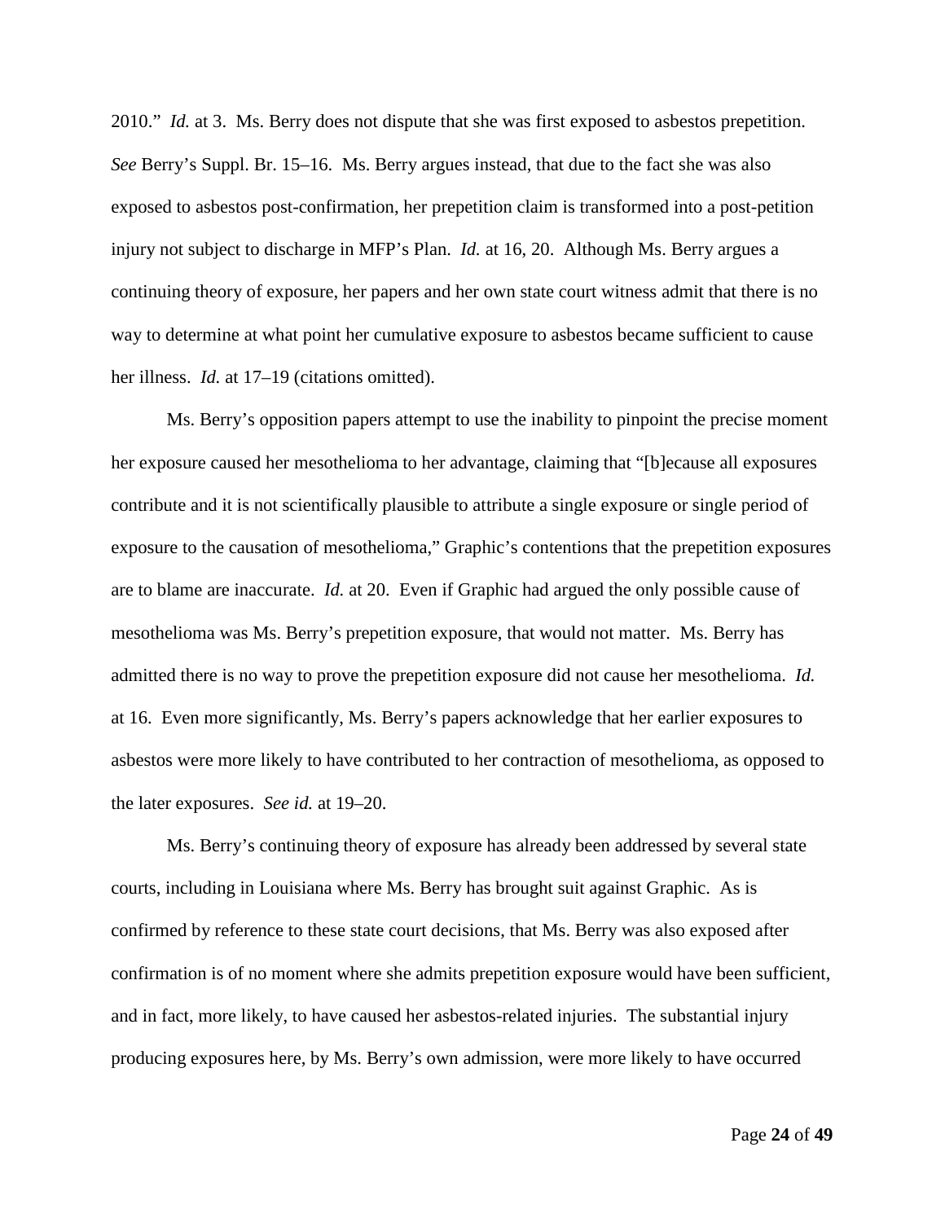2010." *Id.* at 3. Ms. Berry does not dispute that she was first exposed to asbestos prepetition. *See* Berry's Suppl. Br. 15–16. Ms. Berry argues instead, that due to the fact she was also exposed to asbestos post-confirmation, her prepetition claim is transformed into a post-petition injury not subject to discharge in MFP's Plan. *Id.* at 16, 20. Although Ms. Berry argues a continuing theory of exposure, her papers and her own state court witness admit that there is no way to determine at what point her cumulative exposure to asbestos became sufficient to cause her illness. *Id.* at 17–19 (citations omitted).

Ms. Berry's opposition papers attempt to use the inability to pinpoint the precise moment her exposure caused her mesothelioma to her advantage, claiming that "[b]ecause all exposures contribute and it is not scientifically plausible to attribute a single exposure or single period of exposure to the causation of mesothelioma," Graphic's contentions that the prepetition exposures are to blame are inaccurate. *Id.* at 20. Even if Graphic had argued the only possible cause of mesothelioma was Ms. Berry's prepetition exposure, that would not matter. Ms. Berry has admitted there is no way to prove the prepetition exposure did not cause her mesothelioma. *Id.* at 16. Even more significantly, Ms. Berry's papers acknowledge that her earlier exposures to asbestos were more likely to have contributed to her contraction of mesothelioma, as opposed to the later exposures. *See id.* at 19–20.

Ms. Berry's continuing theory of exposure has already been addressed by several state courts, including in Louisiana where Ms. Berry has brought suit against Graphic. As is confirmed by reference to these state court decisions, that Ms. Berry was also exposed after confirmation is of no moment where she admits prepetition exposure would have been sufficient, and in fact, more likely, to have caused her asbestos-related injuries. The substantial injury producing exposures here, by Ms. Berry's own admission, were more likely to have occurred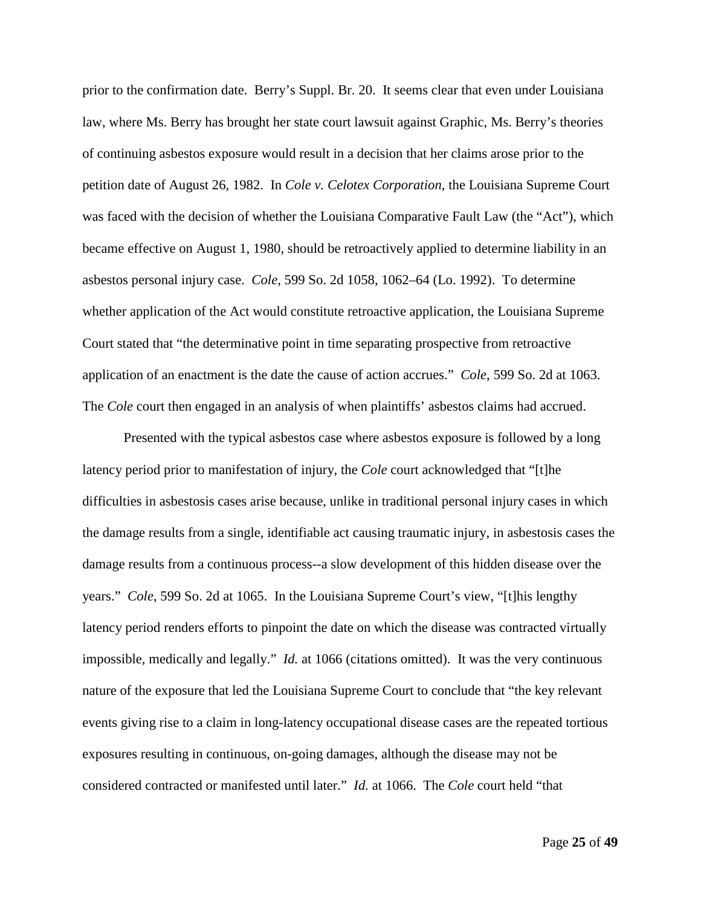prior to the confirmation date. Berry's Suppl. Br. 20. It seems clear that even under Louisiana law, where Ms. Berry has brought her state court lawsuit against Graphic, Ms. Berry's theories of continuing asbestos exposure would result in a decision that her claims arose prior to the petition date of August 26, 1982. In *Cole v. Celotex Corporation*, the Louisiana Supreme Court was faced with the decision of whether the Louisiana Comparative Fault Law (the "Act"), which became effective on August 1, 1980, should be retroactively applied to determine liability in an asbestos personal injury case. *Cole*, 599 So. 2d 1058, 1062–64 (Lo. 1992). To determine whether application of the Act would constitute retroactive application, the Louisiana Supreme Court stated that "the determinative point in time separating prospective from retroactive application of an enactment is the date the cause of action accrues." *Cole*, 599 So. 2d at 1063. The *Cole* court then engaged in an analysis of when plaintiffs' asbestos claims had accrued.

Presented with the typical asbestos case where asbestos exposure is followed by a long latency period prior to manifestation of injury, the *Cole* court acknowledged that "[t]he difficulties in asbestosis cases arise because, unlike in traditional personal injury cases in which the damage results from a single, identifiable act causing traumatic injury, in asbestosis cases the damage results from a continuous process--a slow development of this hidden disease over the years." *Cole*, 599 So. 2d at 1065. In the Louisiana Supreme Court's view, "[t]his lengthy latency period renders efforts to pinpoint the date on which the disease was contracted virtually impossible, medically and legally." *Id.* at 1066 (citations omitted). It was the very continuous nature of the exposure that led the Louisiana Supreme Court to conclude that "the key relevant events giving rise to a claim in long-latency occupational disease cases are the repeated tortious exposures resulting in continuous, on-going damages, although the disease may not be considered contracted or manifested until later." *Id.* at 1066. The *Cole* court held "that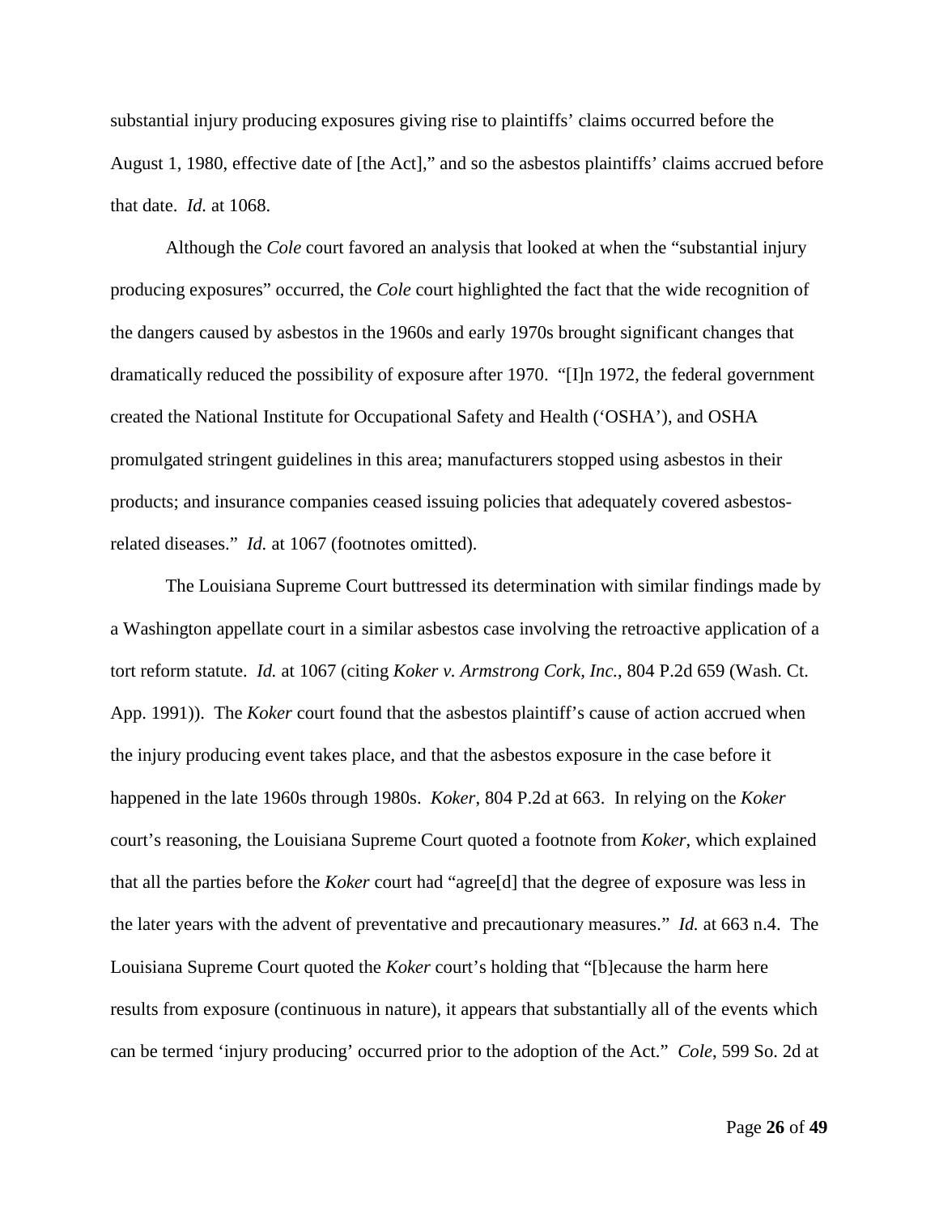substantial injury producing exposures giving rise to plaintiffs' claims occurred before the August 1, 1980, effective date of [the Act]," and so the asbestos plaintiffs' claims accrued before that date. *Id.* at 1068.

Although the *Cole* court favored an analysis that looked at when the "substantial injury producing exposures" occurred, the *Cole* court highlighted the fact that the wide recognition of the dangers caused by asbestos in the 1960s and early 1970s brought significant changes that dramatically reduced the possibility of exposure after 1970. "[I]n 1972, the federal government created the National Institute for Occupational Safety and Health ('OSHA'), and OSHA promulgated stringent guidelines in this area; manufacturers stopped using asbestos in their products; and insurance companies ceased issuing policies that adequately covered asbestos-related diseases." *Id.* at 1067 (footnotes omitted).

The Louisiana Supreme Court buttressed its determination with similar findings made by a Washington appellate court in a similar asbestos case involving the retroactive application of a tort reform statute. *Id.* at 1067 (citing *Koker v. Armstrong Cork, Inc.*, 804 P.2d 659 (Wash. Ct. App. 1991)). The *Koker* court found that the asbestos plaintiff's cause of action accrued when the injury producing event takes place, and that the asbestos exposure in the case before it happened in the late 1960s through 1980s. *Koker*, 804 P.2d at 663. In relying on the *Koker* court's reasoning, the Louisiana Supreme Court quoted a footnote from *Koker*, which explained that all the parties before the *Koker* court had "agree[d] that the degree of exposure was less in the later years with the advent of preventative and precautionary measures." *Id.* at 663 n.4. The Louisiana Supreme Court quoted the *Koker* court's holding that "[b]ecause the harm here results from exposure (continuous in nature), it appears that substantially all of the events which can be termed 'injury producing' occurred prior to the adoption of the Act." *Cole*, 599 So. 2d at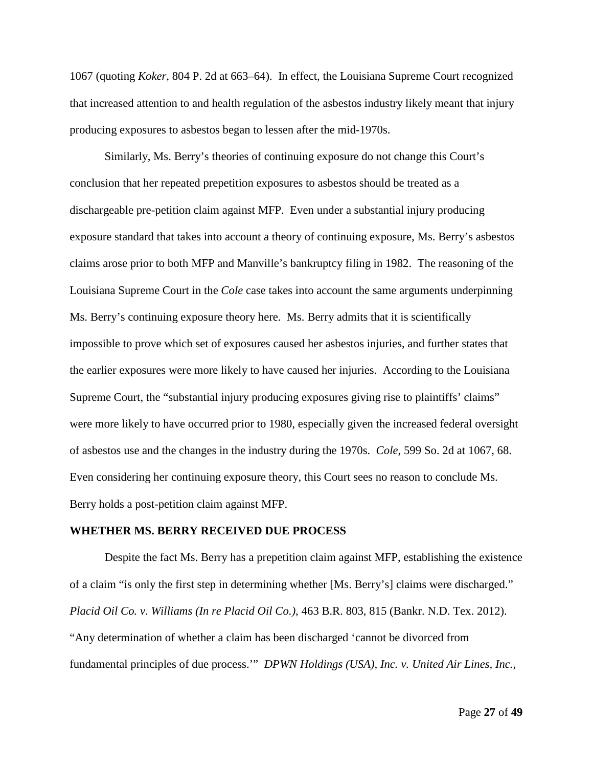1067 (quoting *Koker*, 804 P. 2d at 663–64). In effect, the Louisiana Supreme Court recognized that increased attention to and health regulation of the asbestos industry likely meant that injury producing exposures to asbestos began to lessen after the mid-1970s.

Similarly, Ms. Berry's theories of continuing exposure do not change this Court's conclusion that her repeated prepetition exposures to asbestos should be treated as a dischargeable pre-petition claim against MFP. Even under a substantial injury producing exposure standard that takes into account a theory of continuing exposure, Ms. Berry's asbestos claims arose prior to both MFP and Manville's bankruptcy filing in 1982. The reasoning of the Louisiana Supreme Court in the *Cole* case takes into account the same arguments underpinning Ms. Berry's continuing exposure theory here. Ms. Berry admits that it is scientifically impossible to prove which set of exposures caused her asbestos injuries, and further states that the earlier exposures were more likely to have caused her injuries. According to the Louisiana Supreme Court, the "substantial injury producing exposures giving rise to plaintiffs' claims" were more likely to have occurred prior to 1980, especially given the increased federal oversight of asbestos use and the changes in the industry during the 1970s. *Cole*, 599 So. 2d at 1067, 68. Even considering her continuing exposure theory, this Court sees no reason to conclude Ms. Berry holds a post-petition claim against MFP.

**WHETHER MS. BERRY RECEIVED DUE PROCESS**

Despite the fact Ms. Berry has a prepetition claim against MFP, establishing the existence of a claim "is only the first step in determining whether [Ms. Berry's] claims were discharged." *Placid Oil Co. v. Williams (In re Placid Oil Co.)*, 463 B.R. 803, 815 (Bankr. N.D. Tex. 2012). "Any determination of whether a claim has been discharged 'cannot be divorced from fundamental principles of due process.'" *DPWN Holdings (USA), Inc. v. United Air Lines, Inc.*,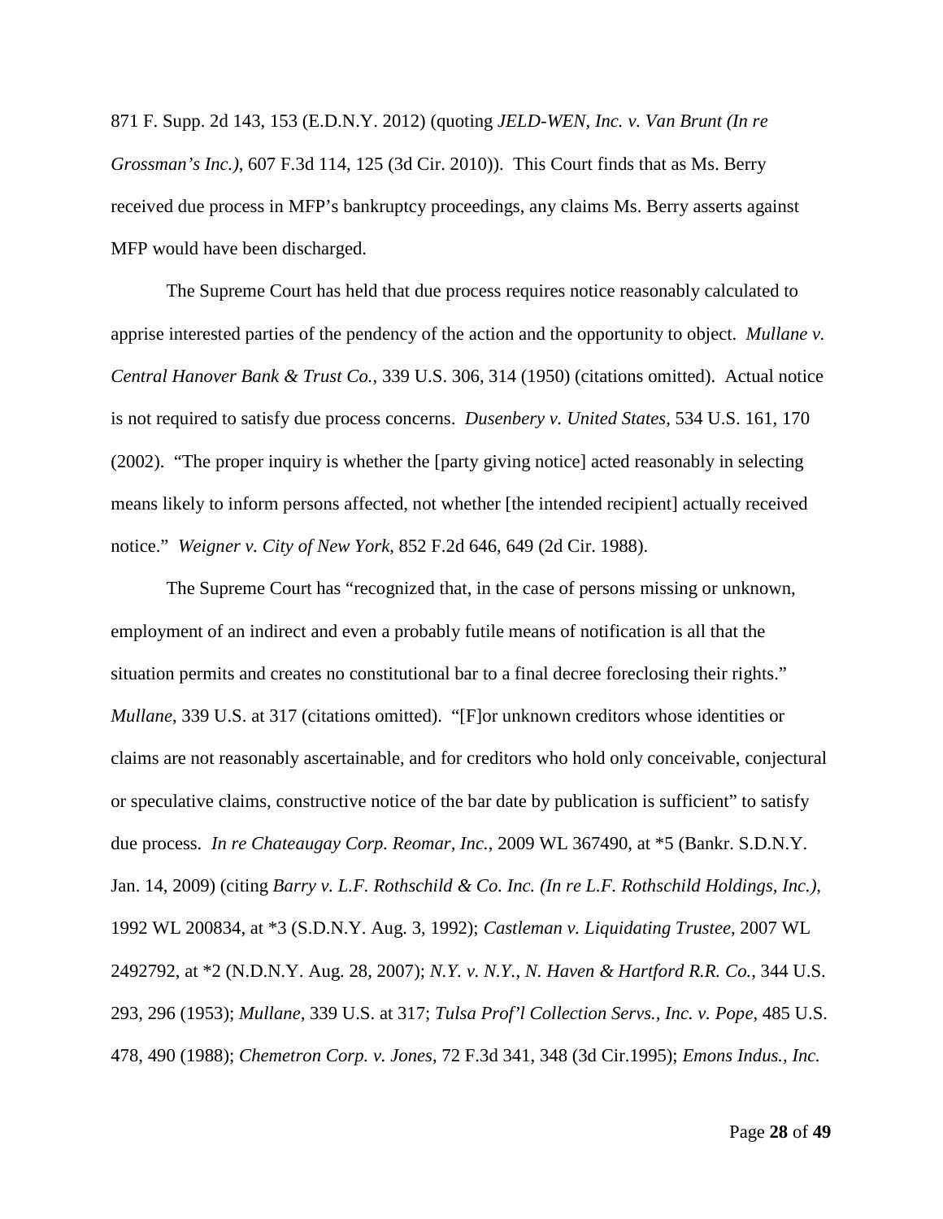871 F. Supp. 2d 143, 153 (E.D.N.Y. 2012) (quoting *JELD-WEN, Inc. v. Van Brunt (In re Grossman's Inc.)*, 607 F.3d 114, 125 (3d Cir. 2010)). This Court finds that as Ms. Berry received due process in MFP's bankruptcy proceedings, any claims Ms. Berry asserts against MFP would have been discharged.

The Supreme Court has held that due process requires notice reasonably calculated to apprise interested parties of the pendency of the action and the opportunity to object. *Mullane v. Central Hanover Bank & Trust Co.*, 339 U.S. 306, 314 (1950) (citations omitted). Actual notice is not required to satisfy due process concerns. *Dusenbery v. United States*, 534 U.S. 161, 170 (2002). "The proper inquiry is whether the [party giving notice] acted reasonably in selecting means likely to inform persons affected, not whether [the intended recipient] actually received notice." *Weigner v. City of New York*, 852 F.2d 646, 649 (2d Cir. 1988).

The Supreme Court has "recognized that, in the case of persons missing or unknown, employment of an indirect and even a probably futile means of notification is all that the situation permits and creates no constitutional bar to a final decree foreclosing their rights." *Mullane*, 339 U.S. at 317 (citations omitted). "[F]or unknown creditors whose identities or claims are not reasonably ascertainable, and for creditors who hold only conceivable, conjectural or speculative claims, constructive notice of the bar date by publication is sufficient" to satisfy due process. *In re Chateaugay Corp. Reomar, Inc.*, 2009 WL 367490, at *5 (Bankr. S.D.N.Y. Jan. 14, 2009) (citing *Barry v. L.F. Rothschild & Co. Inc. (In re L.F. Rothschild Holdings, Inc.)*, 1992 WL 200834, at *3 (S.D.N.Y. Aug. 3, 1992); *Castleman v. Liquidating Trustee*, 2007 WL 2492792, at *2 (N.D.N.Y. Aug. 28, 2007); *N.Y. v. N.Y., N. Haven & Hartford R.R. Co.*, 344 U.S. 293, 296 (1953); *Mullane*, 339 U.S. at 317; *Tulsa Prof'l Collection Servs., Inc. v. Pope*, 485 U.S. 478, 490 (1988); *Chemetron Corp. v. Jones*, 72 F.3d 341, 348 (3d Cir.1995); *Emons Indus., Inc.*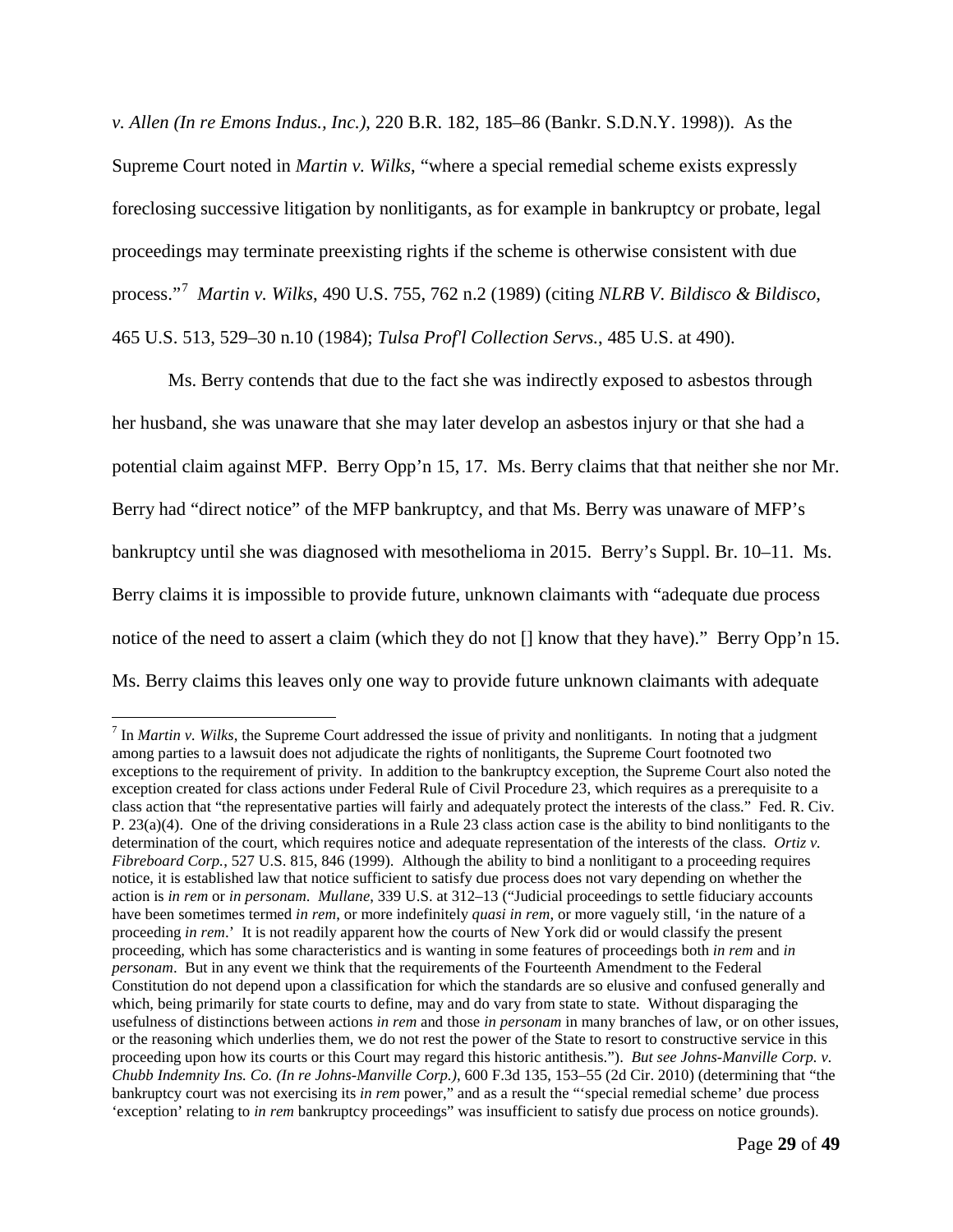*v. Allen (In re Emons Indus., Inc.)*, 220 B.R. 182, 185–86 (Bankr. S.D.N.Y. 1998)). As the Supreme Court noted in *Martin v. Wilks*, "where a special remedial scheme exists expressly foreclosing successive litigation by nonlitigants, as for example in bankruptcy or probate, legal proceedings may terminate preexisting rights if the scheme is otherwise consistent with due process."[7] *Martin v. Wilks*, 490 U.S. 755, 762 n.2 (1989) (citing *NLRB V. Bildisco & Bildisco*, 465 U.S. 513, 529–30 n.10 (1984); *Tulsa Prof'l Collection Servs.*, 485 U.S. at 490).

Ms. Berry contends that due to the fact she was indirectly exposed to asbestos through her husband, she was unaware that she may later develop an asbestos injury or that she had a potential claim against MFP. Berry Opp'n 15, 17. Ms. Berry claims that that neither she nor Mr. Berry had "direct notice" of the MFP bankruptcy, and that Ms. Berry was unaware of MFP's bankruptcy until she was diagnosed with mesothelioma in 2015. Berry's Suppl. Br. 10–11. Ms. Berry claims it is impossible to provide future, unknown claimants with "adequate due process notice of the need to assert a claim (which they do not [] know that they have)." Berry Opp'n 15. Ms. Berry claims this leaves only one way to provide future unknown claimants with adequate

---

[7] In *Martin v. Wilks*, the Supreme Court addressed the issue of privity and nonlitigants. In noting that a judgment among parties to a lawsuit does not adjudicate the rights of nonlitigants, the Supreme Court footnoted two exceptions to the requirement of privity. In addition to the bankruptcy exception, the Supreme Court also noted the exception created for class actions under Federal Rule of Civil Procedure 23, which requires as a prerequisite to a class action that "the representative parties will fairly and adequately protect the interests of the class." Fed. R. Civ. P. 23(a)(4). One of the driving considerations in a Rule 23 class action case is the ability to bind nonlitigants to the determination of the court, which requires notice and adequate representation of the interests of the class. *Ortiz v. Fibreboard Corp.*, 527 U.S. 815, 846 (1999). Although the ability to bind a nonlitigant to a proceeding requires notice, it is established law that notice sufficient to satisfy due process does not vary depending on whether the action is *in rem* or *in personam*. *Mullane*, 339 U.S. at 312–13 ("Judicial proceedings to settle fiduciary accounts have been sometimes termed *in rem*, or more indefinitely *quasi in rem*, or more vaguely still, 'in the nature of a proceeding *in rem*.' It is not readily apparent how the courts of New York did or would classify the present proceeding, which has some characteristics and is wanting in some features of proceedings both *in rem* and *in personam*. But in any event we think that the requirements of the Fourteenth Amendment to the Federal Constitution do not depend upon a classification for which the standards are so elusive and confused generally and which, being primarily for state courts to define, may and do vary from state to state. Without disparaging the usefulness of distinctions between actions *in rem* and those *in personam* in many branches of law, or on other issues, or the reasoning which underlies them, we do not rest the power of the State to resort to constructive service in this proceeding upon how its courts or this Court may regard this historic antithesis."). *But see Johns-Manville Corp. v. Chubb Indemnity Ins. Co. (In re Johns-Manville Corp.)*, 600 F.3d 135, 153–55 (2d Cir. 2010) (determining that "the bankruptcy court was not exercising its *in rem* power," and as a result the "'special remedial scheme' due process 'exception' relating to *in rem* bankruptcy proceedings" was insufficient to satisfy due process on notice grounds).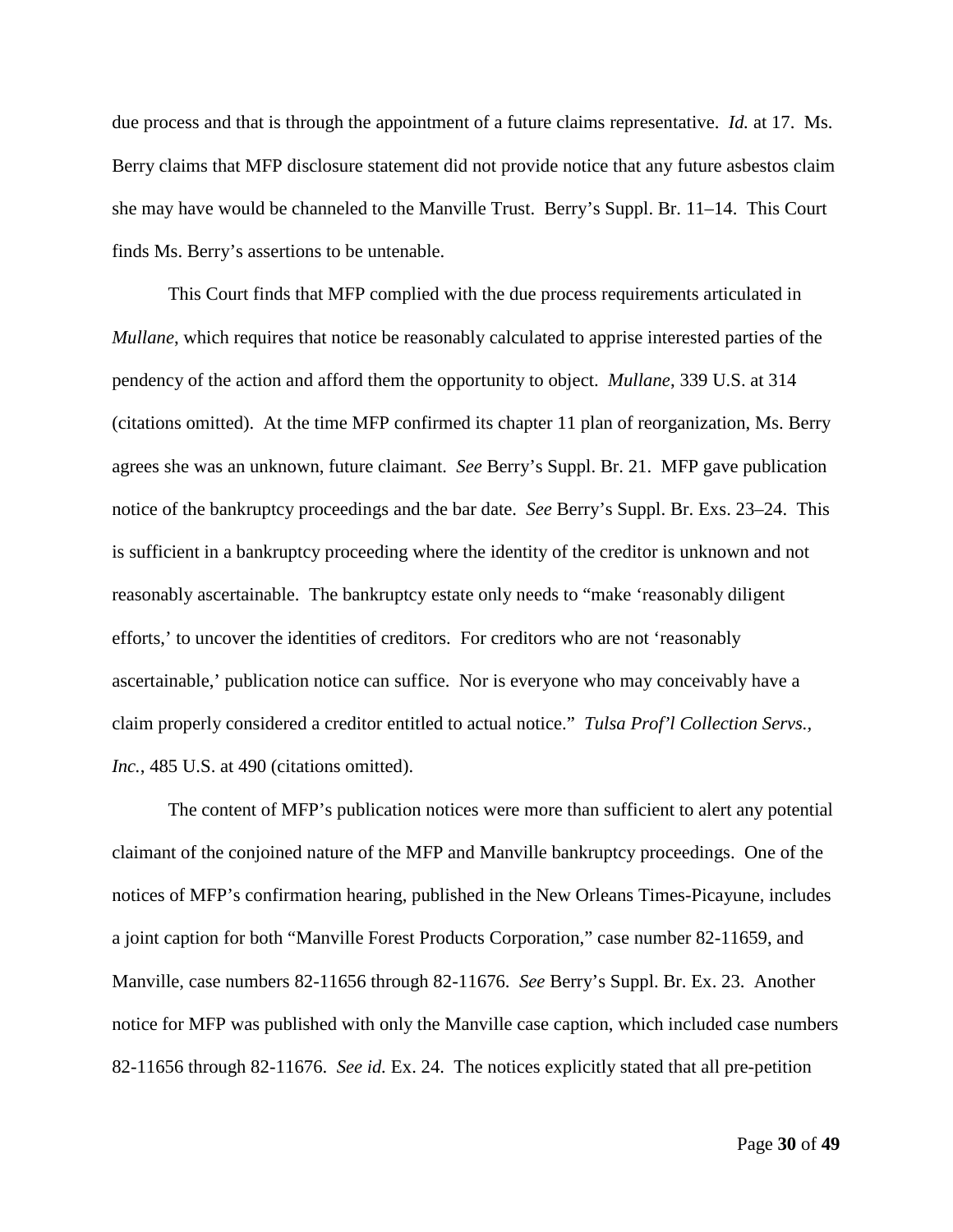due process and that is through the appointment of a future claims representative. *Id.* at 17. Ms. Berry claims that MFP disclosure statement did not provide notice that any future asbestos claim she may have would be channeled to the Manville Trust. Berry's Suppl. Br. 11–14. This Court finds Ms. Berry's assertions to be untenable.

This Court finds that MFP complied with the due process requirements articulated in *Mullane*, which requires that notice be reasonably calculated to apprise interested parties of the pendency of the action and afford them the opportunity to object. *Mullane*, 339 U.S. at 314 (citations omitted). At the time MFP confirmed its chapter 11 plan of reorganization, Ms. Berry agrees she was an unknown, future claimant. *See* Berry's Suppl. Br. 21. MFP gave publication notice of the bankruptcy proceedings and the bar date. *See* Berry's Suppl. Br. Exs. 23–24. This is sufficient in a bankruptcy proceeding where the identity of the creditor is unknown and not reasonably ascertainable. The bankruptcy estate only needs to "make 'reasonably diligent efforts,' to uncover the identities of creditors. For creditors who are not 'reasonably ascertainable,' publication notice can suffice. Nor is everyone who may conceivably have a claim properly considered a creditor entitled to actual notice." *Tulsa Prof'l Collection Servs., Inc.*, 485 U.S. at 490 (citations omitted).

The content of MFP's publication notices were more than sufficient to alert any potential claimant of the conjoined nature of the MFP and Manville bankruptcy proceedings. One of the notices of MFP's confirmation hearing, published in the New Orleans Times-Picayune, includes a joint caption for both "Manville Forest Products Corporation," case number 82-11659, and Manville, case numbers 82-11656 through 82-11676. *See* Berry's Suppl. Br. Ex. 23. Another notice for MFP was published with only the Manville case caption, which included case numbers 82-11656 through 82-11676. *See id.* Ex. 24. The notices explicitly stated that all pre-petition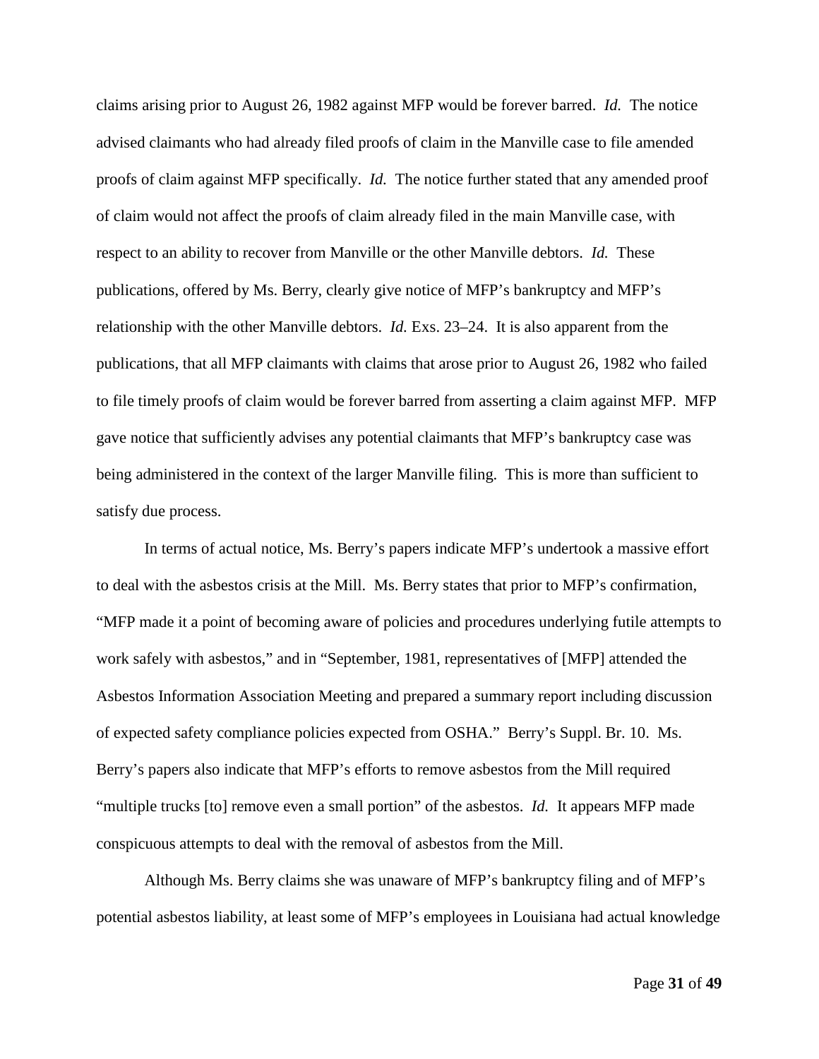claims arising prior to August 26, 1982 against MFP would be forever barred. *Id.* The notice advised claimants who had already filed proofs of claim in the Manville case to file amended proofs of claim against MFP specifically. *Id.* The notice further stated that any amended proof of claim would not affect the proofs of claim already filed in the main Manville case, with respect to an ability to recover from Manville or the other Manville debtors. *Id.* These publications, offered by Ms. Berry, clearly give notice of MFP's bankruptcy and MFP's relationship with the other Manville debtors. *Id.* Exs. 23–24. It is also apparent from the publications, that all MFP claimants with claims that arose prior to August 26, 1982 who failed to file timely proofs of claim would be forever barred from asserting a claim against MFP. MFP gave notice that sufficiently advises any potential claimants that MFP's bankruptcy case was being administered in the context of the larger Manville filing. This is more than sufficient to satisfy due process.

In terms of actual notice, Ms. Berry's papers indicate MFP's undertook a massive effort to deal with the asbestos crisis at the Mill. Ms. Berry states that prior to MFP's confirmation, "MFP made it a point of becoming aware of policies and procedures underlying futile attempts to work safely with asbestos," and in "September, 1981, representatives of [MFP] attended the Asbestos Information Association Meeting and prepared a summary report including discussion of expected safety compliance policies expected from OSHA." Berry's Suppl. Br. 10. Ms. Berry's papers also indicate that MFP's efforts to remove asbestos from the Mill required "multiple trucks [to] remove even a small portion" of the asbestos. *Id.* It appears MFP made conspicuous attempts to deal with the removal of asbestos from the Mill.

Although Ms. Berry claims she was unaware of MFP's bankruptcy filing and of MFP's potential asbestos liability, at least some of MFP's employees in Louisiana had actual knowledge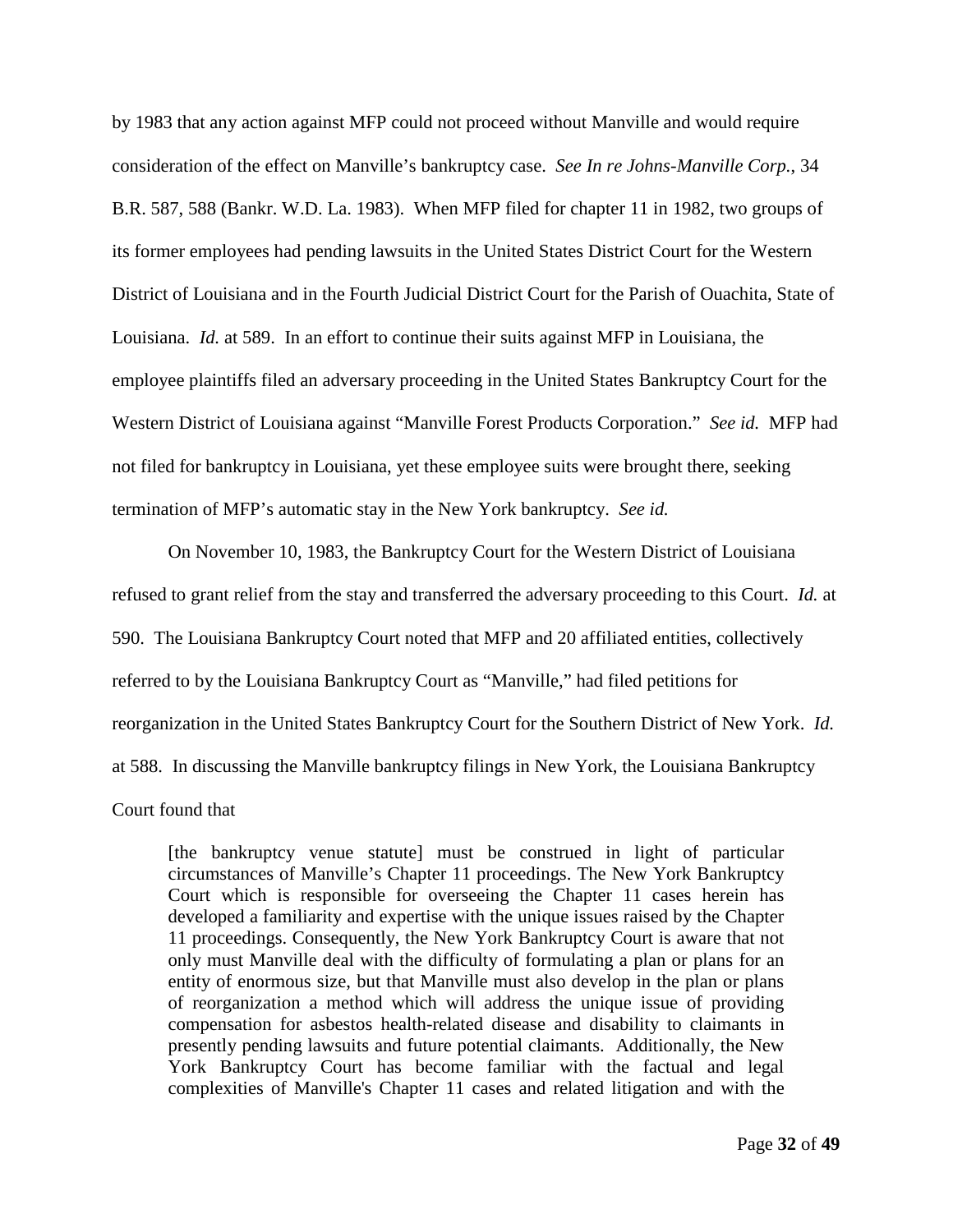by 1983 that any action against MFP could not proceed without Manville and would require consideration of the effect on Manville's bankruptcy case. *See In re Johns-Manville Corp.*, 34 B.R. 587, 588 (Bankr. W.D. La. 1983). When MFP filed for chapter 11 in 1982, two groups of its former employees had pending lawsuits in the United States District Court for the Western District of Louisiana and in the Fourth Judicial District Court for the Parish of Ouachita, State of Louisiana. *Id.* at 589. In an effort to continue their suits against MFP in Louisiana, the employee plaintiffs filed an adversary proceeding in the United States Bankruptcy Court for the Western District of Louisiana against "Manville Forest Products Corporation." *See id.* MFP had not filed for bankruptcy in Louisiana, yet these employee suits were brought there, seeking termination of MFP's automatic stay in the New York bankruptcy. *See id.*

On November 10, 1983, the Bankruptcy Court for the Western District of Louisiana refused to grant relief from the stay and transferred the adversary proceeding to this Court. *Id.* at 590. The Louisiana Bankruptcy Court noted that MFP and 20 affiliated entities, collectively referred to by the Louisiana Bankruptcy Court as "Manville," had filed petitions for reorganization in the United States Bankruptcy Court for the Southern District of New York. *Id.* at 588. In discussing the Manville bankruptcy filings in New York, the Louisiana Bankruptcy Court found that

> [the bankruptcy venue statute] must be construed in light of particular circumstances of Manville's Chapter 11 proceedings. The New York Bankruptcy Court which is responsible for overseeing the Chapter 11 cases herein has developed a familiarity and expertise with the unique issues raised by the Chapter 11 proceedings. Consequently, the New York Bankruptcy Court is aware that not only must Manville deal with the difficulty of formulating a plan or plans for an entity of enormous size, but that Manville must also develop in the plan or plans of reorganization a method which will address the unique issue of providing compensation for asbestos health-related disease and disability to claimants in presently pending lawsuits and future potential claimants. Additionally, the New York Bankruptcy Court has become familiar with the factual and legal complexities of Manville's Chapter 11 cases and related litigation and with the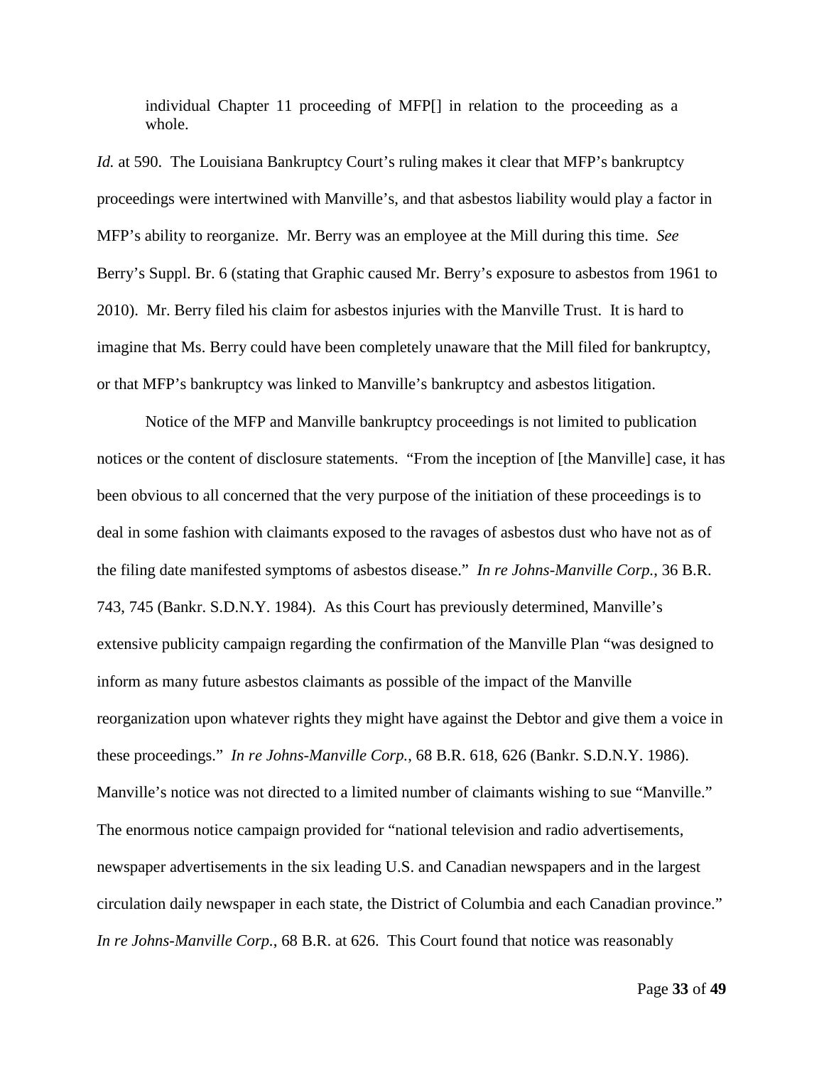> individual Chapter 11 proceeding of MFP[] in relation to the proceeding as a whole.

*Id.* at 590. The Louisiana Bankruptcy Court's ruling makes it clear that MFP's bankruptcy proceedings were intertwined with Manville's, and that asbestos liability would play a factor in MFP's ability to reorganize. Mr. Berry was an employee at the Mill during this time. *See* Berry's Suppl. Br. 6 (stating that Graphic caused Mr. Berry's exposure to asbestos from 1961 to 2010). Mr. Berry filed his claim for asbestos injuries with the Manville Trust. It is hard to imagine that Ms. Berry could have been completely unaware that the Mill filed for bankruptcy, or that MFP's bankruptcy was linked to Manville's bankruptcy and asbestos litigation.

Notice of the MFP and Manville bankruptcy proceedings is not limited to publication notices or the content of disclosure statements. "From the inception of [the Manville] case, it has been obvious to all concerned that the very purpose of the initiation of these proceedings is to deal in some fashion with claimants exposed to the ravages of asbestos dust who have not as of the filing date manifested symptoms of asbestos disease." *In re Johns-Manville Corp.*, 36 B.R. 743, 745 (Bankr. S.D.N.Y. 1984). As this Court has previously determined, Manville's extensive publicity campaign regarding the confirmation of the Manville Plan "was designed to inform as many future asbestos claimants as possible of the impact of the Manville reorganization upon whatever rights they might have against the Debtor and give them a voice in these proceedings." *In re Johns-Manville Corp.*, 68 B.R. 618, 626 (Bankr. S.D.N.Y. 1986). Manville's notice was not directed to a limited number of claimants wishing to sue "Manville." The enormous notice campaign provided for "national television and radio advertisements, newspaper advertisements in the six leading U.S. and Canadian newspapers and in the largest circulation daily newspaper in each state, the District of Columbia and each Canadian province." *In re Johns-Manville Corp.*, 68 B.R. at 626. This Court found that notice was reasonably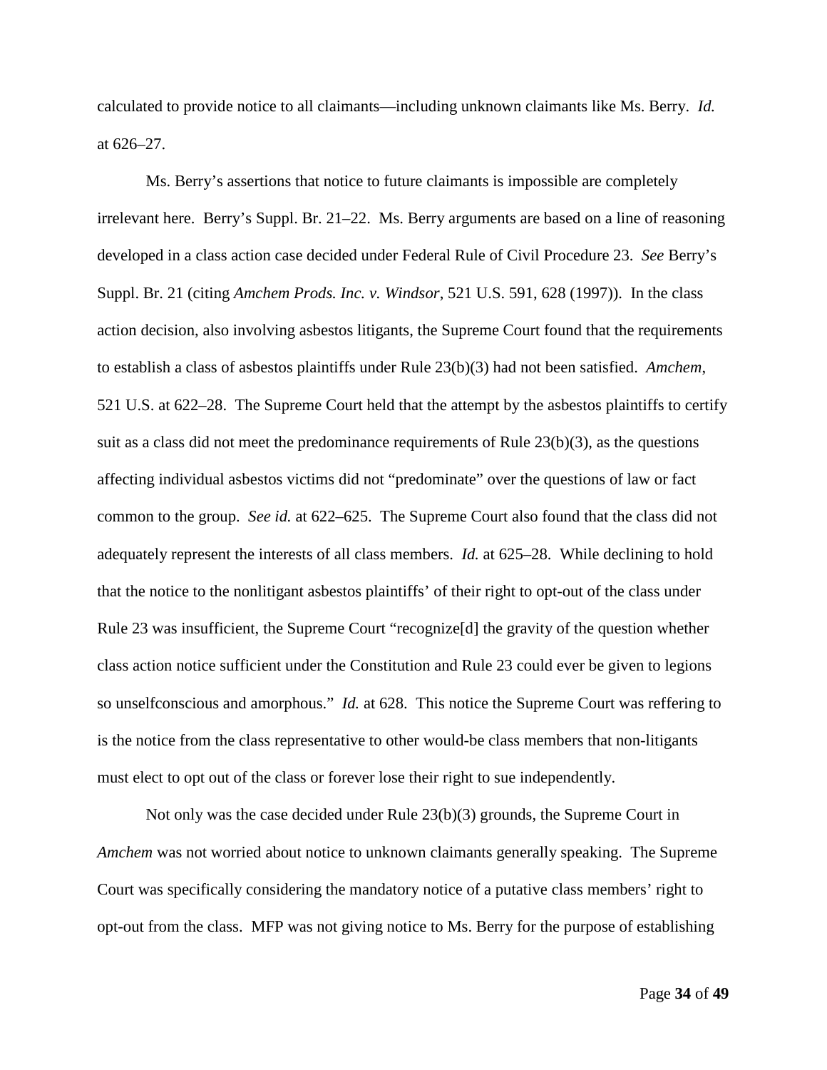calculated to provide notice to all claimants—including unknown claimants like Ms. Berry. *Id.* at 626–27.

Ms. Berry's assertions that notice to future claimants is impossible are completely irrelevant here. Berry's Suppl. Br. 21–22. Ms. Berry arguments are based on a line of reasoning developed in a class action case decided under Federal Rule of Civil Procedure 23. *See* Berry's Suppl. Br. 21 (citing *Amchem Prods. Inc. v. Windsor*, 521 U.S. 591, 628 (1997)). In the class action decision, also involving asbestos litigants, the Supreme Court found that the requirements to establish a class of asbestos plaintiffs under Rule 23(b)(3) had not been satisfied. *Amchem*, 521 U.S. at 622–28. The Supreme Court held that the attempt by the asbestos plaintiffs to certify suit as a class did not meet the predominance requirements of Rule 23(b)(3), as the questions affecting individual asbestos victims did not "predominate" over the questions of law or fact common to the group. *See id.* at 622–625. The Supreme Court also found that the class did not adequately represent the interests of all class members. *Id.* at 625–28. While declining to hold that the notice to the nonlitigant asbestos plaintiffs' of their right to opt-out of the class under Rule 23 was insufficient, the Supreme Court "recognize[d] the gravity of the question whether class action notice sufficient under the Constitution and Rule 23 could ever be given to legions so unselfconscious and amorphous." *Id.* at 628. This notice the Supreme Court was reffering to is the notice from the class representative to other would-be class members that non-litigants must elect to opt out of the class or forever lose their right to sue independently.

Not only was the case decided under Rule 23(b)(3) grounds, the Supreme Court in *Amchem* was not worried about notice to unknown claimants generally speaking. The Supreme Court was specifically considering the mandatory notice of a putative class members' right to opt-out from the class. MFP was not giving notice to Ms. Berry for the purpose of establishing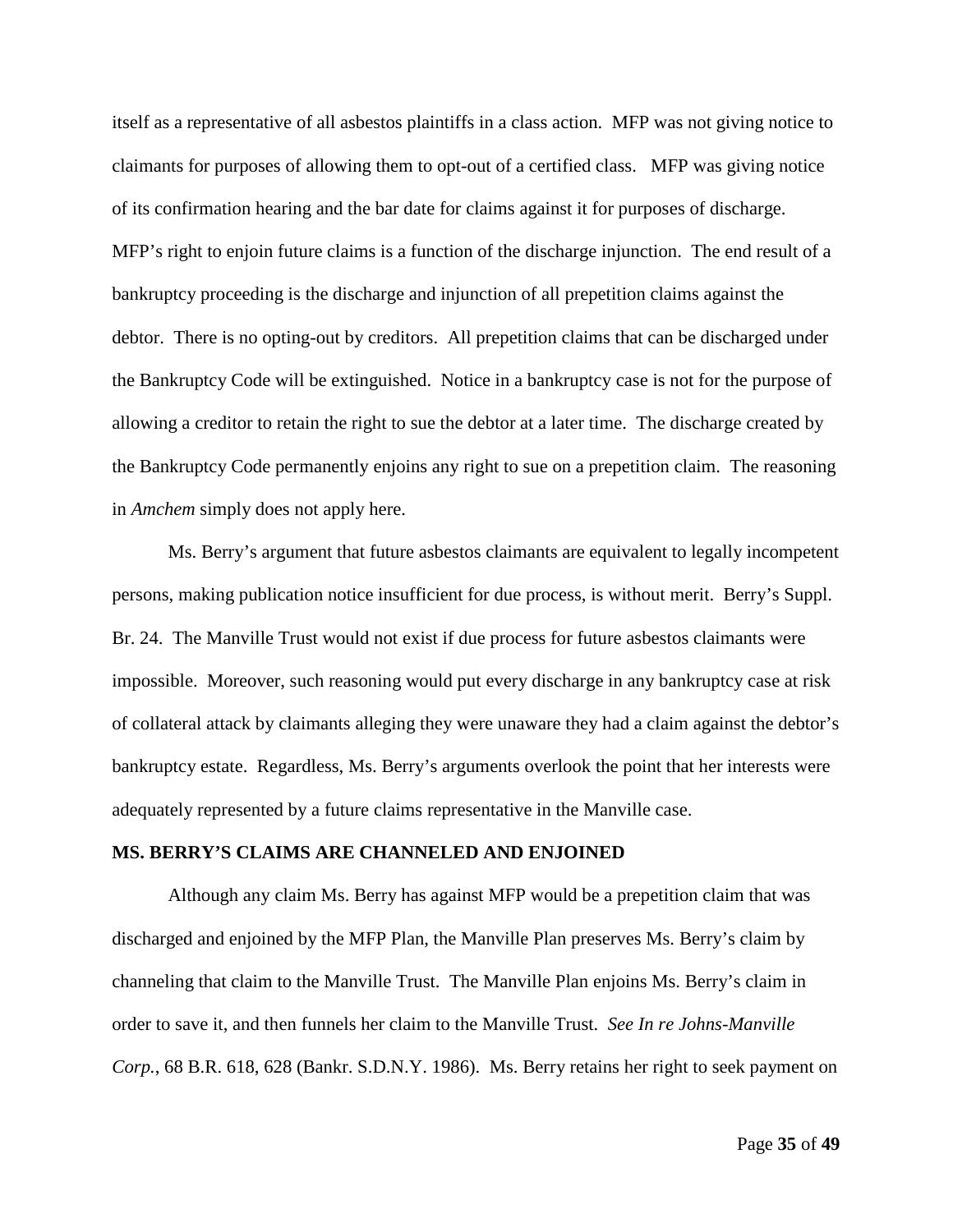itself as a representative of all asbestos plaintiffs in a class action. MFP was not giving notice to claimants for purposes of allowing them to opt-out of a certified class. MFP was giving notice of its confirmation hearing and the bar date for claims against it for purposes of discharge. MFP's right to enjoin future claims is a function of the discharge injunction. The end result of a bankruptcy proceeding is the discharge and injunction of all prepetition claims against the debtor. There is no opting-out by creditors. All prepetition claims that can be discharged under the Bankruptcy Code will be extinguished. Notice in a bankruptcy case is not for the purpose of allowing a creditor to retain the right to sue the debtor at a later time. The discharge created by the Bankruptcy Code permanently enjoins any right to sue on a prepetition claim. The reasoning in *Amchem* simply does not apply here.

Ms. Berry's argument that future asbestos claimants are equivalent to legally incompetent persons, making publication notice insufficient for due process, is without merit. Berry's Suppl. Br. 24. The Manville Trust would not exist if due process for future asbestos claimants were impossible. Moreover, such reasoning would put every discharge in any bankruptcy case at risk of collateral attack by claimants alleging they were unaware they had a claim against the debtor's bankruptcy estate. Regardless, Ms. Berry's arguments overlook the point that her interests were adequately represented by a future claims representative in the Manville case.

**MS. BERRY'S CLAIMS ARE CHANNELED AND ENJOINED**

Although any claim Ms. Berry has against MFP would be a prepetition claim that was discharged and enjoined by the MFP Plan, the Manville Plan preserves Ms. Berry's claim by channeling that claim to the Manville Trust. The Manville Plan enjoins Ms. Berry's claim in order to save it, and then funnels her claim to the Manville Trust. *See In re Johns-Manville Corp.*, 68 B.R. 618, 628 (Bankr. S.D.N.Y. 1986). Ms. Berry retains her right to seek payment on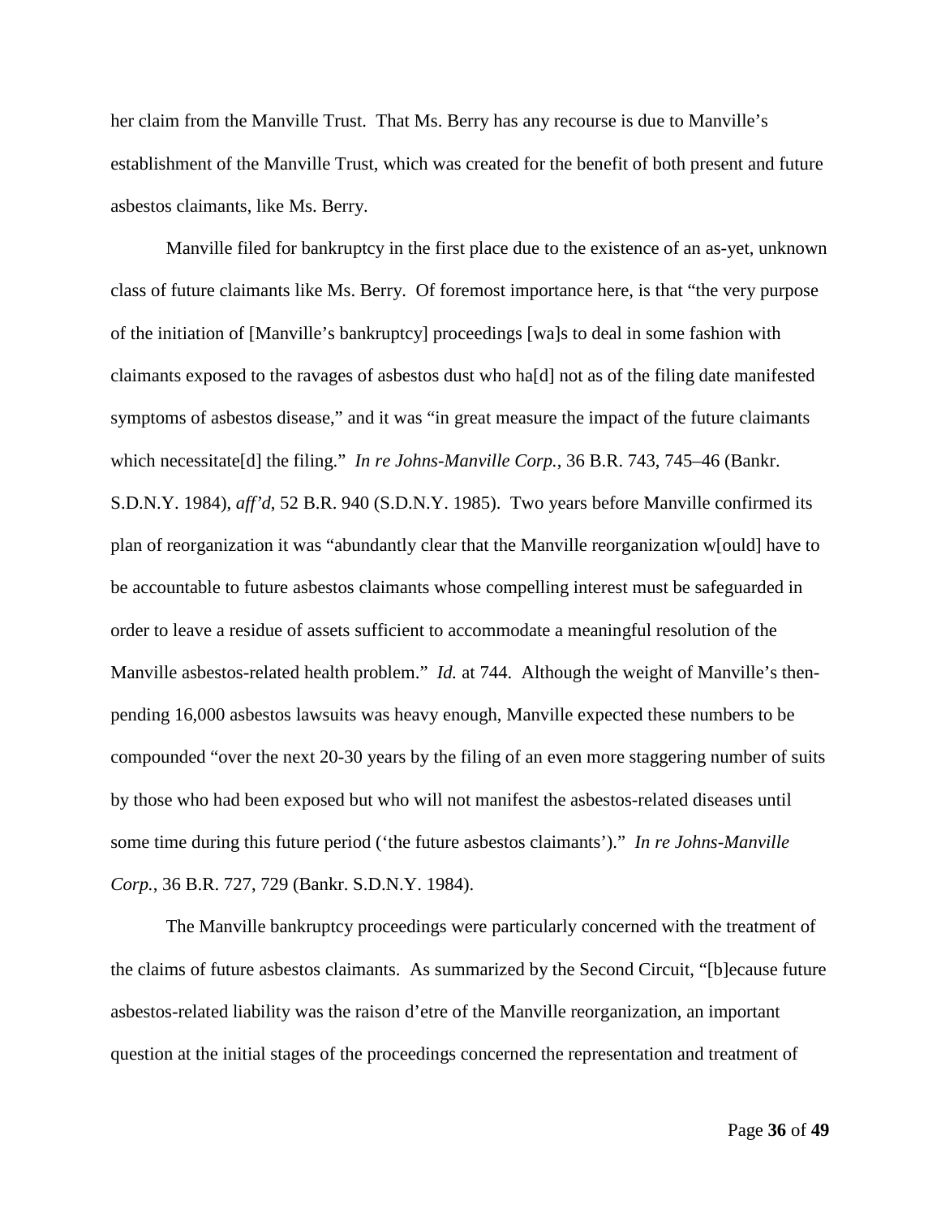her claim from the Manville Trust. That Ms. Berry has any recourse is due to Manville's establishment of the Manville Trust, which was created for the benefit of both present and future asbestos claimants, like Ms. Berry.

Manville filed for bankruptcy in the first place due to the existence of an as-yet, unknown class of future claimants like Ms. Berry. Of foremost importance here, is that "the very purpose of the initiation of [Manville's bankruptcy] proceedings [wa]s to deal in some fashion with claimants exposed to the ravages of asbestos dust who ha[d] not as of the filing date manifested symptoms of asbestos disease," and it was "in great measure the impact of the future claimants which necessitate[d] the filing." *In re Johns-Manville Corp.*, 36 B.R. 743, 745–46 (Bankr. S.D.N.Y. 1984), *aff'd*, 52 B.R. 940 (S.D.N.Y. 1985). Two years before Manville confirmed its plan of reorganization it was "abundantly clear that the Manville reorganization w[ould] have to be accountable to future asbestos claimants whose compelling interest must be safeguarded in order to leave a residue of assets sufficient to accommodate a meaningful resolution of the Manville asbestos-related health problem." *Id.* at 744. Although the weight of Manville's then-pending 16,000 asbestos lawsuits was heavy enough, Manville expected these numbers to be compounded "over the next 20-30 years by the filing of an even more staggering number of suits by those who had been exposed but who will not manifest the asbestos-related diseases until some time during this future period ('the future asbestos claimants')." *In re Johns-Manville Corp.*, 36 B.R. 727, 729 (Bankr. S.D.N.Y. 1984).

The Manville bankruptcy proceedings were particularly concerned with the treatment of the claims of future asbestos claimants. As summarized by the Second Circuit, "[b]ecause future asbestos-related liability was the raison d'etre of the Manville reorganization, an important question at the initial stages of the proceedings concerned the representation and treatment of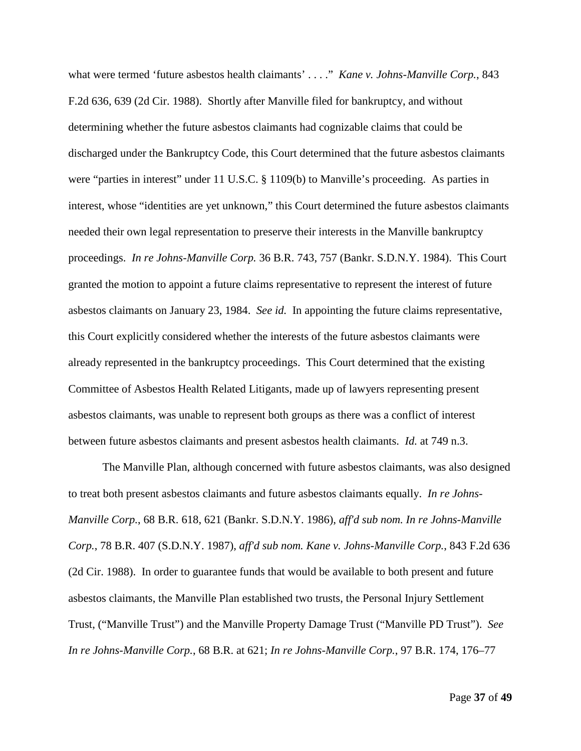what were termed 'future asbestos health claimants' . . . ." *Kane v. Johns-Manville Corp.*, 843 F.2d 636, 639 (2d Cir. 1988). Shortly after Manville filed for bankruptcy, and without determining whether the future asbestos claimants had cognizable claims that could be discharged under the Bankruptcy Code, this Court determined that the future asbestos claimants were "parties in interest" under 11 U.S.C. § 1109(b) to Manville's proceeding. As parties in interest, whose "identities are yet unknown," this Court determined the future asbestos claimants needed their own legal representation to preserve their interests in the Manville bankruptcy proceedings. *In re Johns-Manville Corp.* 36 B.R. 743, 757 (Bankr. S.D.N.Y. 1984). This Court granted the motion to appoint a future claims representative to represent the interest of future asbestos claimants on January 23, 1984. *See id.* In appointing the future claims representative, this Court explicitly considered whether the interests of the future asbestos claimants were already represented in the bankruptcy proceedings. This Court determined that the existing Committee of Asbestos Health Related Litigants, made up of lawyers representing present asbestos claimants, was unable to represent both groups as there was a conflict of interest between future asbestos claimants and present asbestos health claimants. *Id.* at 749 n.3.

The Manville Plan, although concerned with future asbestos claimants, was also designed to treat both present asbestos claimants and future asbestos claimants equally. *In re Johns-Manville Corp.*, 68 B.R. 618, 621 (Bankr. S.D.N.Y. 1986), *aff'd sub nom. In re Johns-Manville Corp.*, 78 B.R. 407 (S.D.N.Y. 1987), *aff'd sub nom. Kane v. Johns-Manville Corp.*, 843 F.2d 636 (2d Cir. 1988). In order to guarantee funds that would be available to both present and future asbestos claimants, the Manville Plan established two trusts, the Personal Injury Settlement Trust, ("Manville Trust") and the Manville Property Damage Trust ("Manville PD Trust"). *See In re Johns-Manville Corp.*, 68 B.R. at 621; *In re Johns-Manville Corp.*, 97 B.R. 174, 176–77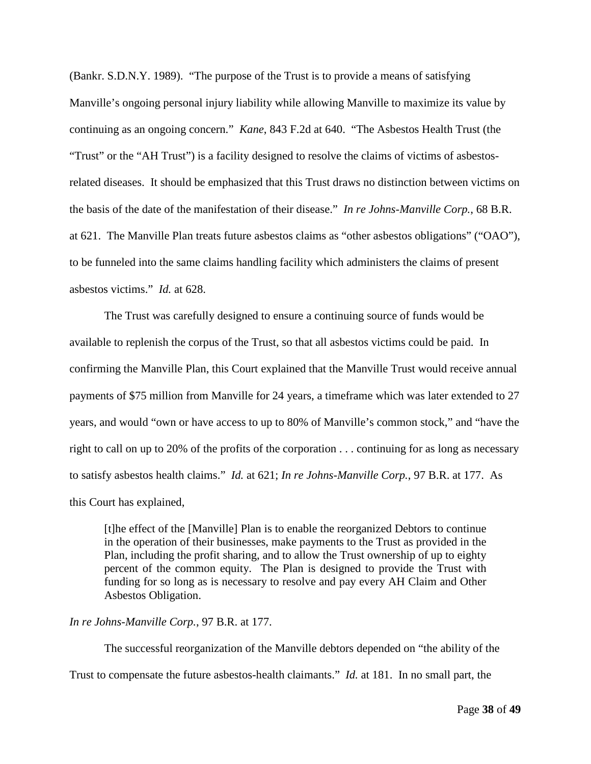(Bankr. S.D.N.Y. 1989). "The purpose of the Trust is to provide a means of satisfying Manville's ongoing personal injury liability while allowing Manville to maximize its value by continuing as an ongoing concern." *Kane*, 843 F.2d at 640. "The Asbestos Health Trust (the "Trust" or the "AH Trust") is a facility designed to resolve the claims of victims of asbestos-related diseases. It should be emphasized that this Trust draws no distinction between victims on the basis of the date of the manifestation of their disease." *In re Johns-Manville Corp.*, 68 B.R. at 621. The Manville Plan treats future asbestos claims as "other asbestos obligations" ("OAO"), to be funneled into the same claims handling facility which administers the claims of present asbestos victims." *Id.* at 628.

The Trust was carefully designed to ensure a continuing source of funds would be available to replenish the corpus of the Trust, so that all asbestos victims could be paid. In confirming the Manville Plan, this Court explained that the Manville Trust would receive annual payments of $75 million from Manville for 24 years, a timeframe which was later extended to 27 years, and would "own or have access to up to 80% of Manville's common stock," and "have the right to call on up to 20% of the profits of the corporation . . . continuing for as long as necessary to satisfy asbestos health claims." *Id.* at 621; *In re Johns-Manville Corp.*, 97 B.R. at 177. As this Court has explained,

> [t]he effect of the [Manville] Plan is to enable the reorganized Debtors to continue in the operation of their businesses, make payments to the Trust as provided in the Plan, including the profit sharing, and to allow the Trust ownership of up to eighty percent of the common equity. The Plan is designed to provide the Trust with funding for so long as is necessary to resolve and pay every AH Claim and Other Asbestos Obligation.

*In re Johns-Manville Corp.*, 97 B.R. at 177.

The successful reorganization of the Manville debtors depended on "the ability of the Trust to compensate the future asbestos-health claimants." *Id.* at 181. In no small part, the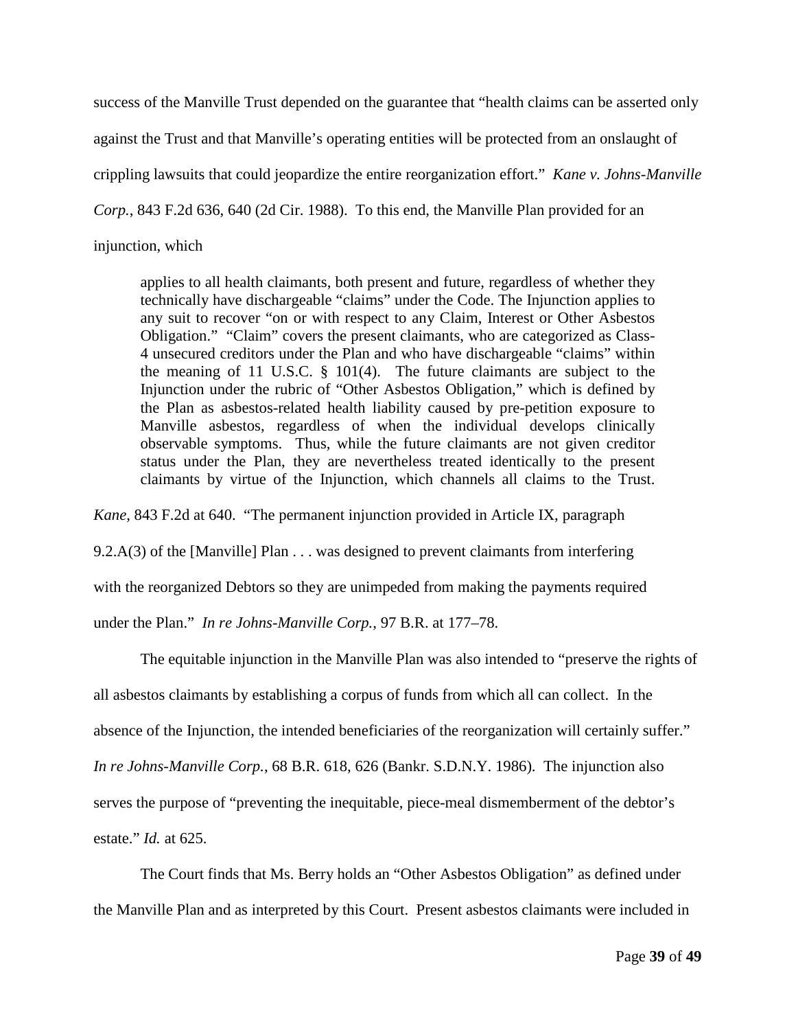success of the Manville Trust depended on the guarantee that "health claims can be asserted only against the Trust and that Manville's operating entities will be protected from an onslaught of crippling lawsuits that could jeopardize the entire reorganization effort." *Kane v. Johns-Manville Corp.*, 843 F.2d 636, 640 (2d Cir. 1988). To this end, the Manville Plan provided for an injunction, which

> applies to all health claimants, both present and future, regardless of whether they technically have dischargeable "claims" under the Code. The Injunction applies to any suit to recover "on or with respect to any Claim, Interest or Other Asbestos Obligation." "Claim" covers the present claimants, who are categorized as Class-4 unsecured creditors under the Plan and who have dischargeable "claims" within the meaning of 11 U.S.C. § 101(4). The future claimants are subject to the Injunction under the rubric of "Other Asbestos Obligation," which is defined by the Plan as asbestos-related health liability caused by pre-petition exposure to Manville asbestos, regardless of when the individual develops clinically observable symptoms. Thus, while the future claimants are not given creditor status under the Plan, they are nevertheless treated identically to the present claimants by virtue of the Injunction, which channels all claims to the Trust.

*Kane*, 843 F.2d at 640. "The permanent injunction provided in Article IX, paragraph 9.2.A(3) of the [Manville] Plan . . . was designed to prevent claimants from interfering with the reorganized Debtors so they are unimpeded from making the payments required under the Plan." *In re Johns-Manville Corp.*, 97 B.R. at 177–78.

The equitable injunction in the Manville Plan was also intended to "preserve the rights of all asbestos claimants by establishing a corpus of funds from which all can collect. In the absence of the Injunction, the intended beneficiaries of the reorganization will certainly suffer." *In re Johns-Manville Corp.*, 68 B.R. 618, 626 (Bankr. S.D.N.Y. 1986). The injunction also serves the purpose of "preventing the inequitable, piece-meal dismemberment of the debtor's estate." *Id.* at 625.

The Court finds that Ms. Berry holds an "Other Asbestos Obligation" as defined under the Manville Plan and as interpreted by this Court. Present asbestos claimants were included in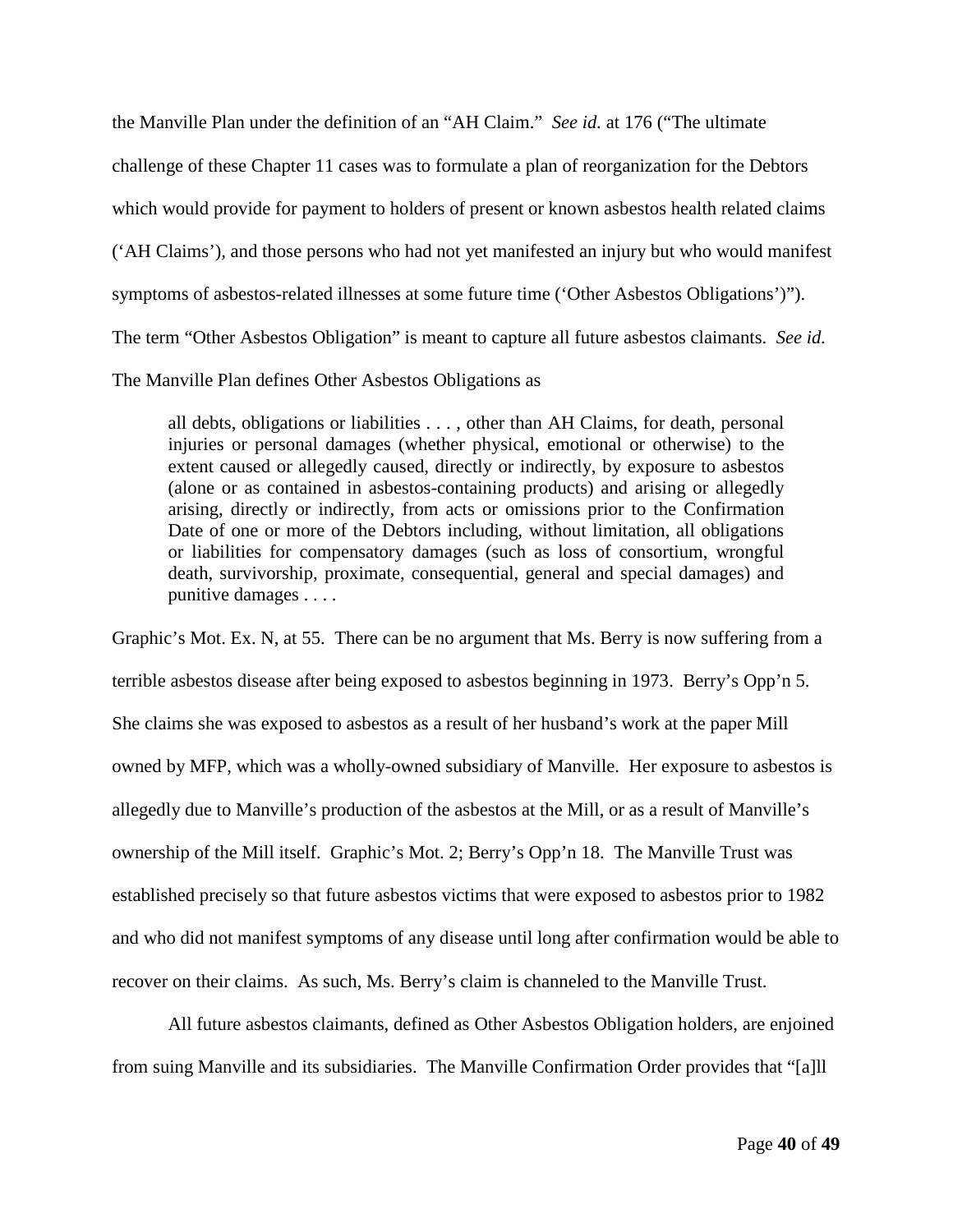the Manville Plan under the definition of an "AH Claim." *See id.* at 176 ("The ultimate challenge of these Chapter 11 cases was to formulate a plan of reorganization for the Debtors which would provide for payment to holders of present or known asbestos health related claims ('AH Claims'), and those persons who had not yet manifested an injury but who would manifest symptoms of asbestos-related illnesses at some future time ('Other Asbestos Obligations')"). The term "Other Asbestos Obligation" is meant to capture all future asbestos claimants. *See id.* The Manville Plan defines Other Asbestos Obligations as

> all debts, obligations or liabilities . . . , other than AH Claims, for death, personal injuries or personal damages (whether physical, emotional or otherwise) to the extent caused or allegedly caused, directly or indirectly, by exposure to asbestos (alone or as contained in asbestos-containing products) and arising or allegedly arising, directly or indirectly, from acts or omissions prior to the Confirmation Date of one or more of the Debtors including, without limitation, all obligations or liabilities for compensatory damages (such as loss of consortium, wrongful death, survivorship, proximate, consequential, general and special damages) and punitive damages . . . .

Graphic's Mot. Ex. N, at 55. There can be no argument that Ms. Berry is now suffering from a terrible asbestos disease after being exposed to asbestos beginning in 1973. Berry's Opp'n 5. She claims she was exposed to asbestos as a result of her husband's work at the paper Mill owned by MFP, which was a wholly-owned subsidiary of Manville. Her exposure to asbestos is allegedly due to Manville's production of the asbestos at the Mill, or as a result of Manville's ownership of the Mill itself. Graphic's Mot. 2; Berry's Opp'n 18. The Manville Trust was established precisely so that future asbestos victims that were exposed to asbestos prior to 1982 and who did not manifest symptoms of any disease until long after confirmation would be able to recover on their claims. As such, Ms. Berry's claim is channeled to the Manville Trust.

All future asbestos claimants, defined as Other Asbestos Obligation holders, are enjoined from suing Manville and its subsidiaries. The Manville Confirmation Order provides that "[a]ll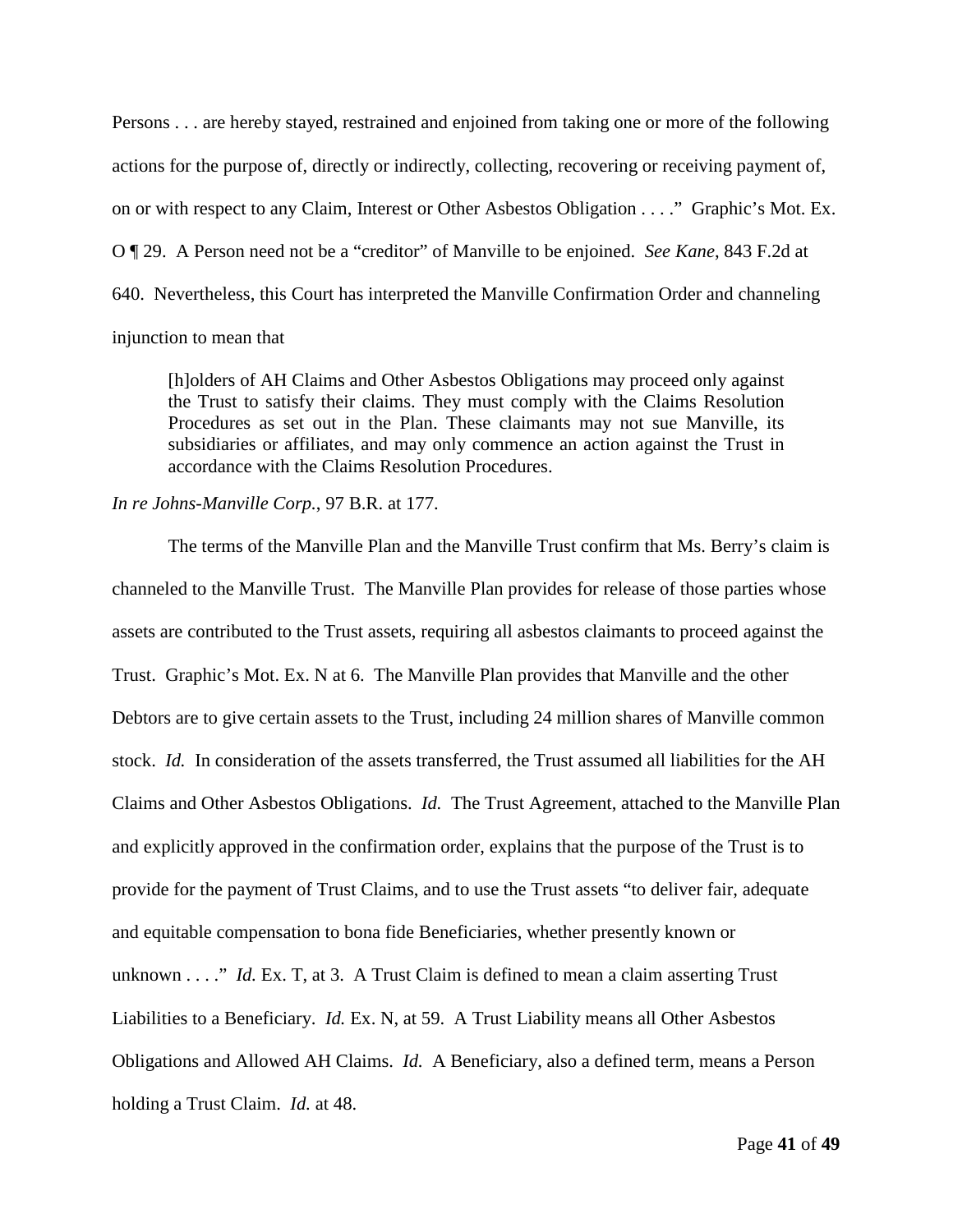Persons . . . are hereby stayed, restrained and enjoined from taking one or more of the following actions for the purpose of, directly or indirectly, collecting, recovering or receiving payment of, on or with respect to any Claim, Interest or Other Asbestos Obligation . . . ." Graphic's Mot. Ex. O ¶ 29. A Person need not be a "creditor" of Manville to be enjoined. *See Kane*, 843 F.2d at 640. Nevertheless, this Court has interpreted the Manville Confirmation Order and channeling injunction to mean that

> [h]olders of AH Claims and Other Asbestos Obligations may proceed only against the Trust to satisfy their claims. They must comply with the Claims Resolution Procedures as set out in the Plan. These claimants may not sue Manville, its subsidiaries or affiliates, and may only commence an action against the Trust in accordance with the Claims Resolution Procedures.

*In re Johns-Manville Corp.*, 97 B.R. at 177.

The terms of the Manville Plan and the Manville Trust confirm that Ms. Berry's claim is channeled to the Manville Trust. The Manville Plan provides for release of those parties whose assets are contributed to the Trust assets, requiring all asbestos claimants to proceed against the Trust. Graphic's Mot. Ex. N at 6. The Manville Plan provides that Manville and the other Debtors are to give certain assets to the Trust, including 24 million shares of Manville common stock. *Id.* In consideration of the assets transferred, the Trust assumed all liabilities for the AH Claims and Other Asbestos Obligations. *Id.* The Trust Agreement, attached to the Manville Plan and explicitly approved in the confirmation order, explains that the purpose of the Trust is to provide for the payment of Trust Claims, and to use the Trust assets "to deliver fair, adequate and equitable compensation to bona fide Beneficiaries, whether presently known or unknown . . . ." *Id.* Ex. T, at 3. A Trust Claim is defined to mean a claim asserting Trust Liabilities to a Beneficiary. *Id.* Ex. N, at 59. A Trust Liability means all Other Asbestos Obligations and Allowed AH Claims. *Id.* A Beneficiary, also a defined term, means a Person holding a Trust Claim. *Id.* at 48.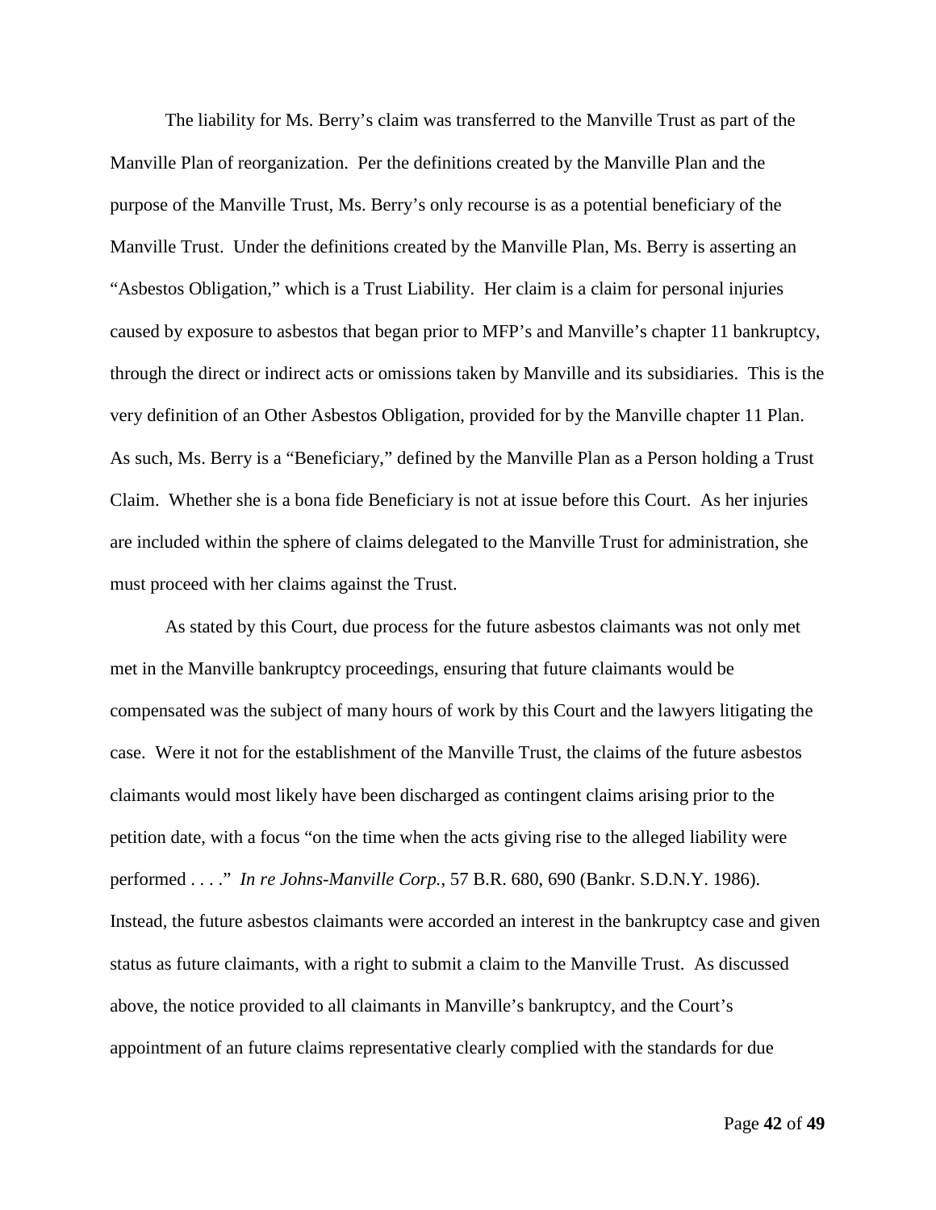The liability for Ms. Berry's claim was transferred to the Manville Trust as part of the Manville Plan of reorganization. Per the definitions created by the Manville Plan and the purpose of the Manville Trust, Ms. Berry's only recourse is as a potential beneficiary of the Manville Trust. Under the definitions created by the Manville Plan, Ms. Berry is asserting an "Asbestos Obligation," which is a Trust Liability. Her claim is a claim for personal injuries caused by exposure to asbestos that began prior to MFP's and Manville's chapter 11 bankruptcy, through the direct or indirect acts or omissions taken by Manville and its subsidiaries. This is the very definition of an Other Asbestos Obligation, provided for by the Manville chapter 11 Plan. As such, Ms. Berry is a "Beneficiary," defined by the Manville Plan as a Person holding a Trust Claim. Whether she is a bona fide Beneficiary is not at issue before this Court. As her injuries are included within the sphere of claims delegated to the Manville Trust for administration, she must proceed with her claims against the Trust.

As stated by this Court, due process for the future asbestos claimants was not only met met in the Manville bankruptcy proceedings, ensuring that future claimants would be compensated was the subject of many hours of work by this Court and the lawyers litigating the case. Were it not for the establishment of the Manville Trust, the claims of the future asbestos claimants would most likely have been discharged as contingent claims arising prior to the petition date, with a focus "on the time when the acts giving rise to the alleged liability were performed . . . ." *In re Johns-Manville Corp.*, 57 B.R. 680, 690 (Bankr. S.D.N.Y. 1986). Instead, the future asbestos claimants were accorded an interest in the bankruptcy case and given status as future claimants, with a right to submit a claim to the Manville Trust. As discussed above, the notice provided to all claimants in Manville's bankruptcy, and the Court's appointment of an future claims representative clearly complied with the standards for due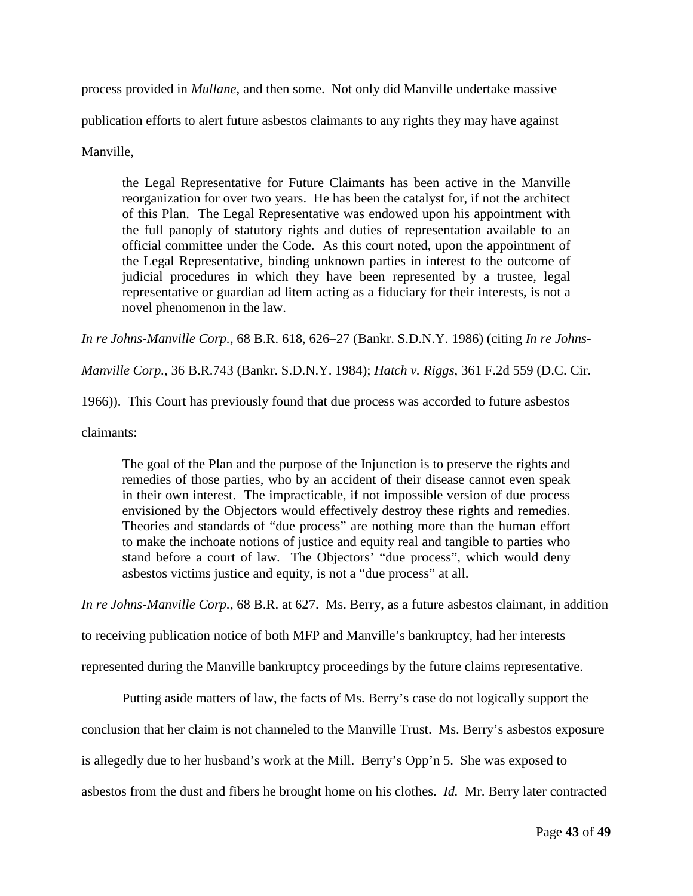process provided in *Mullane*, and then some. Not only did Manville undertake massive publication efforts to alert future asbestos claimants to any rights they may have against Manville,

> the Legal Representative for Future Claimants has been active in the Manville reorganization for over two years. He has been the catalyst for, if not the architect of this Plan. The Legal Representative was endowed upon his appointment with the full panoply of statutory rights and duties of representation available to an official committee under the Code. As this court noted, upon the appointment of the Legal Representative, binding unknown parties in interest to the outcome of judicial procedures in which they have been represented by a trustee, legal representative or guardian ad litem acting as a fiduciary for their interests, is not a novel phenomenon in the law.

*In re Johns-Manville Corp.*, 68 B.R. 618, 626–27 (Bankr. S.D.N.Y. 1986) (citing *In re Johns-Manville Corp.*, 36 B.R.743 (Bankr. S.D.N.Y. 1984); *Hatch v. Riggs*, 361 F.2d 559 (D.C. Cir. 1966)). This Court has previously found that due process was accorded to future asbestos claimants:

> The goal of the Plan and the purpose of the Injunction is to preserve the rights and remedies of those parties, who by an accident of their disease cannot even speak in their own interest. The impracticable, if not impossible version of due process envisioned by the Objectors would effectively destroy these rights and remedies. Theories and standards of "due process" are nothing more than the human effort to make the inchoate notions of justice and equity real and tangible to parties who stand before a court of law. The Objectors' "due process", which would deny asbestos victims justice and equity, is not a "due process" at all.

*In re Johns-Manville Corp.*, 68 B.R. at 627. Ms. Berry, as a future asbestos claimant, in addition to receiving publication notice of both MFP and Manville's bankruptcy, had her interests represented during the Manville bankruptcy proceedings by the future claims representative.

Putting aside matters of law, the facts of Ms. Berry's case do not logically support the conclusion that her claim is not channeled to the Manville Trust. Ms. Berry's asbestos exposure is allegedly due to her husband's work at the Mill. Berry's Opp'n 5. She was exposed to asbestos from the dust and fibers he brought home on his clothes. *Id.* Mr. Berry later contracted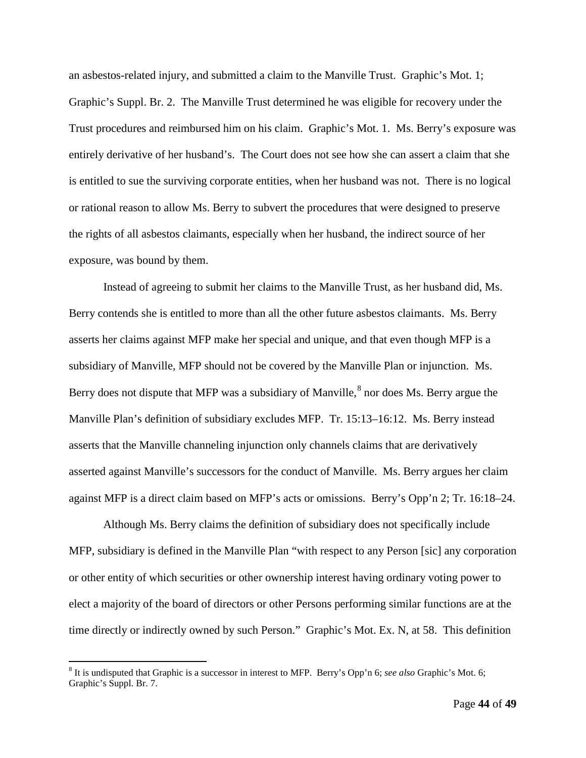an asbestos-related injury, and submitted a claim to the Manville Trust. Graphic's Mot. 1; Graphic's Suppl. Br. 2. The Manville Trust determined he was eligible for recovery under the Trust procedures and reimbursed him on his claim. Graphic's Mot. 1. Ms. Berry's exposure was entirely derivative of her husband's. The Court does not see how she can assert a claim that she is entitled to sue the surviving corporate entities, when her husband was not. There is no logical or rational reason to allow Ms. Berry to subvert the procedures that were designed to preserve the rights of all asbestos claimants, especially when her husband, the indirect source of her exposure, was bound by them.

Instead of agreeing to submit her claims to the Manville Trust, as her husband did, Ms. Berry contends she is entitled to more than all the other future asbestos claimants. Ms. Berry asserts her claims against MFP make her special and unique, and that even though MFP is a subsidiary of Manville, MFP should not be covered by the Manville Plan or injunction. Ms. Berry does not dispute that MFP was a subsidiary of Manville,[8] nor does Ms. Berry argue the Manville Plan's definition of subsidiary excludes MFP. Tr. 15:13–16:12. Ms. Berry instead asserts that the Manville channeling injunction only channels claims that are derivatively asserted against Manville's successors for the conduct of Manville. Ms. Berry argues her claim against MFP is a direct claim based on MFP's acts or omissions. Berry's Opp'n 2; Tr. 16:18–24.

Although Ms. Berry claims the definition of subsidiary does not specifically include MFP, subsidiary is defined in the Manville Plan "with respect to any Person [sic] any corporation or other entity of which securities or other ownership interest having ordinary voting power to elect a majority of the board of directors or other Persons performing similar functions are at the time directly or indirectly owned by such Person." Graphic's Mot. Ex. N, at 58. This definition

[8] It is undisputed that Graphic is a successor in interest to MFP. Berry's Opp'n 6; *see also* Graphic's Mot. 6; Graphic's Suppl. Br. 7.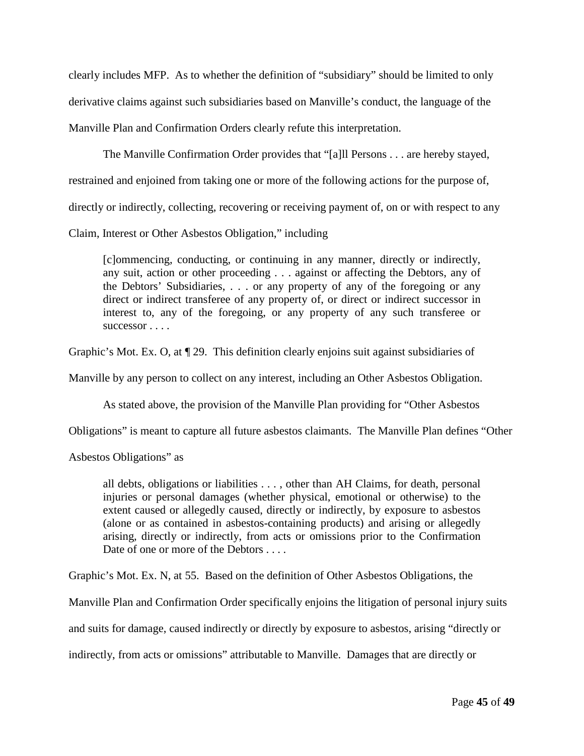clearly includes MFP. As to whether the definition of "subsidiary" should be limited to only derivative claims against such subsidiaries based on Manville's conduct, the language of the Manville Plan and Confirmation Orders clearly refute this interpretation.

The Manville Confirmation Order provides that "[a]ll Persons . . . are hereby stayed, restrained and enjoined from taking one or more of the following actions for the purpose of, directly or indirectly, collecting, recovering or receiving payment of, on or with respect to any Claim, Interest or Other Asbestos Obligation," including

> [c]ommencing, conducting, or continuing in any manner, directly or indirectly, any suit, action or other proceeding . . . against or affecting the Debtors, any of the Debtors' Subsidiaries, . . . or any property of any of the foregoing or any direct or indirect transferee of any property of, or direct or indirect successor in interest to, any of the foregoing, or any property of any such transferee or successor . . . .

Graphic's Mot. Ex. O, at ¶ 29. This definition clearly enjoins suit against subsidiaries of Manville by any person to collect on any interest, including an Other Asbestos Obligation.

As stated above, the provision of the Manville Plan providing for "Other Asbestos Obligations" is meant to capture all future asbestos claimants. The Manville Plan defines "Other Asbestos Obligations" as

> all debts, obligations or liabilities . . . , other than AH Claims, for death, personal injuries or personal damages (whether physical, emotional or otherwise) to the extent caused or allegedly caused, directly or indirectly, by exposure to asbestos (alone or as contained in asbestos-containing products) and arising or allegedly arising, directly or indirectly, from acts or omissions prior to the Confirmation Date of one or more of the Debtors . . . .

Graphic's Mot. Ex. N, at 55. Based on the definition of Other Asbestos Obligations, the Manville Plan and Confirmation Order specifically enjoins the litigation of personal injury suits and suits for damage, caused indirectly or directly by exposure to asbestos, arising "directly or indirectly, from acts or omissions" attributable to Manville. Damages that are directly or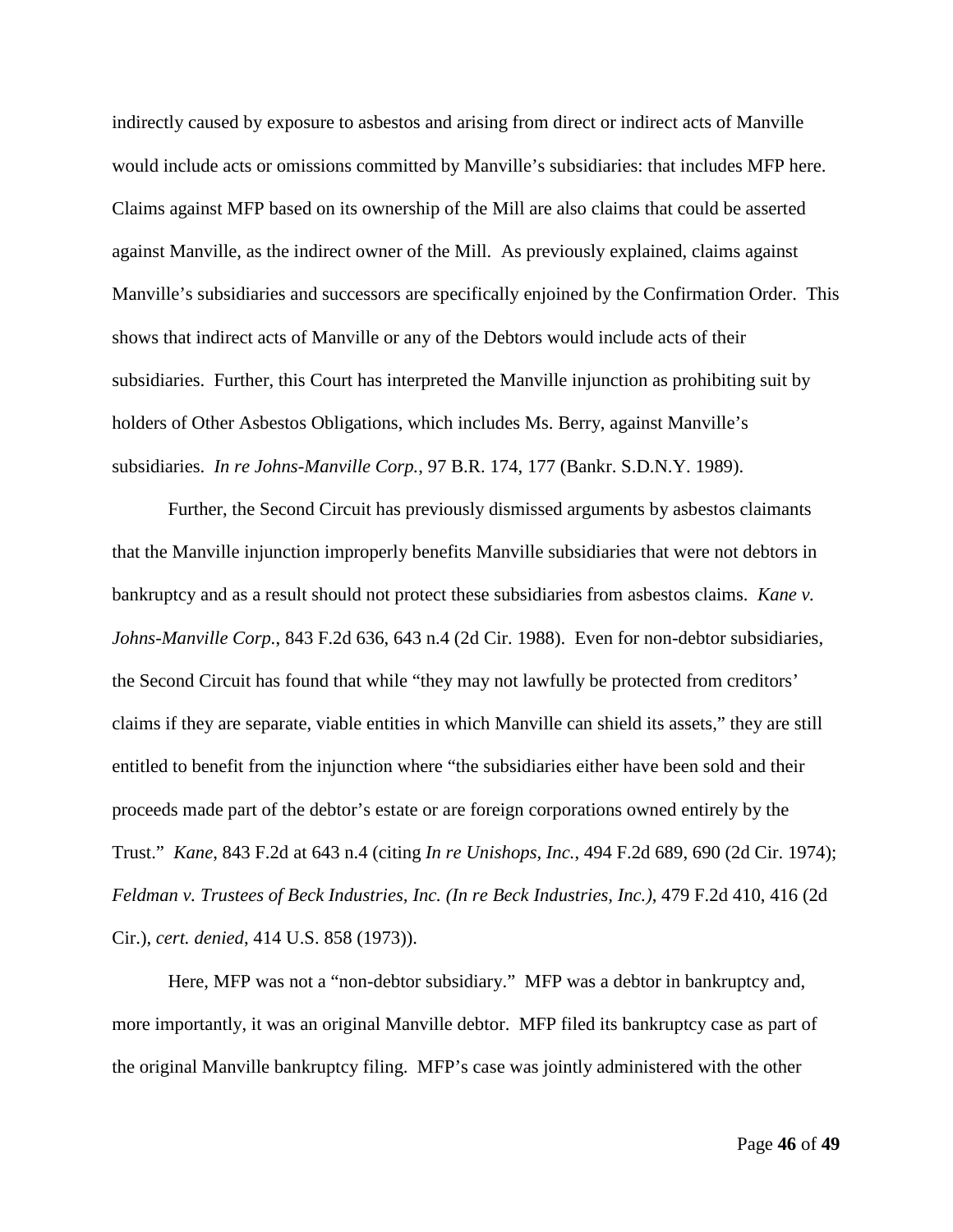indirectly caused by exposure to asbestos and arising from direct or indirect acts of Manville would include acts or omissions committed by Manville's subsidiaries: that includes MFP here. Claims against MFP based on its ownership of the Mill are also claims that could be asserted against Manville, as the indirect owner of the Mill. As previously explained, claims against Manville's subsidiaries and successors are specifically enjoined by the Confirmation Order. This shows that indirect acts of Manville or any of the Debtors would include acts of their subsidiaries. Further, this Court has interpreted the Manville injunction as prohibiting suit by holders of Other Asbestos Obligations, which includes Ms. Berry, against Manville's subsidiaries. *In re Johns-Manville Corp.*, 97 B.R. 174, 177 (Bankr. S.D.N.Y. 1989).

Further, the Second Circuit has previously dismissed arguments by asbestos claimants that the Manville injunction improperly benefits Manville subsidiaries that were not debtors in bankruptcy and as a result should not protect these subsidiaries from asbestos claims. *Kane v. Johns-Manville Corp.*, 843 F.2d 636, 643 n.4 (2d Cir. 1988). Even for non-debtor subsidiaries, the Second Circuit has found that while "they may not lawfully be protected from creditors' claims if they are separate, viable entities in which Manville can shield its assets," they are still entitled to benefit from the injunction where "the subsidiaries either have been sold and their proceeds made part of the debtor's estate or are foreign corporations owned entirely by the Trust." *Kane*, 843 F.2d at 643 n.4 (citing *In re Unishops, Inc.*, 494 F.2d 689, 690 (2d Cir. 1974); *Feldman v. Trustees of Beck Industries, Inc. (In re Beck Industries, Inc.)*, 479 F.2d 410, 416 (2d Cir.), *cert. denied*, 414 U.S. 858 (1973)).

Here, MFP was not a "non-debtor subsidiary." MFP was a debtor in bankruptcy and, more importantly, it was an original Manville debtor. MFP filed its bankruptcy case as part of the original Manville bankruptcy filing. MFP's case was jointly administered with the other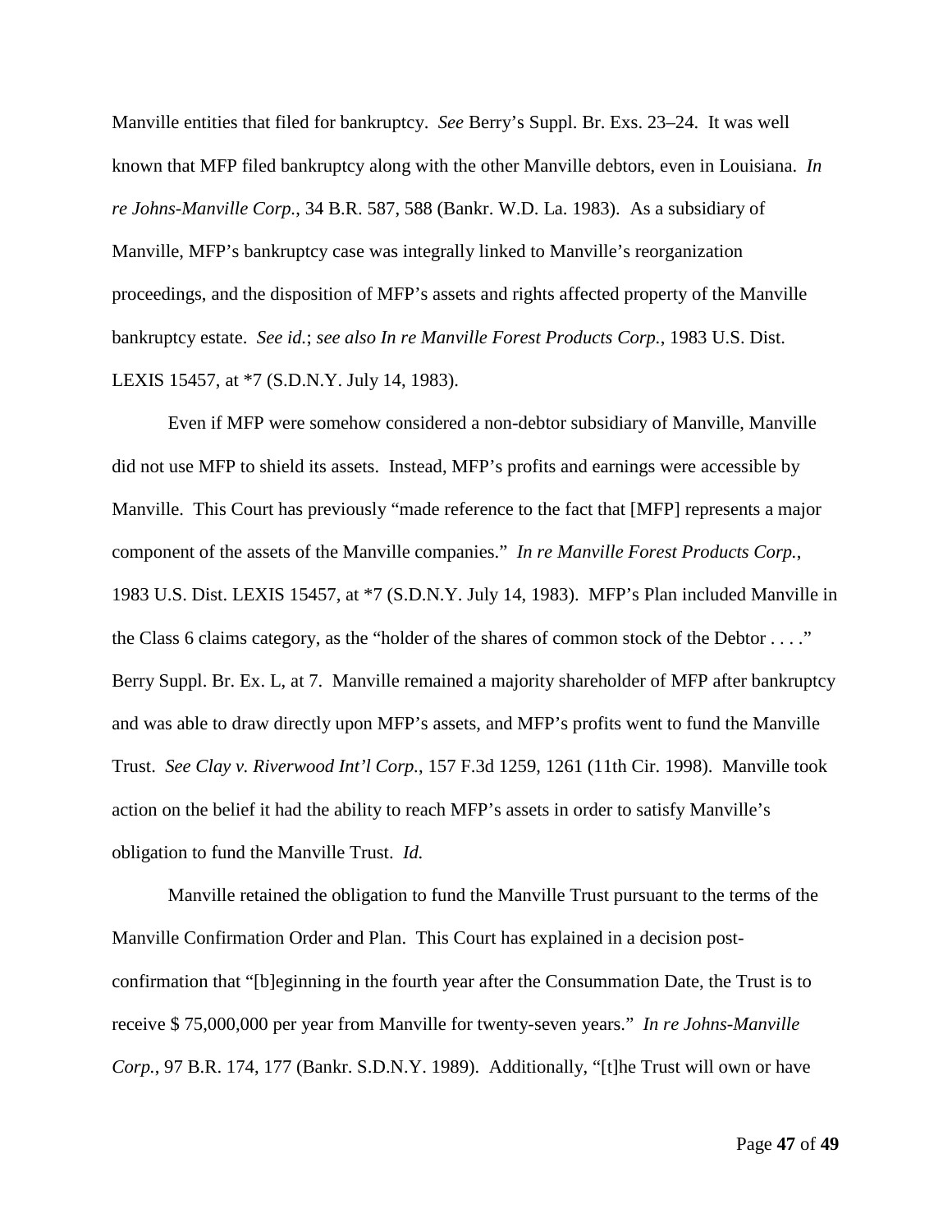Manville entities that filed for bankruptcy. *See* Berry's Suppl. Br. Exs. 23–24. It was well known that MFP filed bankruptcy along with the other Manville debtors, even in Louisiana. *In re Johns-Manville Corp.*, 34 B.R. 587, 588 (Bankr. W.D. La. 1983). As a subsidiary of Manville, MFP's bankruptcy case was integrally linked to Manville's reorganization proceedings, and the disposition of MFP's assets and rights affected property of the Manville bankruptcy estate. *See id.*; *see also In re Manville Forest Products Corp.*, 1983 U.S. Dist. LEXIS 15457, at *7 (S.D.N.Y. July 14, 1983).

Even if MFP were somehow considered a non-debtor subsidiary of Manville, Manville did not use MFP to shield its assets. Instead, MFP's profits and earnings were accessible by Manville. This Court has previously "made reference to the fact that [MFP] represents a major component of the assets of the Manville companies." *In re Manville Forest Products Corp.*, 1983 U.S. Dist. LEXIS 15457, at *7 (S.D.N.Y. July 14, 1983). MFP's Plan included Manville in the Class 6 claims category, as the "holder of the shares of common stock of the Debtor . . . ." Berry Suppl. Br. Ex. L, at 7. Manville remained a majority shareholder of MFP after bankruptcy and was able to draw directly upon MFP's assets, and MFP's profits went to fund the Manville Trust. *See Clay v. Riverwood Int'l Corp.*, 157 F.3d 1259, 1261 (11th Cir. 1998). Manville took action on the belief it had the ability to reach MFP's assets in order to satisfy Manville's obligation to fund the Manville Trust. *Id.*

Manville retained the obligation to fund the Manville Trust pursuant to the terms of the Manville Confirmation Order and Plan. This Court has explained in a decision post-confirmation that "[b]eginning in the fourth year after the Consummation Date, the Trust is to receive $ 75,000,000 per year from Manville for twenty-seven years." *In re Johns-Manville Corp.*, 97 B.R. 174, 177 (Bankr. S.D.N.Y. 1989). Additionally, "[t]he Trust will own or have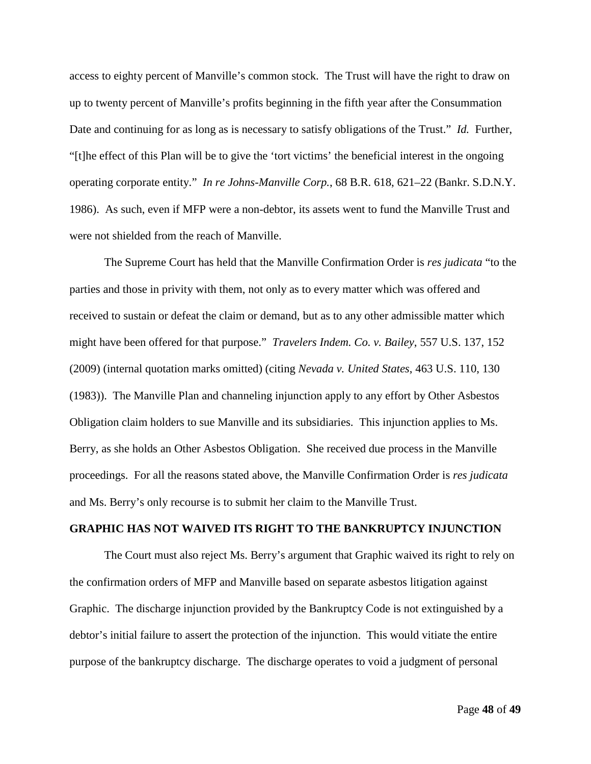access to eighty percent of Manville's common stock. The Trust will have the right to draw on up to twenty percent of Manville's profits beginning in the fifth year after the Consummation Date and continuing for as long as is necessary to satisfy obligations of the Trust." *Id.* Further, "[t]he effect of this Plan will be to give the 'tort victims' the beneficial interest in the ongoing operating corporate entity." *In re Johns-Manville Corp.*, 68 B.R. 618, 621–22 (Bankr. S.D.N.Y. 1986). As such, even if MFP were a non-debtor, its assets went to fund the Manville Trust and were not shielded from the reach of Manville.

The Supreme Court has held that the Manville Confirmation Order is *res judicata* "to the parties and those in privity with them, not only as to every matter which was offered and received to sustain or defeat the claim or demand, but as to any other admissible matter which might have been offered for that purpose." *Travelers Indem. Co. v. Bailey*, 557 U.S. 137, 152 (2009) (internal quotation marks omitted) (citing *Nevada v. United States*, 463 U.S. 110, 130 (1983)). The Manville Plan and channeling injunction apply to any effort by Other Asbestos Obligation claim holders to sue Manville and its subsidiaries. This injunction applies to Ms. Berry, as she holds an Other Asbestos Obligation. She received due process in the Manville proceedings. For all the reasons stated above, the Manville Confirmation Order is *res judicata* and Ms. Berry's only recourse is to submit her claim to the Manville Trust.

**GRAPHIC HAS NOT WAIVED ITS RIGHT TO THE BANKRUPTCY INJUNCTION**

The Court must also reject Ms. Berry's argument that Graphic waived its right to rely on the confirmation orders of MFP and Manville based on separate asbestos litigation against Graphic. The discharge injunction provided by the Bankruptcy Code is not extinguished by a debtor's initial failure to assert the protection of the injunction. This would vitiate the entire purpose of the bankruptcy discharge. The discharge operates to void a judgment of personal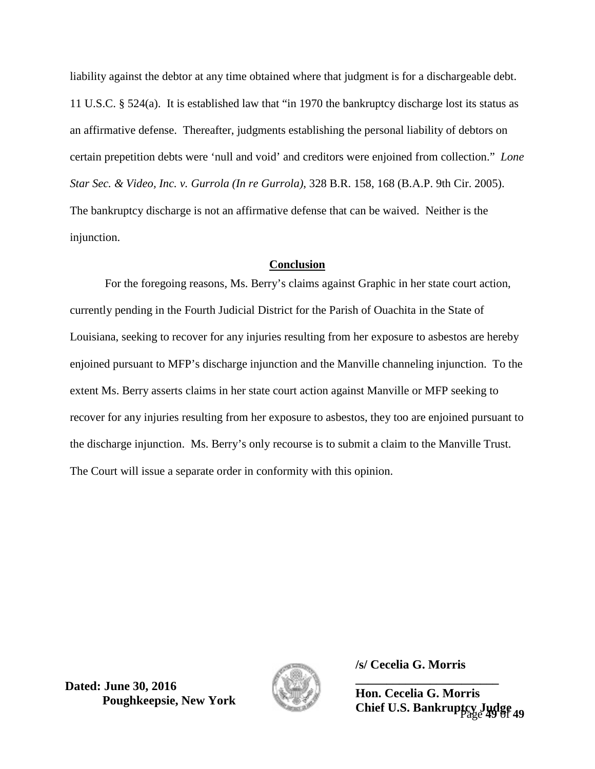liability against the debtor at any time obtained where that judgment is for a dischargeable debt. 11 U.S.C. § 524(a). It is established law that "in 1970 the bankruptcy discharge lost its status as an affirmative defense. Thereafter, judgments establishing the personal liability of debtors on certain prepetition debts were 'null and void' and creditors were enjoined from collection." *Lone Star Sec. & Video, Inc. v. Gurrola (In re Gurrola)*, 328 B.R. 158, 168 (B.A.P. 9th Cir. 2005). The bankruptcy discharge is not an affirmative defense that can be waived. Neither is the injunction.

## **Conclusion**

For the foregoing reasons, Ms. Berry's claims against Graphic in her state court action, currently pending in the Fourth Judicial District for the Parish of Ouachita in the State of Louisiana, seeking to recover for any injuries resulting from her exposure to asbestos are hereby enjoined pursuant to MFP's discharge injunction and the Manville channeling injunction. To the extent Ms. Berry asserts claims in her state court action against Manville or MFP seeking to recover for any injuries resulting from her exposure to asbestos, they too are enjoined pursuant to the discharge injunction. Ms. Berry's only recourse is to submit a claim to the Manville Trust. The Court will issue a separate order in conformity with this opinion.

**Dated: June 30, 2016**
**Poughkeepsie, New York**

**/s/ Cecelia G. Morris**
**_______________________**
**Hon. Cecelia G. Morris**
**Chief U.S. Bankruptcy Judge**